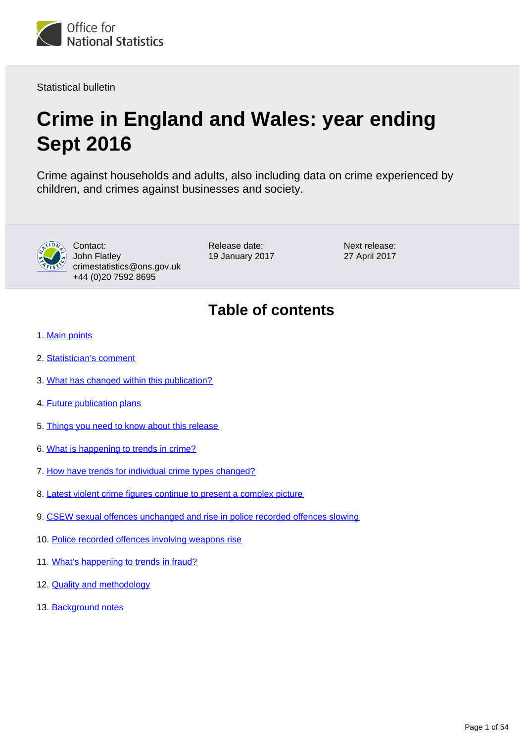Office for National Statistics

Statistical bulletin

# Crime in England and Wales: year ending Sept 2016

Crime against households and adults, also including data on crime experienced by children, and crimes against businesses and society.

Contact:
John Flatley
crimestatistics@ons.gov.uk
+44 (0)20 7592 8695

Release date:
19 January 2017

Next release:
27 April 2017

## Table of contents

1. Main points
2. Statistician's comment
3. What has changed within this publication?
4. Future publication plans
5. Things you need to know about this release
6. What is happening to trends in crime?
7. How have trends for individual crime types changed?
8. Latest violent crime figures continue to present a complex picture
9. CSEW sexual offences unchanged and rise in police recorded offences slowing
10. Police recorded offences involving weapons rise
11. What's happening to trends in fraud?
12. Quality and methodology
13. Background notes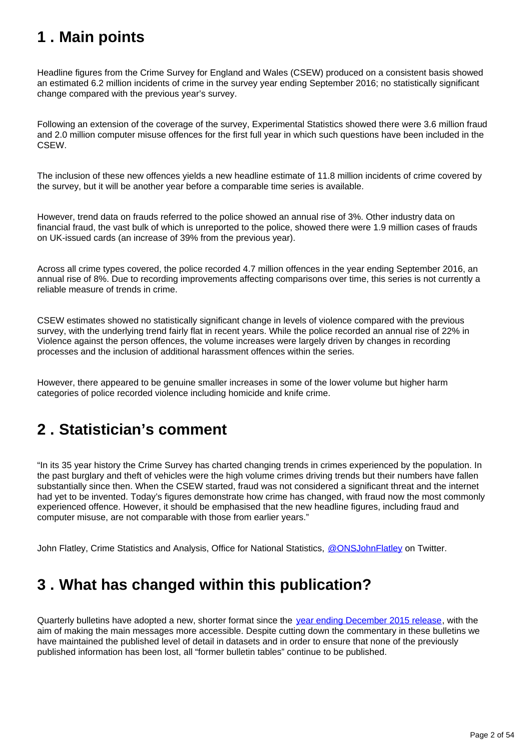## 1 . Main points

Headline figures from the Crime Survey for England and Wales (CSEW) produced on a consistent basis showed an estimated 6.2 million incidents of crime in the survey year ending September 2016; no statistically significant change compared with the previous year's survey.

Following an extension of the coverage of the survey, Experimental Statistics showed there were 3.6 million fraud and 2.0 million computer misuse offences for the first full year in which such questions have been included in the CSEW.

The inclusion of these new offences yields a new headline estimate of 11.8 million incidents of crime covered by the survey, but it will be another year before a comparable time series is available.

However, trend data on frauds referred to the police showed an annual rise of 3%. Other industry data on financial fraud, the vast bulk of which is unreported to the police, showed there were 1.9 million cases of frauds on UK-issued cards (an increase of 39% from the previous year).

Across all crime types covered, the police recorded 4.7 million offences in the year ending September 2016, an annual rise of 8%. Due to recording improvements affecting comparisons over time, this series is not currently a reliable measure of trends in crime.

CSEW estimates showed no statistically significant change in levels of violence compared with the previous survey, with the underlying trend fairly flat in recent years. While the police recorded an annual rise of 22% in Violence against the person offences, the volume increases were largely driven by changes in recording processes and the inclusion of additional harassment offences within the series.

However, there appeared to be genuine smaller increases in some of the lower volume but higher harm categories of police recorded violence including homicide and knife crime.

## 2 . Statistician's comment

"In its 35 year history the Crime Survey has charted changing trends in crimes experienced by the population. In the past burglary and theft of vehicles were the high volume crimes driving trends but their numbers have fallen substantially since then. When the CSEW started, fraud was not considered a significant threat and the internet had yet to be invented. Today's figures demonstrate how crime has changed, with fraud now the most commonly experienced offence. However, it should be emphasised that the new headline figures, including fraud and computer misuse, are not comparable with those from earlier years."

John Flatley, Crime Statistics and Analysis, Office for National Statistics, @ONSJohnFlatley on Twitter.

## 3 . What has changed within this publication?

Quarterly bulletins have adopted a new, shorter format since the year ending December 2015 release, with the aim of making the main messages more accessible. Despite cutting down the commentary in these bulletins we have maintained the published level of detail in datasets and in order to ensure that none of the previously published information has been lost, all "former bulletin tables" continue to be published.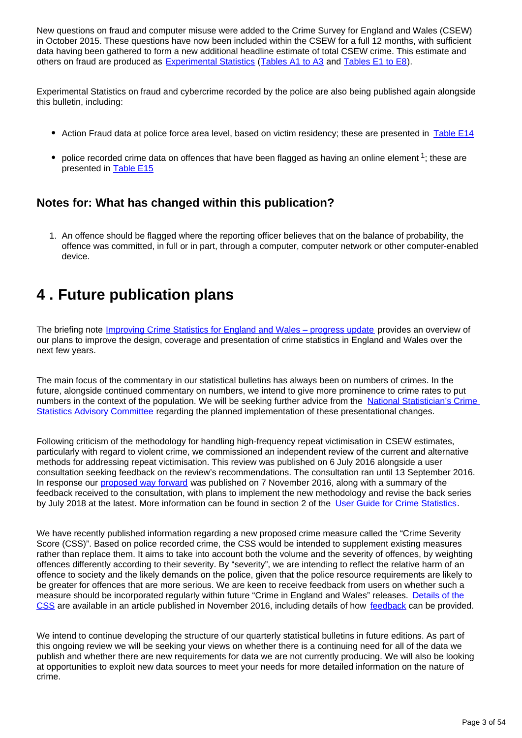New questions on fraud and computer misuse were added to the Crime Survey for England and Wales (CSEW) in October 2015. These questions have now been included within the CSEW for a full 12 months, with sufficient data having been gathered to form a new additional headline estimate of total CSEW crime. This estimate and others on fraud are produced as Experimental Statistics (Tables A1 to A3 and Tables E1 to E8).

Experimental Statistics on fraud and cybercrime recorded by the police are also being published again alongside this bulletin, including:

- Action Fraud data at police force area level, based on victim residency; these are presented in Table E14
- police recorded crime data on offences that have been flagged as having an online element [1]; these are presented in Table E15

### Notes for: What has changed within this publication?

1. An offence should be flagged where the reporting officer believes that on the balance of probability, the offence was committed, in full or in part, through a computer, computer network or other computer-enabled device.

## 4 . Future publication plans

The briefing note Improving Crime Statistics for England and Wales – progress update provides an overview of our plans to improve the design, coverage and presentation of crime statistics in England and Wales over the next few years.

The main focus of the commentary in our statistical bulletins has always been on numbers of crimes. In the future, alongside continued commentary on numbers, we intend to give more prominence to crime rates to put numbers in the context of the population. We will be seeking further advice from the National Statistician's Crime Statistics Advisory Committee regarding the planned implementation of these presentational changes.

Following criticism of the methodology for handling high-frequency repeat victimisation in CSEW estimates, particularly with regard to violent crime, we commissioned an independent review of the current and alternative methods for addressing repeat victimisation. This review was published on 6 July 2016 alongside a user consultation seeking feedback on the review's recommendations. The consultation ran until 13 September 2016. In response our proposed way forward was published on 7 November 2016, along with a summary of the feedback received to the consultation, with plans to implement the new methodology and revise the back series by July 2018 at the latest. More information can be found in section 2 of the User Guide for Crime Statistics.

We have recently published information regarding a new proposed crime measure called the "Crime Severity Score (CSS)". Based on police recorded crime, the CSS would be intended to supplement existing measures rather than replace them. It aims to take into account both the volume and the severity of offences, by weighting offences differently according to their severity. By "severity", we are intending to reflect the relative harm of an offence to society and the likely demands on the police, given that the police resource requirements are likely to be greater for offences that are more serious. We are keen to receive feedback from users on whether such a measure should be incorporated regularly within future "Crime in England and Wales" releases. Details of the CSS are available in an article published in November 2016, including details of how feedback can be provided.

We intend to continue developing the structure of our quarterly statistical bulletins in future editions. As part of this ongoing review we will be seeking your views on whether there is a continuing need for all of the data we publish and whether there are new requirements for data we are not currently producing. We will also be looking at opportunities to exploit new data sources to meet your needs for more detailed information on the nature of crime.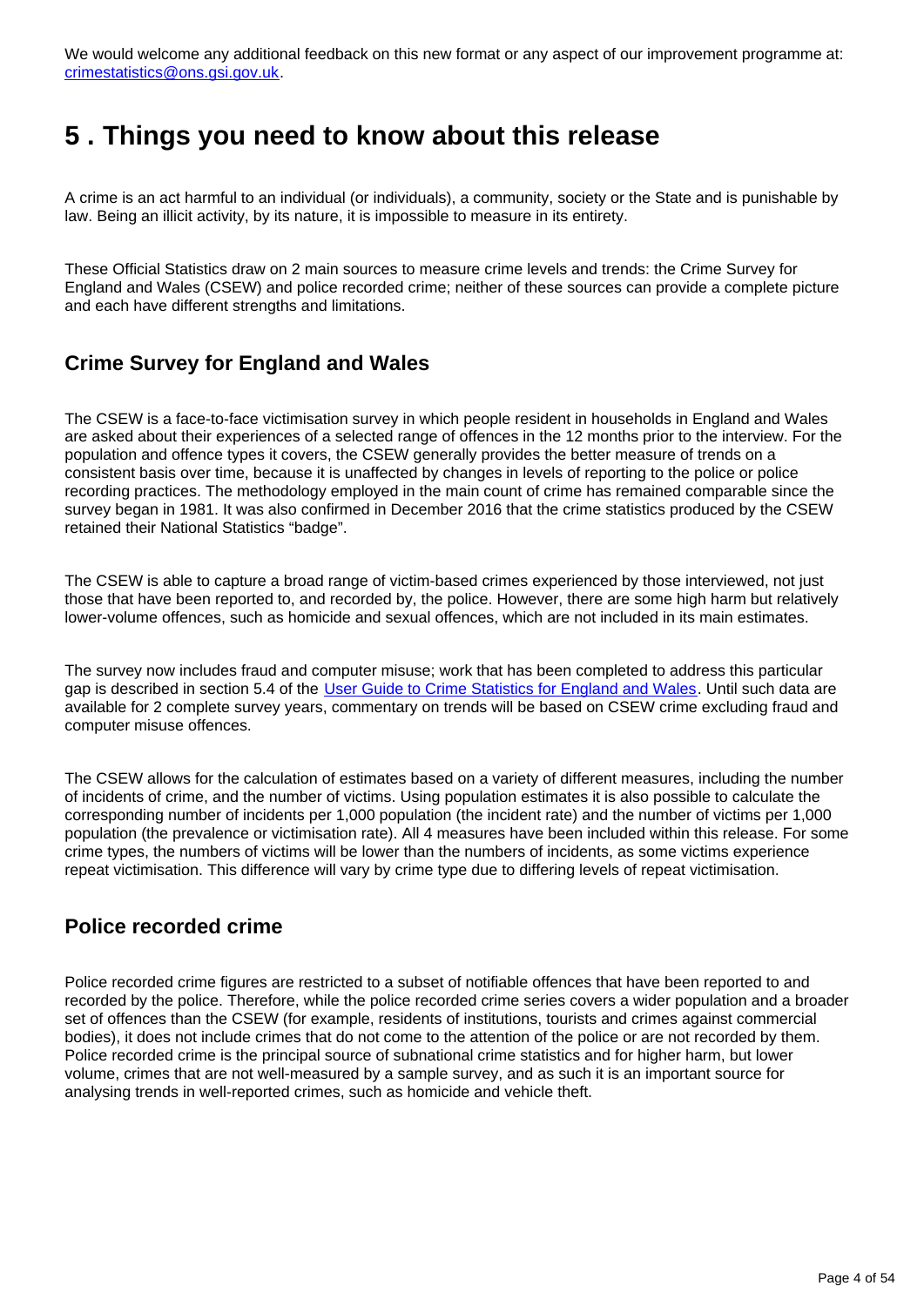We would welcome any additional feedback on this new format or any aspect of our improvement programme at: [crimestatistics@ons.gsi.gov.uk](mailto:crimestatistics@ons.gsi.gov.uk).

# 5 . Things you need to know about this release

A crime is an act harmful to an individual (or individuals), a community, society or the State and is punishable by law. Being an illicit activity, by its nature, it is impossible to measure in its entirety.

These Official Statistics draw on 2 main sources to measure crime levels and trends: the Crime Survey for England and Wales (CSEW) and police recorded crime; neither of these sources can provide a complete picture and each have different strengths and limitations.

## Crime Survey for England and Wales

The CSEW is a face-to-face victimisation survey in which people resident in households in England and Wales are asked about their experiences of a selected range of offences in the 12 months prior to the interview. For the population and offence types it covers, the CSEW generally provides the better measure of trends on a consistent basis over time, because it is unaffected by changes in levels of reporting to the police or police recording practices. The methodology employed in the main count of crime has remained comparable since the survey began in 1981. It was also confirmed in December 2016 that the crime statistics produced by the CSEW retained their National Statistics "badge".

The CSEW is able to capture a broad range of victim-based crimes experienced by those interviewed, not just those that have been reported to, and recorded by, the police. However, there are some high harm but relatively lower-volume offences, such as homicide and sexual offences, which are not included in its main estimates.

The survey now includes fraud and computer misuse; work that has been completed to address this particular gap is described in section 5.4 of the User Guide to Crime Statistics for England and Wales. Until such data are available for 2 complete survey years, commentary on trends will be based on CSEW crime excluding fraud and computer misuse offences.

The CSEW allows for the calculation of estimates based on a variety of different measures, including the number of incidents of crime, and the number of victims. Using population estimates it is also possible to calculate the corresponding number of incidents per 1,000 population (the incident rate) and the number of victims per 1,000 population (the prevalence or victimisation rate). All 4 measures have been included within this release. For some crime types, the numbers of victims will be lower than the numbers of incidents, as some victims experience repeat victimisation. This difference will vary by crime type due to differing levels of repeat victimisation.

## Police recorded crime

Police recorded crime figures are restricted to a subset of notifiable offences that have been reported to and recorded by the police. Therefore, while the police recorded crime series covers a wider population and a broader set of offences than the CSEW (for example, residents of institutions, tourists and crimes against commercial bodies), it does not include crimes that do not come to the attention of the police or are not recorded by them. Police recorded crime is the principal source of subnational crime statistics and for higher harm, but lower volume, crimes that are not well-measured by a sample survey, and as such it is an important source for analysing trends in well-reported crimes, such as homicide and vehicle theft.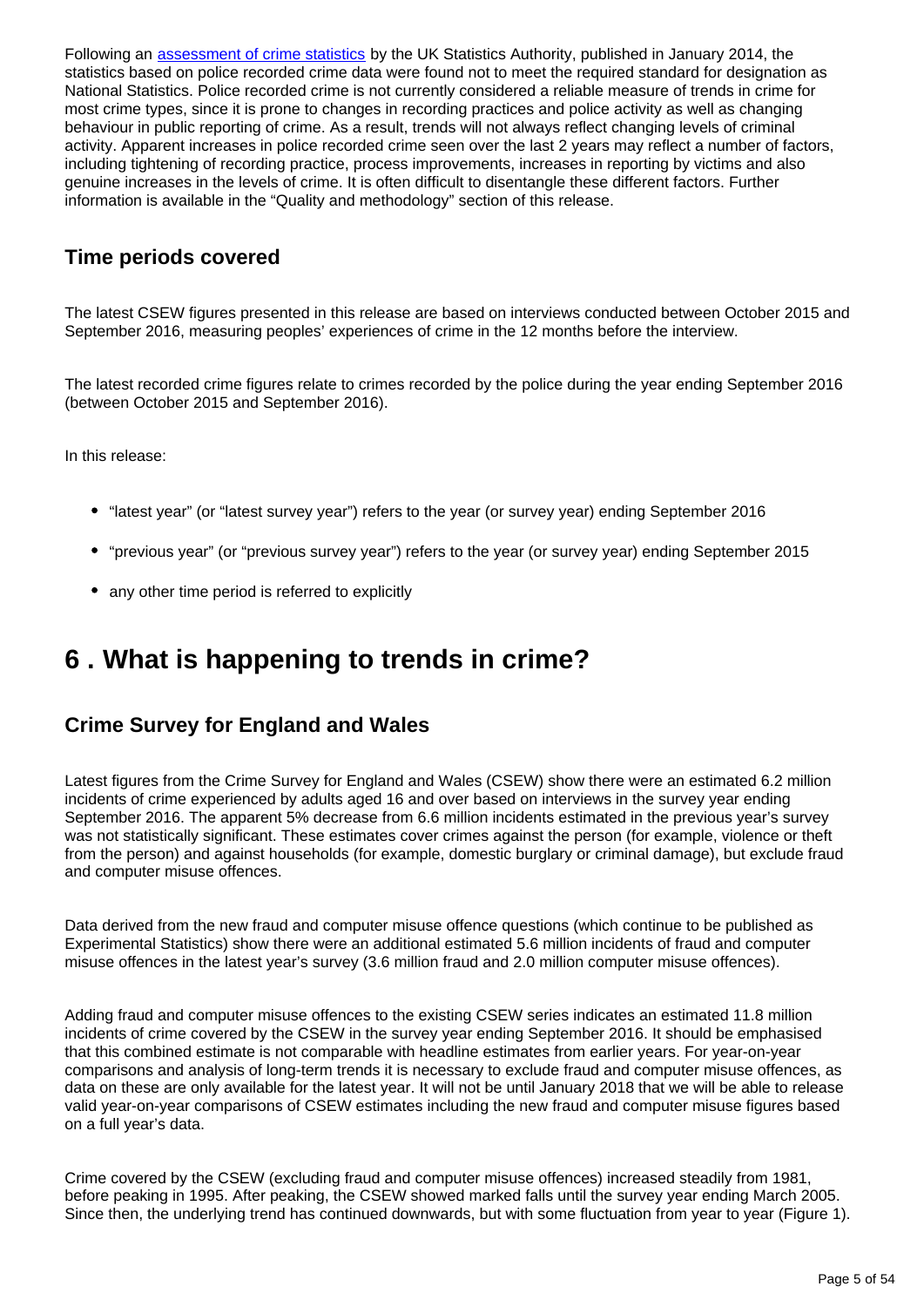Following an [assessment of crime statistics] by the UK Statistics Authority, published in January 2014, the statistics based on police recorded crime data were found not to meet the required standard for designation as National Statistics. Police recorded crime is not currently considered a reliable measure of trends in crime for most crime types, since it is prone to changes in recording practices and police activity as well as changing behaviour in public reporting of crime. As a result, trends will not always reflect changing levels of criminal activity. Apparent increases in police recorded crime seen over the last 2 years may reflect a number of factors, including tightening of recording practice, process improvements, increases in reporting by victims and also genuine increases in the levels of crime. It is often difficult to disentangle these different factors. Further information is available in the "Quality and methodology" section of this release.

### Time periods covered

The latest CSEW figures presented in this release are based on interviews conducted between October 2015 and September 2016, measuring peoples' experiences of crime in the 12 months before the interview.

The latest recorded crime figures relate to crimes recorded by the police during the year ending September 2016 (between October 2015 and September 2016).

In this release:

- "latest year" (or "latest survey year") refers to the year (or survey year) ending September 2016
- "previous year" (or "previous survey year") refers to the year (or survey year) ending September 2015
- any other time period is referred to explicitly

## 6 . What is happening to trends in crime?

### Crime Survey for England and Wales

Latest figures from the Crime Survey for England and Wales (CSEW) show there were an estimated 6.2 million incidents of crime experienced by adults aged 16 and over based on interviews in the survey year ending September 2016. The apparent 5% decrease from 6.6 million incidents estimated in the previous year's survey was not statistically significant. These estimates cover crimes against the person (for example, violence or theft from the person) and against households (for example, domestic burglary or criminal damage), but exclude fraud and computer misuse offences.

Data derived from the new fraud and computer misuse offence questions (which continue to be published as Experimental Statistics) show there were an additional estimated 5.6 million incidents of fraud and computer misuse offences in the latest year's survey (3.6 million fraud and 2.0 million computer misuse offences).

Adding fraud and computer misuse offences to the existing CSEW series indicates an estimated 11.8 million incidents of crime covered by the CSEW in the survey year ending September 2016. It should be emphasised that this combined estimate is not comparable with headline estimates from earlier years. For year-on-year comparisons and analysis of long-term trends it is necessary to exclude fraud and computer misuse offences, as data on these are only available for the latest year. It will not be until January 2018 that we will be able to release valid year-on-year comparisons of CSEW estimates including the new fraud and computer misuse figures based on a full year's data.

Crime covered by the CSEW (excluding fraud and computer misuse offences) increased steadily from 1981, before peaking in 1995. After peaking, the CSEW showed marked falls until the survey year ending March 2005. Since then, the underlying trend has continued downwards, but with some fluctuation from year to year (Figure 1).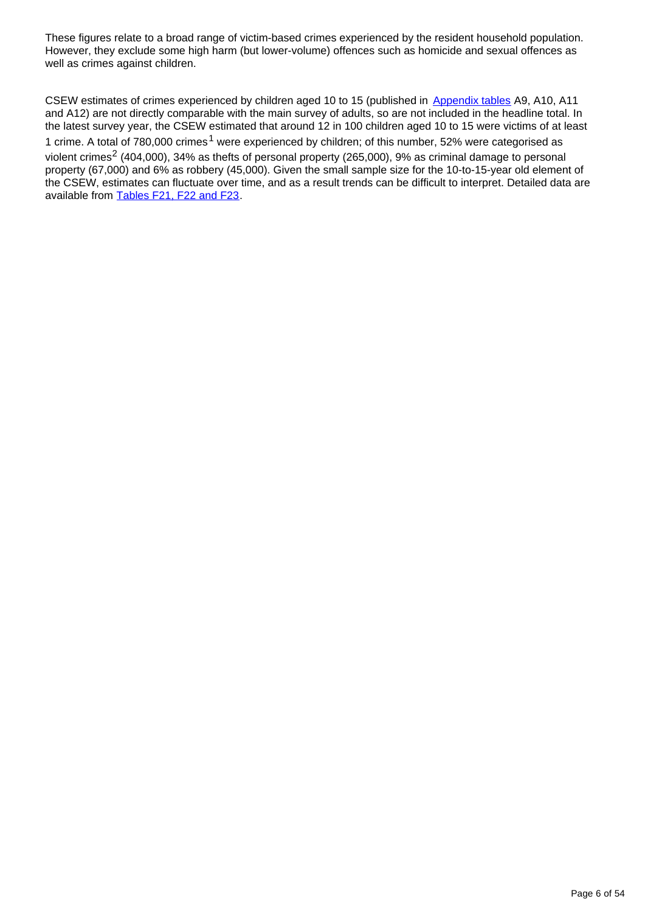These figures relate to a broad range of victim-based crimes experienced by the resident household population. However, they exclude some high harm (but lower-volume) offences such as homicide and sexual offences as well as crimes against children.

CSEW estimates of crimes experienced by children aged 10 to 15 (published in [Appendix tables](#) A9, A10, A11 and A12) are not directly comparable with the main survey of adults, so are not included in the headline total. In the latest survey year, the CSEW estimated that around 12 in 100 children aged 10 to 15 were victims of at least 1 crime. A total of 780,000 crimes[1] were experienced by children; of this number, 52% were categorised as violent crimes[2] (404,000), 34% as thefts of personal property (265,000), 9% as criminal damage to personal property (67,000) and 6% as robbery (45,000). Given the small sample size for the 10-to-15-year old element of the CSEW, estimates can fluctuate over time, and as a result trends can be difficult to interpret. Detailed data are available from [Tables F21, F22 and F23](#).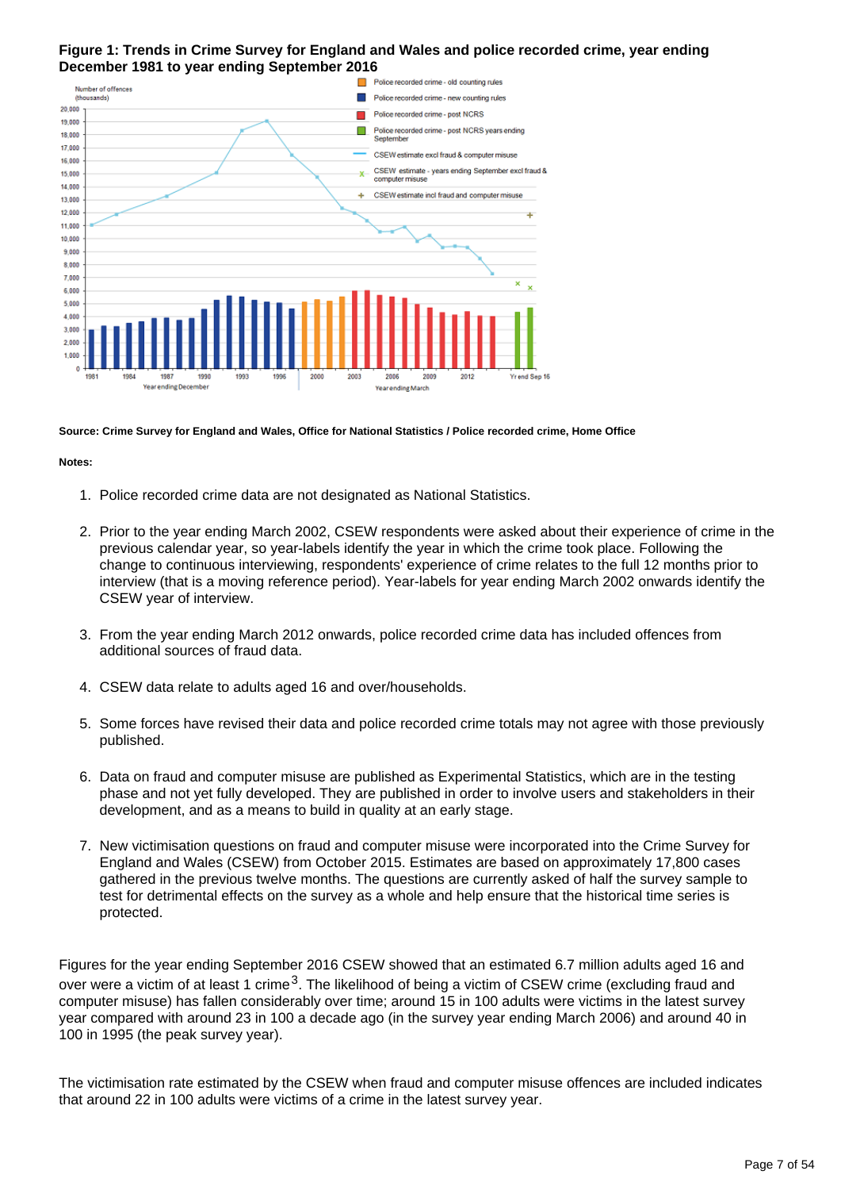**Figure 1: Trends in Crime Survey for England and Wales and police recorded crime, year ending December 1981 to year ending September 2016**

Number of offences (thousands)

20,000
19,000
18,000
17,000
16,000
15,000
14,000
13,000
12,000
11,000
10,000
9,000
8,000
7,000
6,000
5,000
4,000
3,000
2,000
1,000
0

1981 1984 1987 1990 1993 1996 2000 2003 2006 2009 2012 Yr end Sep 16

Year ending December

Year ending March

Police recorded crime - old counting rules

Police recorded crime - new counting rules

Police recorded crime - post NCRS

Police recorded crime - post NCRS years ending September

CSEW estimate excl fraud & computer misuse

CSEW estimate - years ending September excl fraud & computer misuse

CSEW estimate incl fraud and computer misuse

**Source: Crime Survey for England and Wales, Office for National Statistics / Police recorded crime, Home Office**

**Notes:**

1. Police recorded crime data are not designated as National Statistics.
2. Prior to the year ending March 2002, CSEW respondents were asked about their experience of crime in the previous calendar year, so year-labels identify the year in which the crime took place. Following the change to continuous interviewing, respondents' experience of crime relates to the full 12 months prior to interview (that is a moving reference period). Year-labels for year ending March 2002 onwards identify the CSEW year of interview.
3. From the year ending March 2012 onwards, police recorded crime data has included offences from additional sources of fraud data.
4. CSEW data relate to adults aged 16 and over/households.
5. Some forces have revised their data and police recorded crime totals may not agree with those previously published.
6. Data on fraud and computer misuse are published as Experimental Statistics, which are in the testing phase and not yet fully developed. They are published in order to involve users and stakeholders in their development, and as a means to build in quality at an early stage.
7. New victimisation questions on fraud and computer misuse were incorporated into the Crime Survey for England and Wales (CSEW) from October 2015. Estimates are based on approximately 17,800 cases gathered in the previous twelve months. The questions are currently asked of half the survey sample to test for detrimental effects on the survey as a whole and help ensure that the historical time series is protected.

Figures for the year ending September 2016 CSEW showed that an estimated 6.7 million adults aged 16 and over were a victim of at least 1 crime[3]. The likelihood of being a victim of CSEW crime (excluding fraud and computer misuse) has fallen considerably over time; around 15 in 100 adults were victims in the latest survey year compared with around 23 in 100 a decade ago (in the survey year ending March 2006) and around 40 in 100 in 1995 (the peak survey year).

The victimisation rate estimated by the CSEW when fraud and computer misuse offences are included indicates that around 22 in 100 adults were victims of a crime in the latest survey year.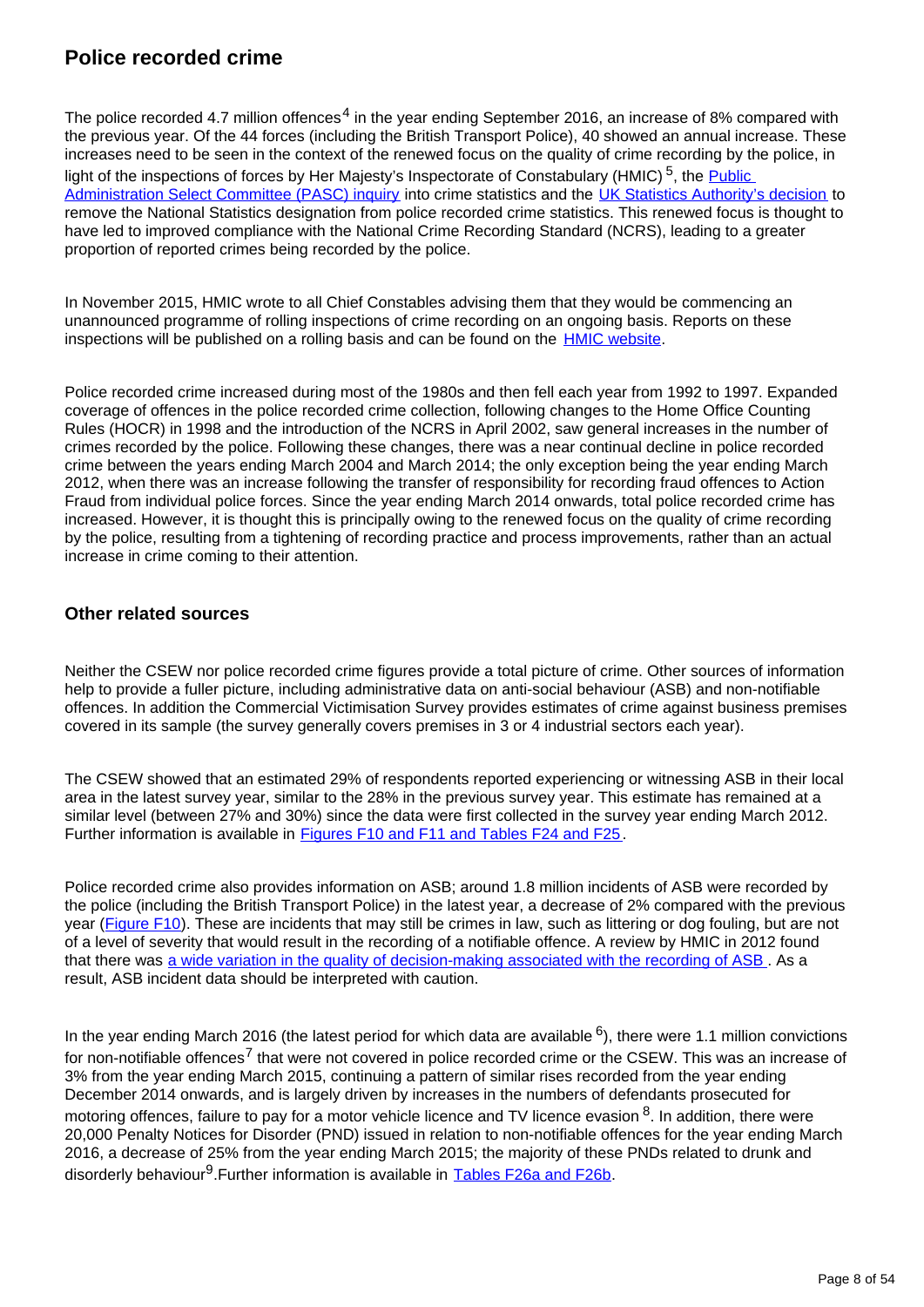## Police recorded crime

The police recorded 4.7 million offences[4] in the year ending September 2016, an increase of 8% compared with the previous year. Of the 44 forces (including the British Transport Police), 40 showed an annual increase. These increases need to be seen in the context of the renewed focus on the quality of crime recording by the police, in light of the inspections of forces by Her Majesty's Inspectorate of Constabulary (HMIC) [5], the Public Administration Select Committee (PASC) inquiry into crime statistics and the UK Statistics Authority's decision to remove the National Statistics designation from police recorded crime statistics. This renewed focus is thought to have led to improved compliance with the National Crime Recording Standard (NCRS), leading to a greater proportion of reported crimes being recorded by the police.

In November 2015, HMIC wrote to all Chief Constables advising them that they would be commencing an unannounced programme of rolling inspections of crime recording on an ongoing basis. Reports on these inspections will be published on a rolling basis and can be found on the HMIC website.

Police recorded crime increased during most of the 1980s and then fell each year from 1992 to 1997. Expanded coverage of offences in the police recorded crime collection, following changes to the Home Office Counting Rules (HOCR) in 1998 and the introduction of the NCRS in April 2002, saw general increases in the number of crimes recorded by the police. Following these changes, there was a near continual decline in police recorded crime between the years ending March 2004 and March 2014; the only exception being the year ending March 2012, when there was an increase following the transfer of responsibility for recording fraud offences to Action Fraud from individual police forces. Since the year ending March 2014 onwards, total police recorded crime has increased. However, it is thought this is principally owing to the renewed focus on the quality of crime recording by the police, resulting from a tightening of recording practice and process improvements, rather than an actual increase in crime coming to their attention.

### Other related sources

Neither the CSEW nor police recorded crime figures provide a total picture of crime. Other sources of information help to provide a fuller picture, including administrative data on anti-social behaviour (ASB) and non-notifiable offences. In addition the Commercial Victimisation Survey provides estimates of crime against business premises covered in its sample (the survey generally covers premises in 3 or 4 industrial sectors each year).

The CSEW showed that an estimated 29% of respondents reported experiencing or witnessing ASB in their local area in the latest survey year, similar to the 28% in the previous survey year. This estimate has remained at a similar level (between 27% and 30%) since the data were first collected in the survey year ending March 2012. Further information is available in Figures F10 and F11 and Tables F24 and F25.

Police recorded crime also provides information on ASB; around 1.8 million incidents of ASB were recorded by the police (including the British Transport Police) in the latest year, a decrease of 2% compared with the previous year (Figure F10). These are incidents that may still be crimes in law, such as littering or dog fouling, but are not of a level of severity that would result in the recording of a notifiable offence. A review by HMIC in 2012 found that there was a wide variation in the quality of decision-making associated with the recording of ASB. As a result, ASB incident data should be interpreted with caution.

In the year ending March 2016 (the latest period for which data are available [6]), there were 1.1 million convictions for non-notifiable offences[7] that were not covered in police recorded crime or the CSEW. This was an increase of 3% from the year ending March 2015, continuing a pattern of similar rises recorded from the year ending December 2014 onwards, and is largely driven by increases in the numbers of defendants prosecuted for motoring offences, failure to pay for a motor vehicle licence and TV licence evasion [8]. In addition, there were 20,000 Penalty Notices for Disorder (PND) issued in relation to non-notifiable offences for the year ending March 2016, a decrease of 25% from the year ending March 2015; the majority of these PNDs related to drunk and disorderly behaviour[9].Further information is available in Tables F26a and F26b.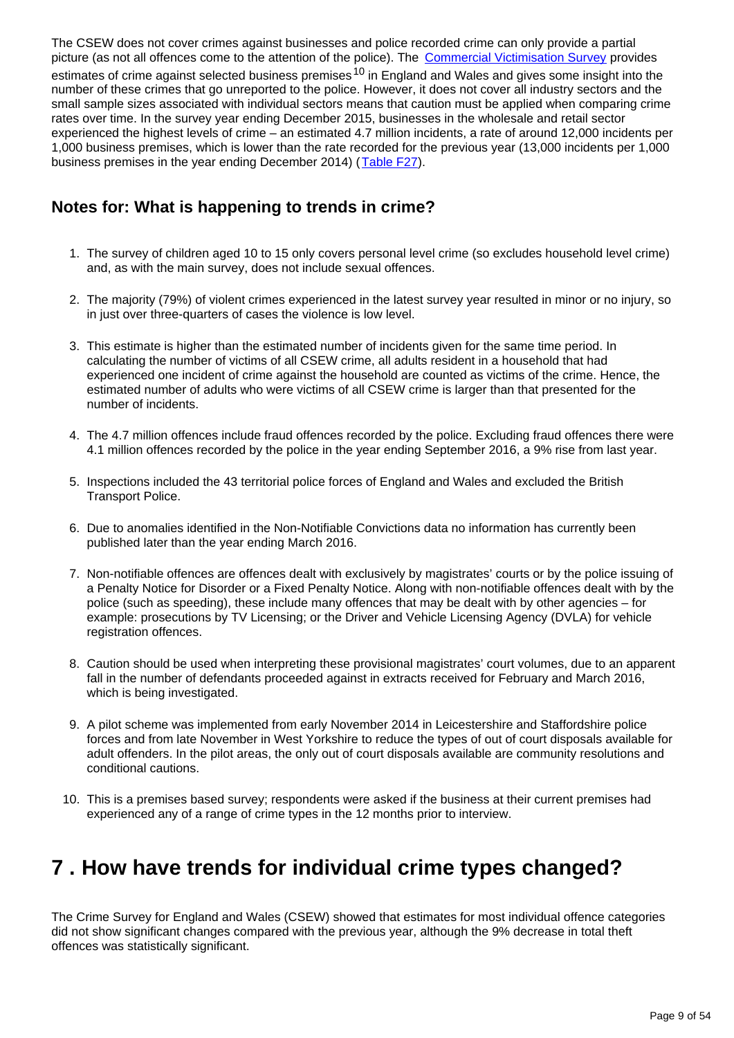The CSEW does not cover crimes against businesses and police recorded crime can only provide a partial picture (as not all offences come to the attention of the police). The Commercial Victimisation Survey provides estimates of crime against selected business premises[10] in England and Wales and gives some insight into the number of these crimes that go unreported to the police. However, it does not cover all industry sectors and the small sample sizes associated with individual sectors means that caution must be applied when comparing crime rates over time. In the survey year ending December 2015, businesses in the wholesale and retail sector experienced the highest levels of crime – an estimated 4.7 million incidents, a rate of around 12,000 incidents per 1,000 business premises, which is lower than the rate recorded for the previous year (13,000 incidents per 1,000 business premises in the year ending December 2014) (Table F27).

### Notes for: What is happening to trends in crime?

1. The survey of children aged 10 to 15 only covers personal level crime (so excludes household level crime) and, as with the main survey, does not include sexual offences.

2. The majority (79%) of violent crimes experienced in the latest survey year resulted in minor or no injury, so in just over three-quarters of cases the violence is low level.

3. This estimate is higher than the estimated number of incidents given for the same time period. In calculating the number of victims of all CSEW crime, all adults resident in a household that had experienced one incident of crime against the household are counted as victims of the crime. Hence, the estimated number of adults who were victims of all CSEW crime is larger than that presented for the number of incidents.

4. The 4.7 million offences include fraud offences recorded by the police. Excluding fraud offences there were 4.1 million offences recorded by the police in the year ending September 2016, a 9% rise from last year.

5. Inspections included the 43 territorial police forces of England and Wales and excluded the British Transport Police.

6. Due to anomalies identified in the Non-Notifiable Convictions data no information has currently been published later than the year ending March 2016.

7. Non-notifiable offences are offences dealt with exclusively by magistrates' courts or by the police issuing of a Penalty Notice for Disorder or a Fixed Penalty Notice. Along with non-notifiable offences dealt with by the police (such as speeding), these include many offences that may be dealt with by other agencies – for example: prosecutions by TV Licensing; or the Driver and Vehicle Licensing Agency (DVLA) for vehicle registration offences.

8. Caution should be used when interpreting these provisional magistrates' court volumes, due to an apparent fall in the number of defendants proceeded against in extracts received for February and March 2016, which is being investigated.

9. A pilot scheme was implemented from early November 2014 in Leicestershire and Staffordshire police forces and from late November in West Yorkshire to reduce the types of out of court disposals available for adult offenders. In the pilot areas, the only out of court disposals available are community resolutions and conditional cautions.

10. This is a premises based survey; respondents were asked if the business at their current premises had experienced any of a range of crime types in the 12 months prior to interview.

## 7 . How have trends for individual crime types changed?

The Crime Survey for England and Wales (CSEW) showed that estimates for most individual offence categories did not show significant changes compared with the previous year, although the 9% decrease in total theft offences was statistically significant.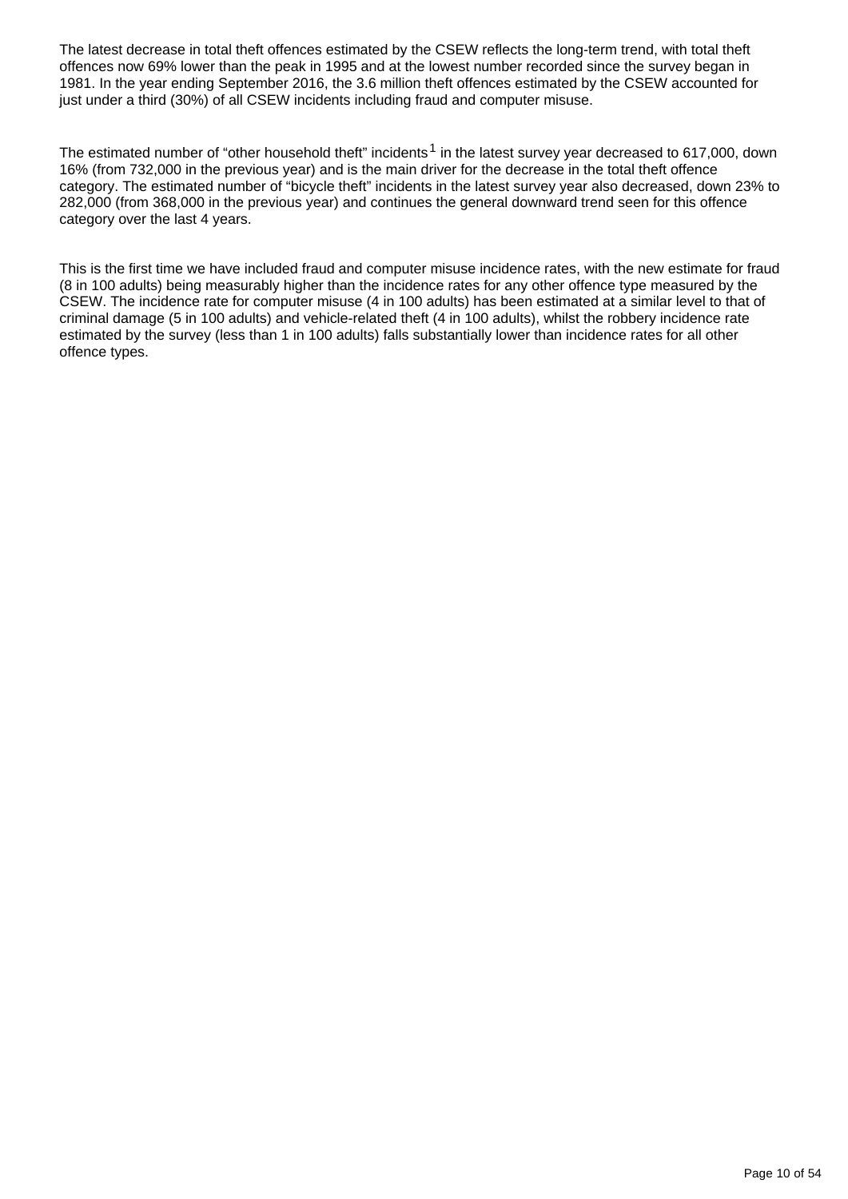The latest decrease in total theft offences estimated by the CSEW reflects the long-term trend, with total theft offences now 69% lower than the peak in 1995 and at the lowest number recorded since the survey began in 1981. In the year ending September 2016, the 3.6 million theft offences estimated by the CSEW accounted for just under a third (30%) of all CSEW incidents including fraud and computer misuse.

The estimated number of “other household theft” incidents[1] in the latest survey year decreased to 617,000, down 16% (from 732,000 in the previous year) and is the main driver for the decrease in the total theft offence category. The estimated number of “bicycle theft” incidents in the latest survey year also decreased, down 23% to 282,000 (from 368,000 in the previous year) and continues the general downward trend seen for this offence category over the last 4 years.

This is the first time we have included fraud and computer misuse incidence rates, with the new estimate for fraud (8 in 100 adults) being measurably higher than the incidence rates for any other offence type measured by the CSEW. The incidence rate for computer misuse (4 in 100 adults) has been estimated at a similar level to that of criminal damage (5 in 100 adults) and vehicle-related theft (4 in 100 adults), whilst the robbery incidence rate estimated by the survey (less than 1 in 100 adults) falls substantially lower than incidence rates for all other offence types.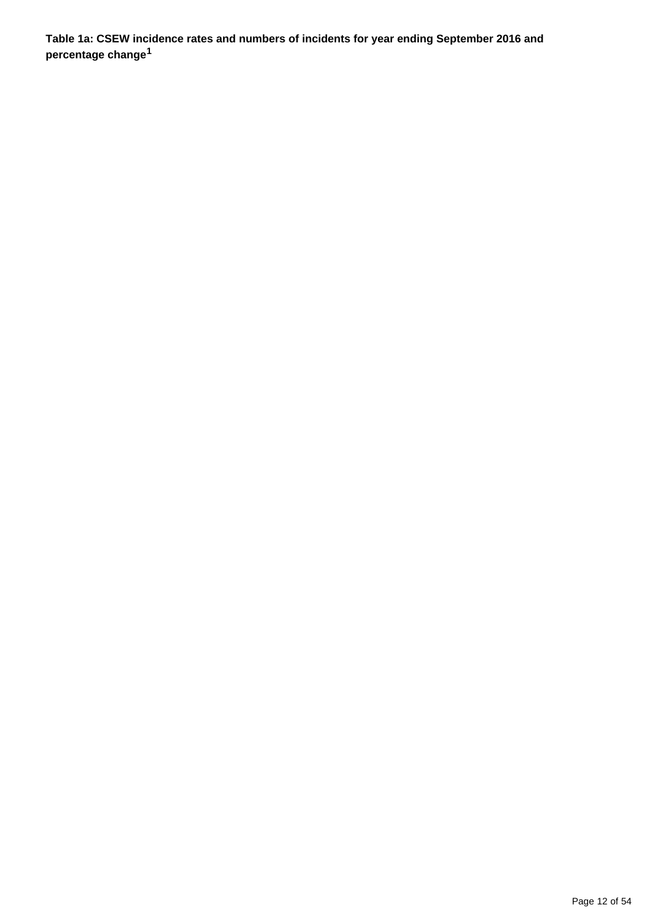**Table 1a: CSEW incidence rates and numbers of incidents for year ending September 2016 and percentage change[1]**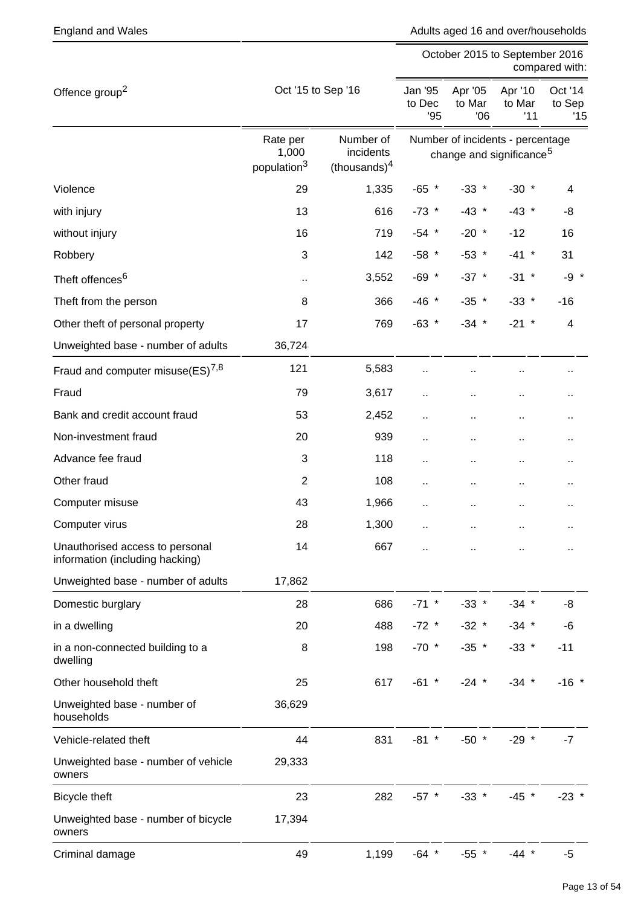England and Wales | Adults aged 16 and over/households

| Offence group[2] | Oct '15 to Sep '16 | | October 2015 to September 2016 compared with: | | | |
|---|---|---|---|---|---|---|
| | | | Jan '95 to Dec '95 | Apr '05 to Mar '06 | Apr '10 to Mar '11 | Oct '14 to Sep '15 |
| | Rate per 1,000 population[3] | Number of incidents (thousands)[4] | Number of incidents - percentage change and significance[5] | | | |
| Violence | 29 | 1,335 | -65 * | -33 * | -30 * | 4 |
| with injury | 13 | 616 | -73 * | -43 * | -43 * | -8 |
| without injury | 16 | 719 | -54 * | -20 * | -12 | 16 |
| Robbery | 3 | 142 | -58 * | -53 * | -41 * | 31 |
| Theft offences[6] | .. | 3,552 | -69 * | -37 * | -31 * | -9 * |
| Theft from the person | 8 | 366 | -46 * | -35 * | -33 * | -16 |
| Other theft of personal property | 17 | 769 | -63 * | -34 * | -21 * | 4 |
| Unweighted base - number of adults | 36,724 | | | | | |
| Fraud and computer misuse(ES)[7,8] | 121 | 5,583 | .. | .. | .. | .. |
| Fraud | 79 | 3,617 | .. | .. | .. | .. |
| Bank and credit account fraud | 53 | 2,452 | .. | .. | .. | .. |
| Non-investment fraud | 20 | 939 | .. | .. | .. | .. |
| Advance fee fraud | 3 | 118 | .. | .. | .. | .. |
| Other fraud | 2 | 108 | .. | .. | .. | .. |
| Computer misuse | 43 | 1,966 | .. | .. | .. | .. |
| Computer virus | 28 | 1,300 | .. | .. | .. | .. |
| Unauthorised access to personal information (including hacking) | 14 | 667 | .. | .. | .. | .. |
| Unweighted base - number of adults | 17,862 | | | | | |
| Domestic burglary | 28 | 686 | -71 * | -33 * | -34 * | -8 |
| in a dwelling | 20 | 488 | -72 * | -32 * | -34 * | -6 |
| in a non-connected building to a dwelling | 8 | 198 | -70 * | -35 * | -33 * | -11 |
| Other household theft | 25 | 617 | -61 * | -24 * | -34 * | -16 * |
| Unweighted base - number of households | 36,629 | | | | | |
| Vehicle-related theft | 44 | 831 | -81 * | -50 * | -29 * | -7 |
| Unweighted base - number of vehicle owners | 29,333 | | | | | |
| Bicycle theft | 23 | 282 | -57 * | -33 * | -45 * | -23 * |
| Unweighted base - number of bicycle owners | 17,394 | | | | | |
| Criminal damage | 49 | 1,199 | -64 * | -55 * | -44 * | -5 |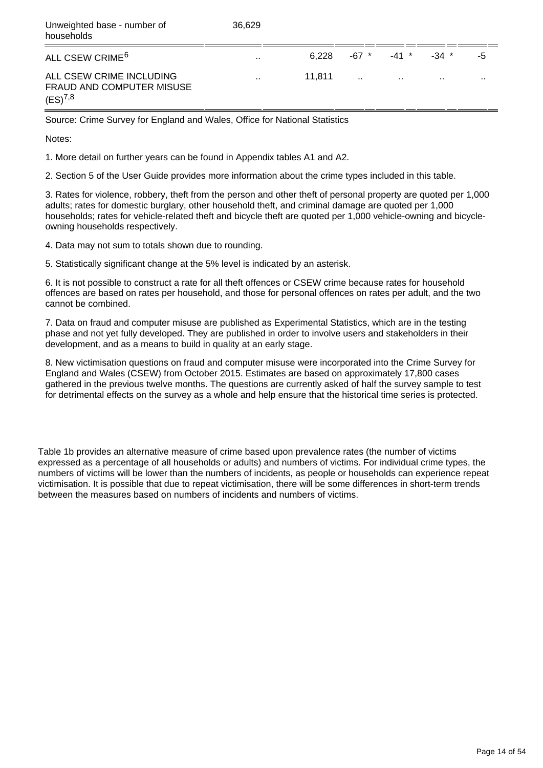| | | | | | | |
|---|---|---|---|---|---|---|
| Unweighted base - number of households | 36,629 | | | | | |
| ALL CSEW CRIME[6] | .. | 6,228 | -67 * | -41 * | -34 * | -5 |
| ALL CSEW CRIME INCLUDING FRAUD AND COMPUTER MISUSE (ES)[7,8] | .. | 11,811 | .. | .. | .. | .. |

Source: Crime Survey for England and Wales, Office for National Statistics

Notes:

1. More detail on further years can be found in Appendix tables A1 and A2.

2. Section 5 of the User Guide provides more information about the crime types included in this table.

3. Rates for violence, robbery, theft from the person and other theft of personal property are quoted per 1,000 adults; rates for domestic burglary, other household theft, and criminal damage are quoted per 1,000 households; rates for vehicle-related theft and bicycle theft are quoted per 1,000 vehicle-owning and bicycle-owning households respectively.

4. Data may not sum to totals shown due to rounding.

5. Statistically significant change at the 5% level is indicated by an asterisk.

6. It is not possible to construct a rate for all theft offences or CSEW crime because rates for household offences are based on rates per household, and those for personal offences on rates per adult, and the two cannot be combined.

7. Data on fraud and computer misuse are published as Experimental Statistics, which are in the testing phase and not yet fully developed. They are published in order to involve users and stakeholders in their development, and as a means to build in quality at an early stage.

8. New victimisation questions on fraud and computer misuse were incorporated into the Crime Survey for England and Wales (CSEW) from October 2015. Estimates are based on approximately 17,800 cases gathered in the previous twelve months. The questions are currently asked of half the survey sample to test for detrimental effects on the survey as a whole and help ensure that the historical time series is protected.

Table 1b provides an alternative measure of crime based upon prevalence rates (the number of victims expressed as a percentage of all households or adults) and numbers of victims. For individual crime types, the numbers of victims will be lower than the numbers of incidents, as people or households can experience repeat victimisation. It is possible that due to repeat victimisation, there will be some differences in short-term trends between the measures based on numbers of incidents and numbers of victims.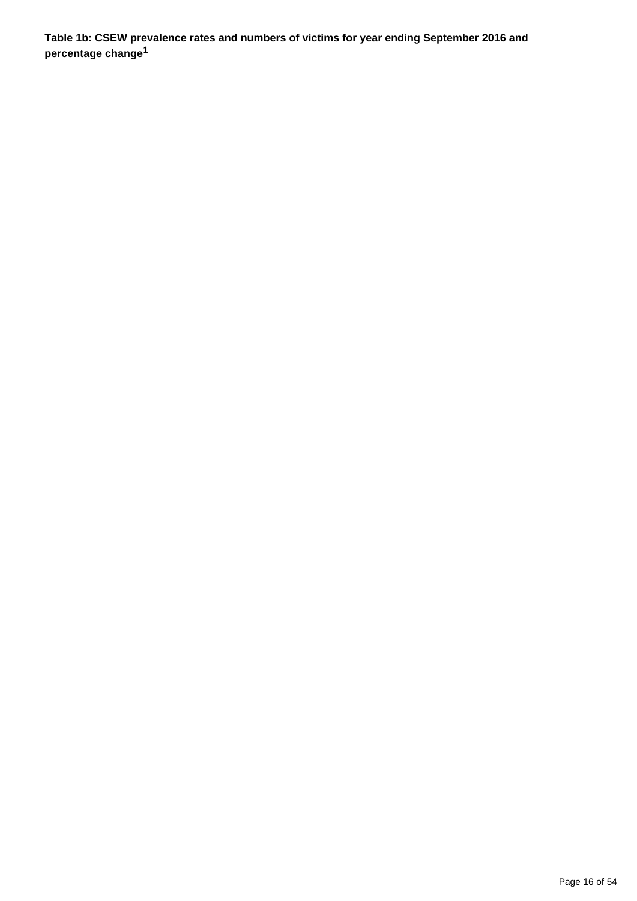**Table 1b: CSEW prevalence rates and numbers of victims for year ending September 2016 and percentage change[1]**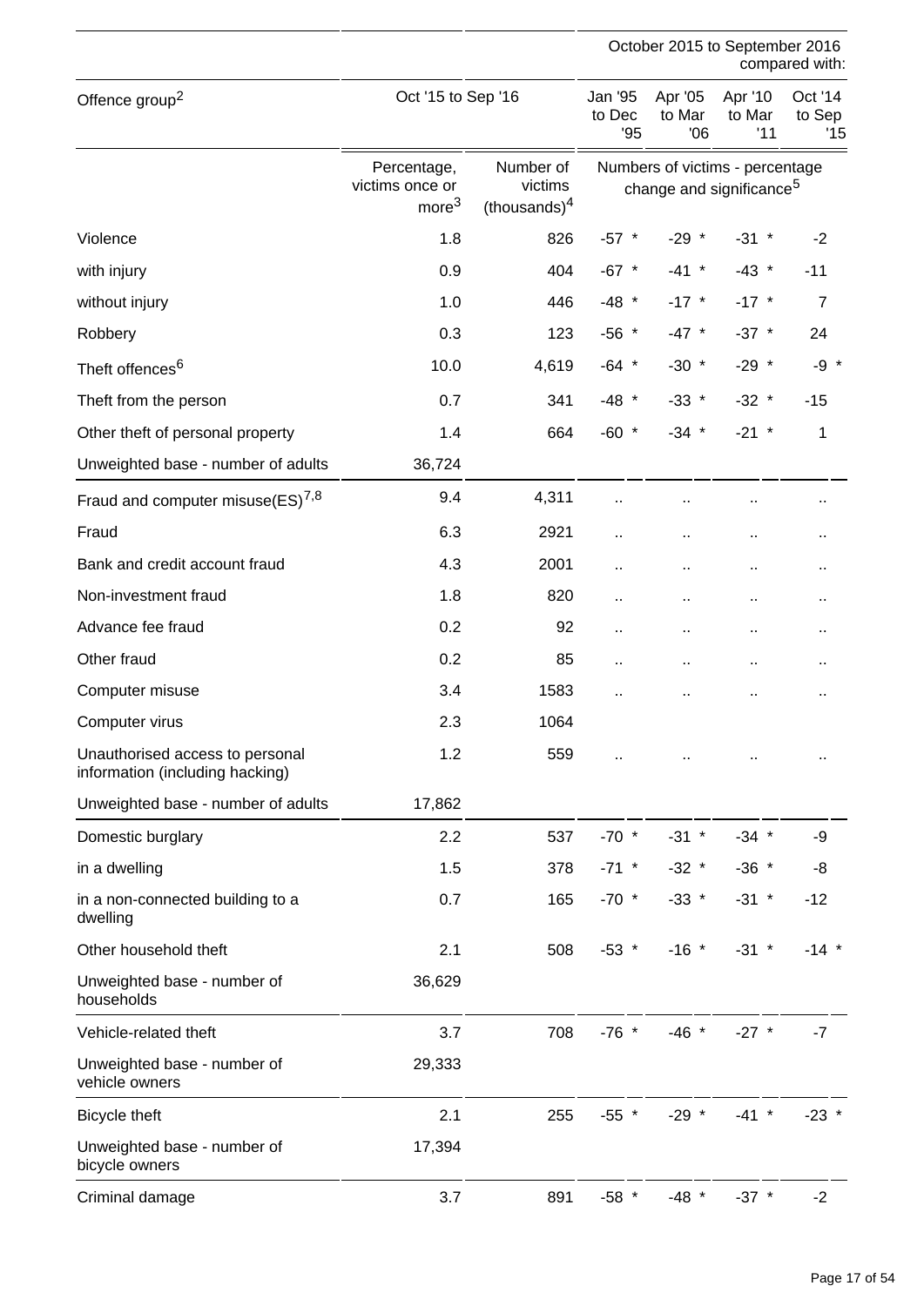| Offence group[2] | Oct '15 to Sep '16 | | October 2015 to September 2016 compared with: | | | |
|---|---|---|---|---|---|---|
| | | | Jan '95 to Dec '95 | Apr '05 to Mar '06 | Apr '10 to Mar '11 | Oct '14 to Sep '15 |
| | Percentage, victims once or more[3] | Number of victims (thousands)[4] | Numbers of victims - percentage change and significance[5] | | | |
| Violence | 1.8 | 826 | -57 * | -29 * | -31 * | -2 |
| with injury | 0.9 | 404 | -67 * | -41 * | -43 * | -11 |
| without injury | 1.0 | 446 | -48 * | -17 * | -17 * | 7 |
| Robbery | 0.3 | 123 | -56 * | -47 * | -37 * | 24 |
| Theft offences[6] | 10.0 | 4,619 | -64 * | -30 * | -29 * | -9 * |
| Theft from the person | 0.7 | 341 | -48 * | -33 * | -32 * | -15 |
| Other theft of personal property | 1.4 | 664 | -60 * | -34 * | -21 * | 1 |
| Unweighted base - number of adults | 36,724 | | | | | |
| Fraud and computer misuse(ES)[7,8] | 9.4 | 4,311 | .. | .. | .. | .. |
| Fraud | 6.3 | 2921 | .. | .. | .. | .. |
| Bank and credit account fraud | 4.3 | 2001 | .. | .. | .. | .. |
| Non-investment fraud | 1.8 | 820 | .. | .. | .. | .. |
| Advance fee fraud | 0.2 | 92 | .. | .. | .. | .. |
| Other fraud | 0.2 | 85 | .. | .. | .. | .. |
| Computer misuse | 3.4 | 1583 | .. | .. | .. | .. |
| Computer virus | 2.3 | 1064 | | | | |
| Unauthorised access to personal information (including hacking) | 1.2 | 559 | .. | .. | .. | .. |
| Unweighted base - number of adults | 17,862 | | | | | |
| Domestic burglary | 2.2 | 537 | -70 * | -31 * | -34 * | -9 |
| in a dwelling | 1.5 | 378 | -71 * | -32 * | -36 * | -8 |
| in a non-connected building to a dwelling | 0.7 | 165 | -70 * | -33 * | -31 * | -12 |
| Other household theft | 2.1 | 508 | -53 * | -16 * | -31 * | -14 * |
| Unweighted base - number of households | 36,629 | | | | | |
| Vehicle-related theft | 3.7 | 708 | -76 * | -46 * | -27 * | -7 |
| Unweighted base - number of vehicle owners | 29,333 | | | | | |
| Bicycle theft | 2.1 | 255 | -55 * | -29 * | -41 * | -23 * |
| Unweighted base - number of bicycle owners | 17,394 | | | | | |
| Criminal damage | 3.7 | 891 | -58 * | -48 * | -37 * | -2 |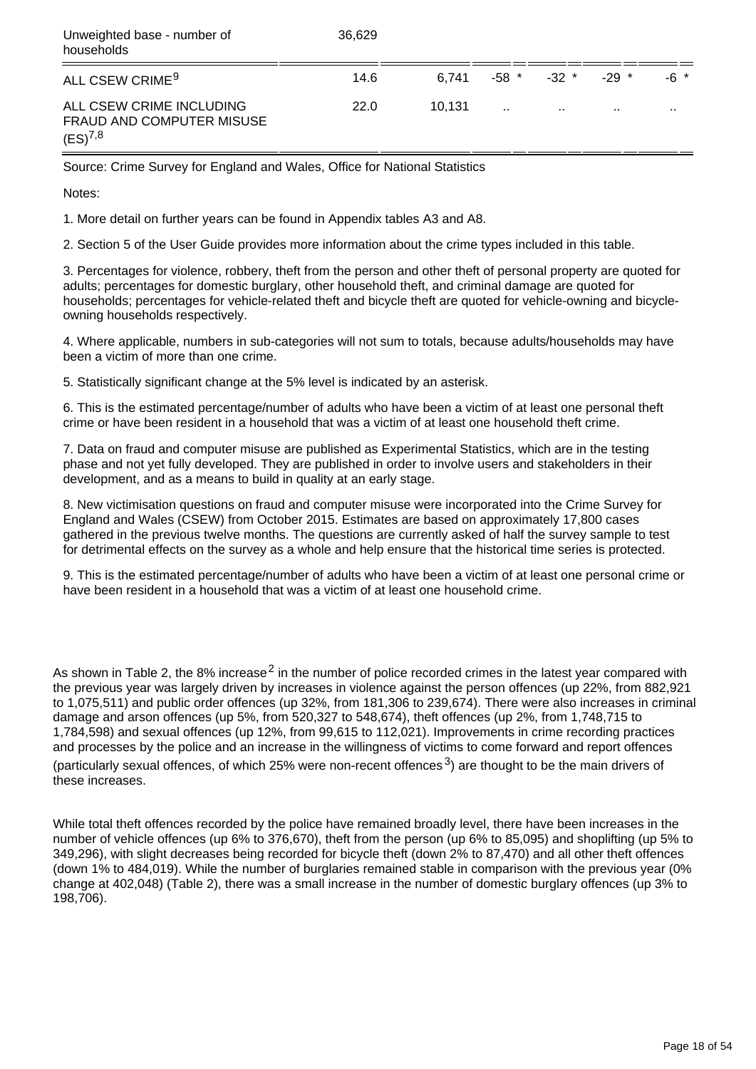| | | | | | | |
|---|---|---|---|---|---|---|
| Unweighted base - number of households | 36,629 | | | | | |
| ALL CSEW CRIME[9] | 14.6 | 6,741 | -58 * | -32 * | -29 * | -6 * |
| ALL CSEW CRIME INCLUDING FRAUD AND COMPUTER MISUSE (ES)[7,8] | 22.0 | 10,131 | .. | .. | .. | .. |

Source: Crime Survey for England and Wales, Office for National Statistics

Notes:

1. More detail on further years can be found in Appendix tables A3 and A8.

2. Section 5 of the User Guide provides more information about the crime types included in this table.

3. Percentages for violence, robbery, theft from the person and other theft of personal property are quoted for adults; percentages for domestic burglary, other household theft, and criminal damage are quoted for households; percentages for vehicle-related theft and bicycle theft are quoted for vehicle-owning and bicycle-owning households respectively.

4. Where applicable, numbers in sub-categories will not sum to totals, because adults/households may have been a victim of more than one crime.

5. Statistically significant change at the 5% level is indicated by an asterisk.

6. This is the estimated percentage/number of adults who have been a victim of at least one personal theft crime or have been resident in a household that was a victim of at least one household theft crime.

7. Data on fraud and computer misuse are published as Experimental Statistics, which are in the testing phase and not yet fully developed. They are published in order to involve users and stakeholders in their development, and as a means to build in quality at an early stage.

8. New victimisation questions on fraud and computer misuse were incorporated into the Crime Survey for England and Wales (CSEW) from October 2015. Estimates are based on approximately 17,800 cases gathered in the previous twelve months. The questions are currently asked of half the survey sample to test for detrimental effects on the survey as a whole and help ensure that the historical time series is protected.

9. This is the estimated percentage/number of adults who have been a victim of at least one personal crime or have been resident in a household that was a victim of at least one household crime.

As shown in Table 2, the 8% increase[2] in the number of police recorded crimes in the latest year compared with the previous year was largely driven by increases in violence against the person offences (up 22%, from 882,921 to 1,075,511) and public order offences (up 32%, from 181,306 to 239,674). There were also increases in criminal damage and arson offences (up 5%, from 520,327 to 548,674), theft offences (up 2%, from 1,748,715 to 1,784,598) and sexual offences (up 12%, from 99,615 to 112,021). Improvements in crime recording practices and processes by the police and an increase in the willingness of victims to come forward and report offences (particularly sexual offences, of which 25% were non-recent offences[3]) are thought to be the main drivers of these increases.

While total theft offences recorded by the police have remained broadly level, there have been increases in the number of vehicle offences (up 6% to 376,670), theft from the person (up 6% to 85,095) and shoplifting (up 5% to 349,296), with slight decreases being recorded for bicycle theft (down 2% to 87,470) and all other theft offences (down 1% to 484,019). While the number of burglaries remained stable in comparison with the previous year (0% change at 402,048) (Table 2), there was a small increase in the number of domestic burglary offences (up 3% to 198,706).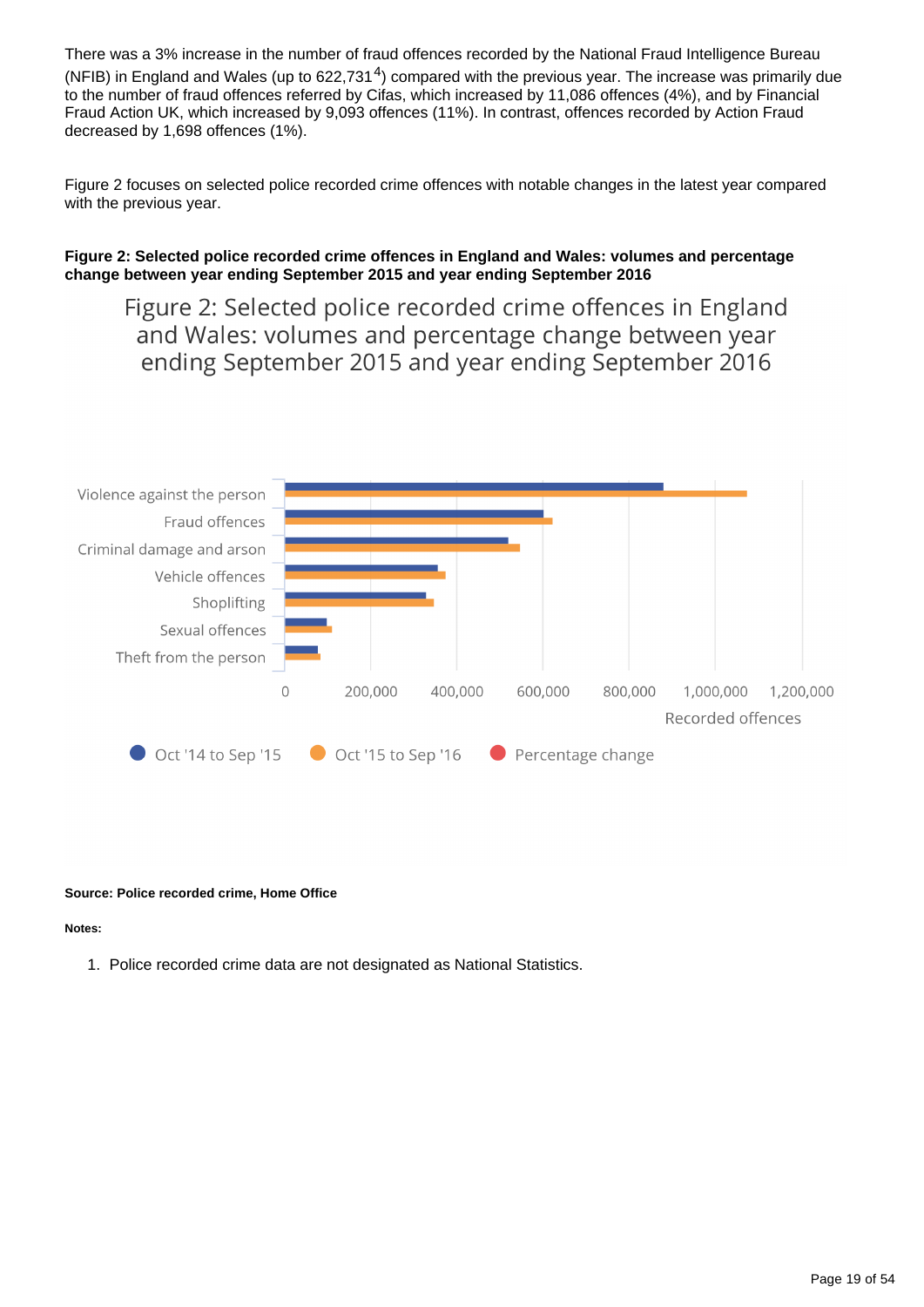There was a 3% increase in the number of fraud offences recorded by the National Fraud Intelligence Bureau (NFIB) in England and Wales (up to 622,731[4]) compared with the previous year. The increase was primarily due to the number of fraud offences referred by Cifas, which increased by 11,086 offences (4%), and by Financial Fraud Action UK, which increased by 9,093 offences (11%). In contrast, offences recorded by Action Fraud decreased by 1,698 offences (1%).

Figure 2 focuses on selected police recorded crime offences with notable changes in the latest year compared with the previous year.

**Figure 2: Selected police recorded crime offences in England and Wales: volumes and percentage change between year ending September 2015 and year ending September 2016**

Figure 2: Selected police recorded crime offences in England and Wales: volumes and percentage change between year ending September 2015 and year ending September 2016

Violence against the person
Fraud offences
Criminal damage and arson
Vehicle offences
Shoplifting
Sexual offences
Theft from the person

0
200,000
400,000
600,000
800,000
1,000,000
1,200,000

Recorded offences

Oct '14 to Sep '15
Oct '15 to Sep '16
Percentage change

**Source: Police recorded crime, Home Office**

**Notes:**

1. Police recorded crime data are not designated as National Statistics.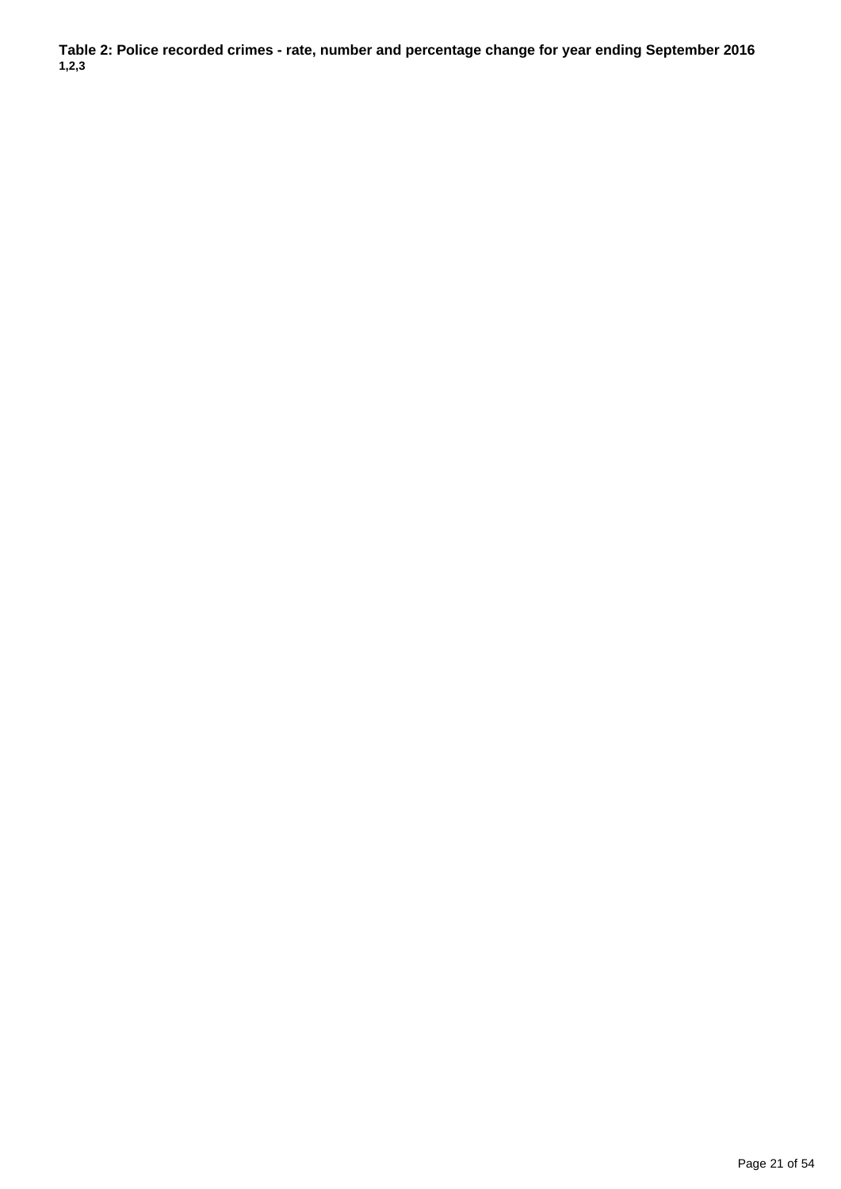**Table 2: Police recorded crimes - rate, number and percentage change for year ending September 2016 1,2,3**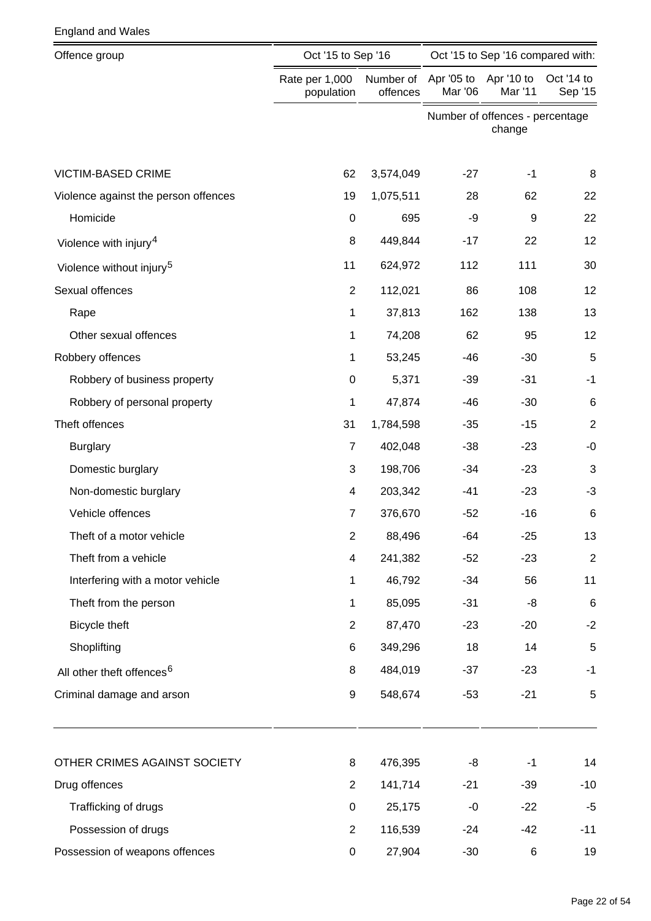England and Wales

| Offence group | Oct '15 to Sep '16 | | Oct '15 to Sep '16 compared with: | | |
|---|---|---|---|---|---|
| | Rate per 1,000 population | Number of offences | Apr '05 to Mar '06 | Apr '10 to Mar '11 | Oct '14 to Sep '15 |
| | | | Number of offences - percentage change | | |
| VICTIM-BASED CRIME | 62 | 3,574,049 | -27 | -1 | 8 |
| Violence against the person offences | 19 | 1,075,511 | 28 | 62 | 22 |
| Homicide | 0 | 695 | -9 | 9 | 22 |
| Violence with injury[4] | 8 | 449,844 | -17 | 22 | 12 |
| Violence without injury[5] | 11 | 624,972 | 112 | 111 | 30 |
| Sexual offences | 2 | 112,021 | 86 | 108 | 12 |
| Rape | 1 | 37,813 | 162 | 138 | 13 |
| Other sexual offences | 1 | 74,208 | 62 | 95 | 12 |
| Robbery offences | 1 | 53,245 | -46 | -30 | 5 |
| Robbery of business property | 0 | 5,371 | -39 | -31 | -1 |
| Robbery of personal property | 1 | 47,874 | -46 | -30 | 6 |
| Theft offences | 31 | 1,784,598 | -35 | -15 | 2 |
| Burglary | 7 | 402,048 | -38 | -23 | -0 |
| Domestic burglary | 3 | 198,706 | -34 | -23 | 3 |
| Non-domestic burglary | 4 | 203,342 | -41 | -23 | -3 |
| Vehicle offences | 7 | 376,670 | -52 | -16 | 6 |
| Theft of a motor vehicle | 2 | 88,496 | -64 | -25 | 13 |
| Theft from a vehicle | 4 | 241,382 | -52 | -23 | 2 |
| Interfering with a motor vehicle | 1 | 46,792 | -34 | 56 | 11 |
| Theft from the person | 1 | 85,095 | -31 | -8 | 6 |
| Bicycle theft | 2 | 87,470 | -23 | -20 | -2 |
| Shoplifting | 6 | 349,296 | 18 | 14 | 5 |
| All other theft offences[6] | 8 | 484,019 | -37 | -23 | -1 |
| Criminal damage and arson | 9 | 548,674 | -53 | -21 | 5 |
| OTHER CRIMES AGAINST SOCIETY | 8 | 476,395 | -8 | -1 | 14 |
| Drug offences | 2 | 141,714 | -21 | -39 | -10 |
| Trafficking of drugs | 0 | 25,175 | -0 | -22 | -5 |
| Possession of drugs | 2 | 116,539 | -24 | -42 | -11 |
| Possession of weapons offences | 0 | 27,904 | -30 | 6 | 19 |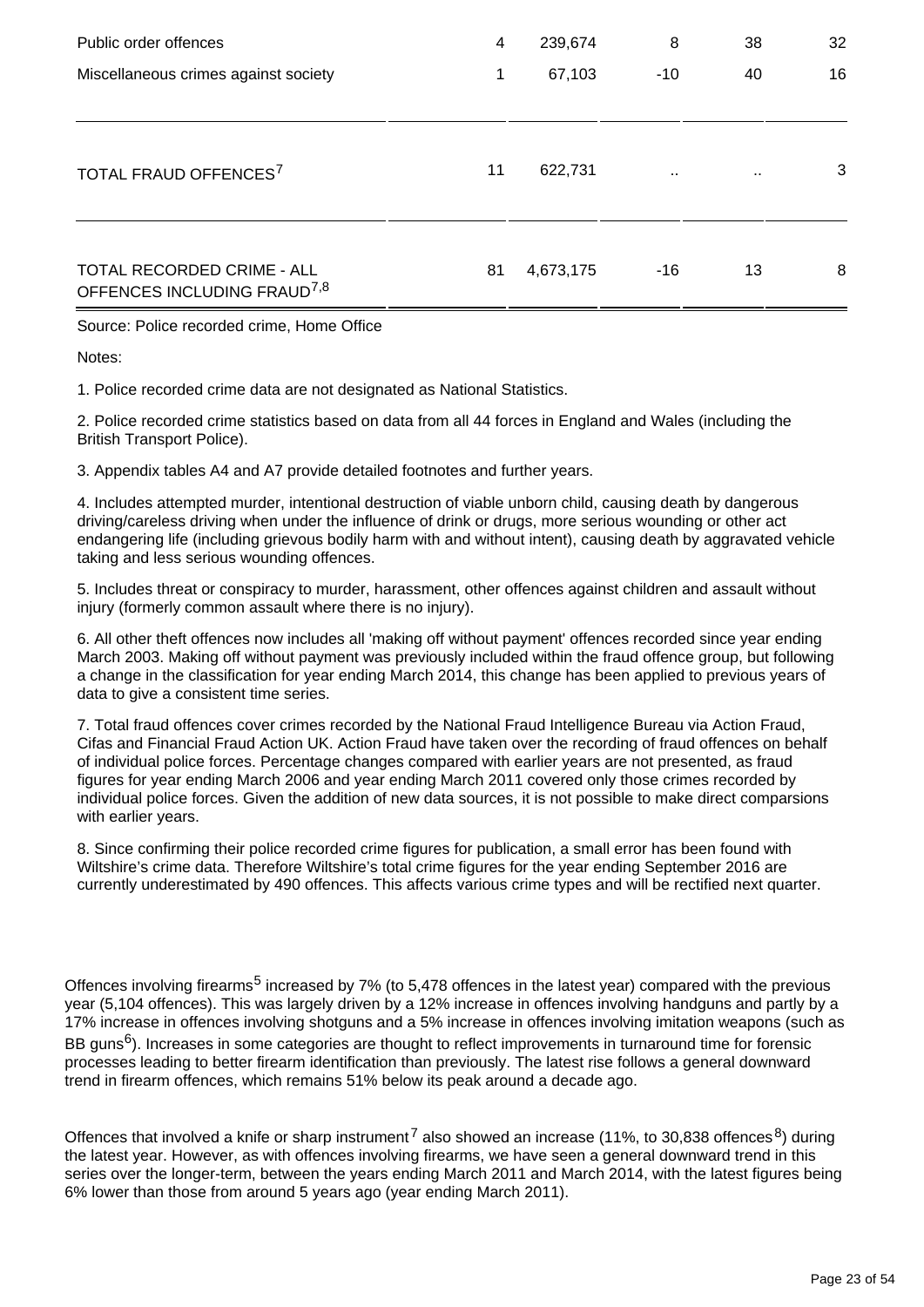| | | | | | |
|---|---|---|---|---|---|
| Public order offences | 4 | 239,674 | 8 | 38 | 32 |
| Miscellaneous crimes against society | 1 | 67,103 | -10 | 40 | 16 |
| TOTAL FRAUD OFFENCES[7] | 11 | 622,731 | .. | .. | 3 |
| TOTAL RECORDED CRIME - ALL OFFENCES INCLUDING FRAUD[7,8] | 81 | 4,673,175 | -16 | 13 | 8 |

Source: Police recorded crime, Home Office

Notes:

1. Police recorded crime data are not designated as National Statistics.

2. Police recorded crime statistics based on data from all 44 forces in England and Wales (including the British Transport Police).

3. Appendix tables A4 and A7 provide detailed footnotes and further years.

4. Includes attempted murder, intentional destruction of viable unborn child, causing death by dangerous driving/careless driving when under the influence of drink or drugs, more serious wounding or other act endangering life (including grievous bodily harm with and without intent), causing death by aggravated vehicle taking and less serious wounding offences.

5. Includes threat or conspiracy to murder, harassment, other offences against children and assault without injury (formerly common assault where there is no injury).

6. All other theft offences now includes all 'making off without payment' offences recorded since year ending March 2003. Making off without payment was previously included within the fraud offence group, but following a change in the classification for year ending March 2014, this change has been applied to previous years of data to give a consistent time series.

7. Total fraud offences cover crimes recorded by the National Fraud Intelligence Bureau via Action Fraud, Cifas and Financial Fraud Action UK. Action Fraud have taken over the recording of fraud offences on behalf of individual police forces. Percentage changes compared with earlier years are not presented, as fraud figures for year ending March 2006 and year ending March 2011 covered only those crimes recorded by individual police forces. Given the addition of new data sources, it is not possible to make direct comparsions with earlier years.

8. Since confirming their police recorded crime figures for publication, a small error has been found with Wiltshire's crime data. Therefore Wiltshire's total crime figures for the year ending September 2016 are currently underestimated by 490 offences. This affects various crime types and will be rectified next quarter.

Offences involving firearms[5] increased by 7% (to 5,478 offences in the latest year) compared with the previous year (5,104 offences). This was largely driven by a 12% increase in offences involving handguns and partly by a 17% increase in offences involving shotguns and a 5% increase in offences involving imitation weapons (such as BB guns[6]). Increases in some categories are thought to reflect improvements in turnaround time for forensic processes leading to better firearm identification than previously. The latest rise follows a general downward trend in firearm offences, which remains 51% below its peak around a decade ago.

Offences that involved a knife or sharp instrument[7] also showed an increase (11%, to 30,838 offences[8]) during the latest year. However, as with offences involving firearms, we have seen a general downward trend in this series over the longer-term, between the years ending March 2011 and March 2014, with the latest figures being 6% lower than those from around 5 years ago (year ending March 2011).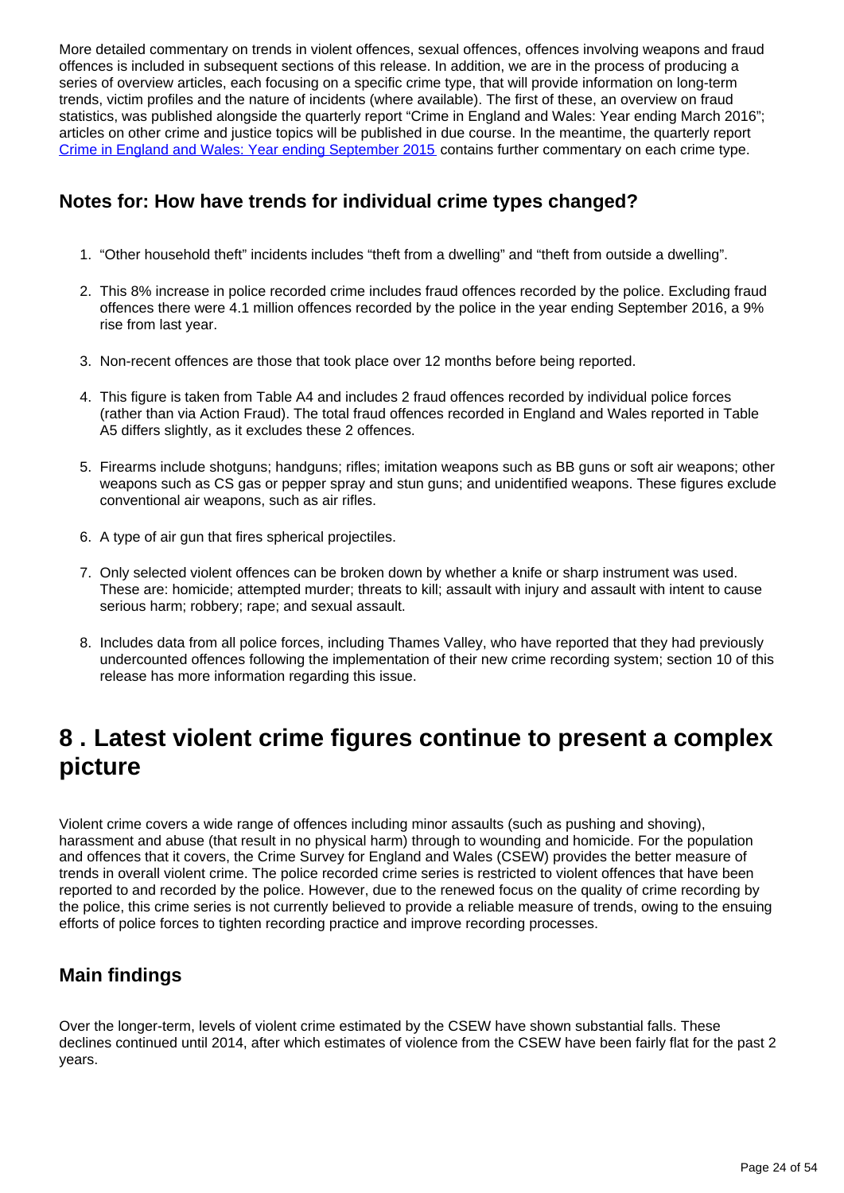More detailed commentary on trends in violent offences, sexual offences, offences involving weapons and fraud offences is included in subsequent sections of this release. In addition, we are in the process of producing a series of overview articles, each focusing on a specific crime type, that will provide information on long-term trends, victim profiles and the nature of incidents (where available). The first of these, an overview on fraud statistics, was published alongside the quarterly report "Crime in England and Wales: Year ending March 2016"; articles on other crime and justice topics will be published in due course. In the meantime, the quarterly report [Crime in England and Wales: Year ending September 2015](#) contains further commentary on each crime type.

### Notes for: How have trends for individual crime types changed?

1. "Other household theft" incidents includes "theft from a dwelling" and "theft from outside a dwelling".
2. This 8% increase in police recorded crime includes fraud offences recorded by the police. Excluding fraud offences there were 4.1 million offences recorded by the police in the year ending September 2016, a 9% rise from last year.
3. Non-recent offences are those that took place over 12 months before being reported.
4. This figure is taken from Table A4 and includes 2 fraud offences recorded by individual police forces (rather than via Action Fraud). The total fraud offences recorded in England and Wales reported in Table A5 differs slightly, as it excludes these 2 offences.
5. Firearms include shotguns; handguns; rifles; imitation weapons such as BB guns or soft air weapons; other weapons such as CS gas or pepper spray and stun guns; and unidentified weapons. These figures exclude conventional air weapons, such as air rifles.
6. A type of air gun that fires spherical projectiles.
7. Only selected violent offences can be broken down by whether a knife or sharp instrument was used. These are: homicide; attempted murder; threats to kill; assault with injury and assault with intent to cause serious harm; robbery; rape; and sexual assault.
8. Includes data from all police forces, including Thames Valley, who have reported that they had previously undercounted offences following the implementation of their new crime recording system; section 10 of this release has more information regarding this issue.

## 8 . Latest violent crime figures continue to present a complex picture

Violent crime covers a wide range of offences including minor assaults (such as pushing and shoving), harassment and abuse (that result in no physical harm) through to wounding and homicide. For the population and offences that it covers, the Crime Survey for England and Wales (CSEW) provides the better measure of trends in overall violent crime. The police recorded crime series is restricted to violent offences that have been reported to and recorded by the police. However, due to the renewed focus on the quality of crime recording by the police, this crime series is not currently believed to provide a reliable measure of trends, owing to the ensuing efforts of police forces to tighten recording practice and improve recording processes.

### Main findings

Over the longer-term, levels of violent crime estimated by the CSEW have shown substantial falls. These declines continued until 2014, after which estimates of violence from the CSEW have been fairly flat for the past 2 years.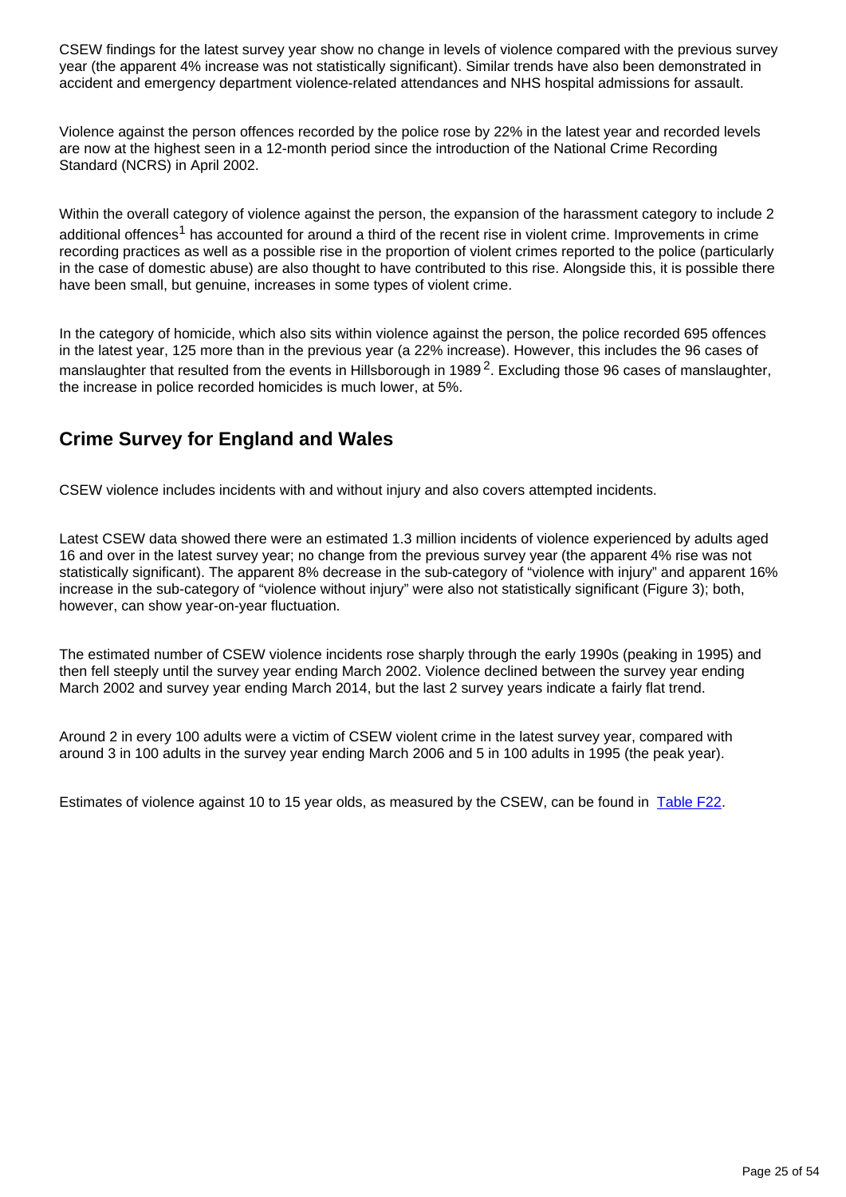CSEW findings for the latest survey year show no change in levels of violence compared with the previous survey year (the apparent 4% increase was not statistically significant). Similar trends have also been demonstrated in accident and emergency department violence-related attendances and NHS hospital admissions for assault.

Violence against the person offences recorded by the police rose by 22% in the latest year and recorded levels are now at the highest seen in a 12-month period since the introduction of the National Crime Recording Standard (NCRS) in April 2002.

Within the overall category of violence against the person, the expansion of the harassment category to include 2 additional offences[1] has accounted for around a third of the recent rise in violent crime. Improvements in crime recording practices as well as a possible rise in the proportion of violent crimes reported to the police (particularly in the case of domestic abuse) are also thought to have contributed to this rise. Alongside this, it is possible there have been small, but genuine, increases in some types of violent crime.

In the category of homicide, which also sits within violence against the person, the police recorded 695 offences in the latest year, 125 more than in the previous year (a 22% increase). However, this includes the 96 cases of manslaughter that resulted from the events in Hillsborough in 1989[2]. Excluding those 96 cases of manslaughter, the increase in police recorded homicides is much lower, at 5%.

## Crime Survey for England and Wales

CSEW violence includes incidents with and without injury and also covers attempted incidents.

Latest CSEW data showed there were an estimated 1.3 million incidents of violence experienced by adults aged 16 and over in the latest survey year; no change from the previous survey year (the apparent 4% rise was not statistically significant). The apparent 8% decrease in the sub-category of "violence with injury" and apparent 16% increase in the sub-category of "violence without injury" were also not statistically significant (Figure 3); both, however, can show year-on-year fluctuation.

The estimated number of CSEW violence incidents rose sharply through the early 1990s (peaking in 1995) and then fell steeply until the survey year ending March 2002. Violence declined between the survey year ending March 2002 and survey year ending March 2014, but the last 2 survey years indicate a fairly flat trend.

Around 2 in every 100 adults were a victim of CSEW violent crime in the latest survey year, compared with around 3 in 100 adults in the survey year ending March 2006 and 5 in 100 adults in 1995 (the peak year).

Estimates of violence against 10 to 15 year olds, as measured by the CSEW, can be found in [Table F22](#).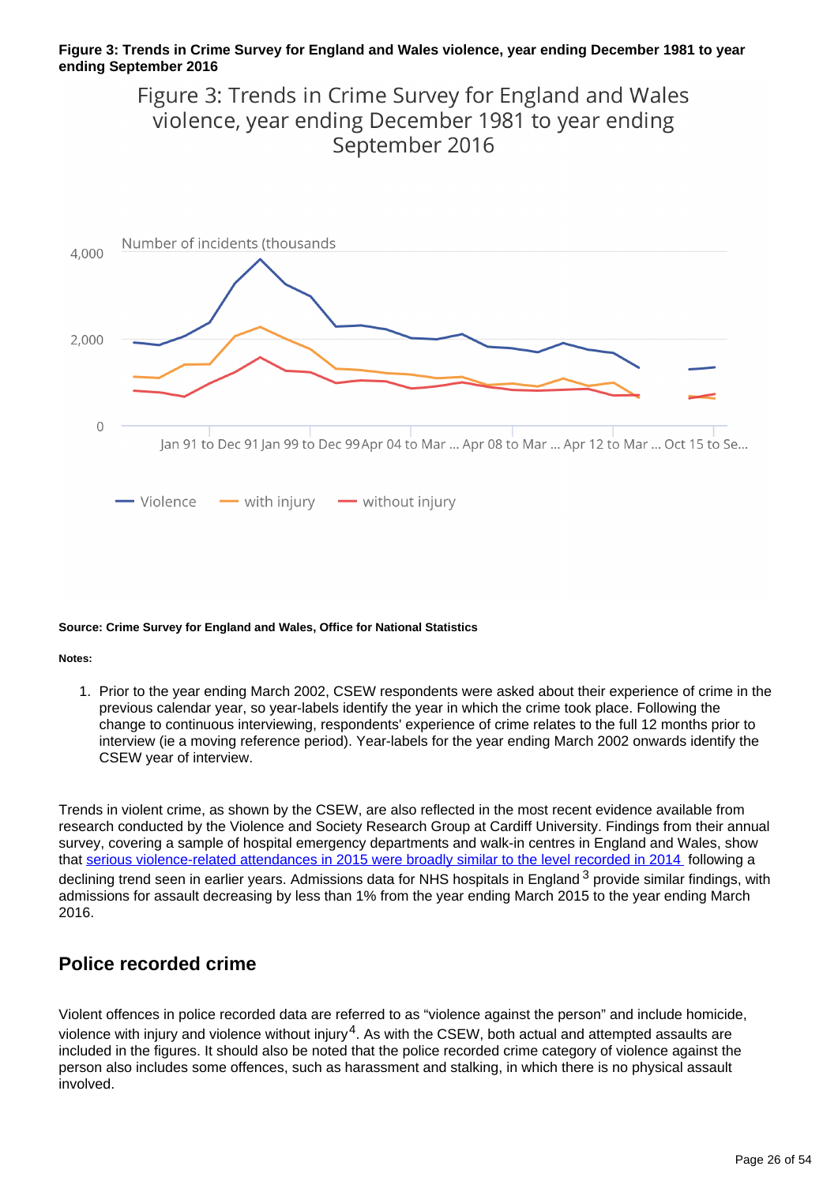**Figure 3: Trends in Crime Survey for England and Wales violence, year ending December 1981 to year ending September 2016**

Figure 3: Trends in Crime Survey for England and Wales violence, year ending December 1981 to year ending September 2016

Number of incidents (thousands

4,000

2,000

0

Jan 91 to Dec 91 Jan 99 to Dec 99 Apr 04 to Mar ... Apr 08 to Mar ... Apr 12 to Mar ... Oct 15 to Se...

Violence with injury without injury

**Source: Crime Survey for England and Wales, Office for National Statistics**

**Notes:**

1. Prior to the year ending March 2002, CSEW respondents were asked about their experience of crime in the previous calendar year, so year-labels identify the year in which the crime took place. Following the change to continuous interviewing, respondents' experience of crime relates to the full 12 months prior to interview (ie a moving reference period). Year-labels for the year ending March 2002 onwards identify the CSEW year of interview.

Trends in violent crime, as shown by the CSEW, are also reflected in the most recent evidence available from research conducted by the Violence and Society Research Group at Cardiff University. Findings from their annual survey, covering a sample of hospital emergency departments and walk-in centres in England and Wales, show that serious violence-related attendances in 2015 were broadly similar to the level recorded in 2014 following a declining trend seen in earlier years. Admissions data for NHS hospitals in England [3] provide similar findings, with admissions for assault decreasing by less than 1% from the year ending March 2015 to the year ending March 2016.

## Police recorded crime

Violent offences in police recorded data are referred to as "violence against the person" and include homicide, violence with injury and violence without injury [4]. As with the CSEW, both actual and attempted assaults are included in the figures. It should also be noted that the police recorded crime category of violence against the person also includes some offences, such as harassment and stalking, in which there is no physical assault involved.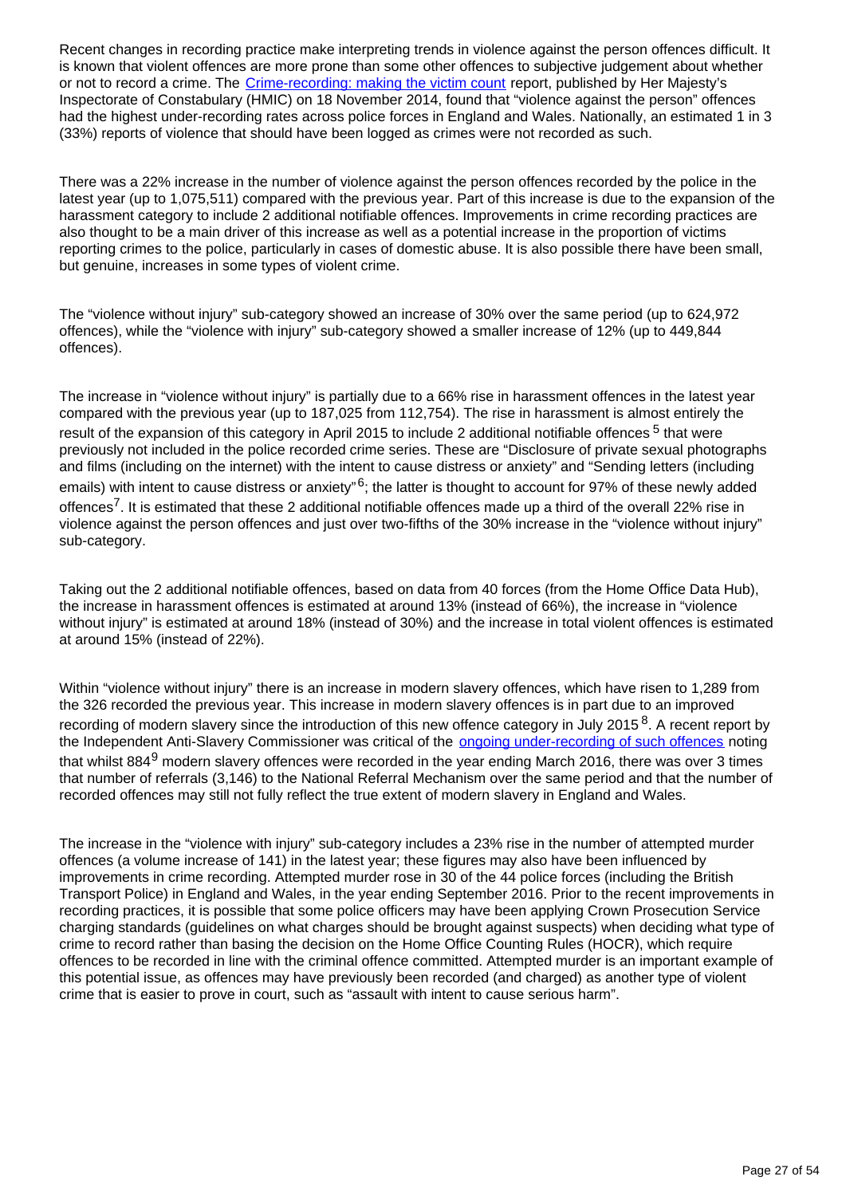Recent changes in recording practice make interpreting trends in violence against the person offences difficult. It is known that violent offences are more prone than some other offences to subjective judgement about whether or not to record a crime. The Crime-recording: making the victim count report, published by Her Majesty's Inspectorate of Constabulary (HMIC) on 18 November 2014, found that "violence against the person" offences had the highest under-recording rates across police forces in England and Wales. Nationally, an estimated 1 in 3 (33%) reports of violence that should have been logged as crimes were not recorded as such.

There was a 22% increase in the number of violence against the person offences recorded by the police in the latest year (up to 1,075,511) compared with the previous year. Part of this increase is due to the expansion of the harassment category to include 2 additional notifiable offences. Improvements in crime recording practices are also thought to be a main driver of this increase as well as a potential increase in the proportion of victims reporting crimes to the police, particularly in cases of domestic abuse. It is also possible there have been small, but genuine, increases in some types of violent crime.

The "violence without injury" sub-category showed an increase of 30% over the same period (up to 624,972 offences), while the "violence with injury" sub-category showed a smaller increase of 12% (up to 449,844 offences).

The increase in "violence without injury" is partially due to a 66% rise in harassment offences in the latest year compared with the previous year (up to 187,025 from 112,754). The rise in harassment is almost entirely the result of the expansion of this category in April 2015 to include 2 additional notifiable offences [5] that were previously not included in the police recorded crime series. These are "Disclosure of private sexual photographs and films (including on the internet) with the intent to cause distress or anxiety" and "Sending letters (including emails) with intent to cause distress or anxiety"[6]; the latter is thought to account for 97% of these newly added offences[7]. It is estimated that these 2 additional notifiable offences made up a third of the overall 22% rise in violence against the person offences and just over two-fifths of the 30% increase in the "violence without injury" sub-category.

Taking out the 2 additional notifiable offences, based on data from 40 forces (from the Home Office Data Hub), the increase in harassment offences is estimated at around 13% (instead of 66%), the increase in "violence without injury" is estimated at around 18% (instead of 30%) and the increase in total violent offences is estimated at around 15% (instead of 22%).

Within "violence without injury" there is an increase in modern slavery offences, which have risen to 1,289 from the 326 recorded the previous year. This increase in modern slavery offences is in part due to an improved recording of modern slavery since the introduction of this new offence category in July 2015 [8]. A recent report by the Independent Anti-Slavery Commissioner was critical of the ongoing under-recording of such offences noting that whilst 884[9] modern slavery offences were recorded in the year ending March 2016, there was over 3 times that number of referrals (3,146) to the National Referral Mechanism over the same period and that the number of recorded offences may still not fully reflect the true extent of modern slavery in England and Wales.

The increase in the "violence with injury" sub-category includes a 23% rise in the number of attempted murder offences (a volume increase of 141) in the latest year; these figures may also have been influenced by improvements in crime recording. Attempted murder rose in 30 of the 44 police forces (including the British Transport Police) in England and Wales, in the year ending September 2016. Prior to the recent improvements in recording practices, it is possible that some police officers may have been applying Crown Prosecution Service charging standards (guidelines on what charges should be brought against suspects) when deciding what type of crime to record rather than basing the decision on the Home Office Counting Rules (HOCR), which require offences to be recorded in line with the criminal offence committed. Attempted murder is an important example of this potential issue, as offences may have previously been recorded (and charged) as another type of violent crime that is easier to prove in court, such as "assault with intent to cause serious harm".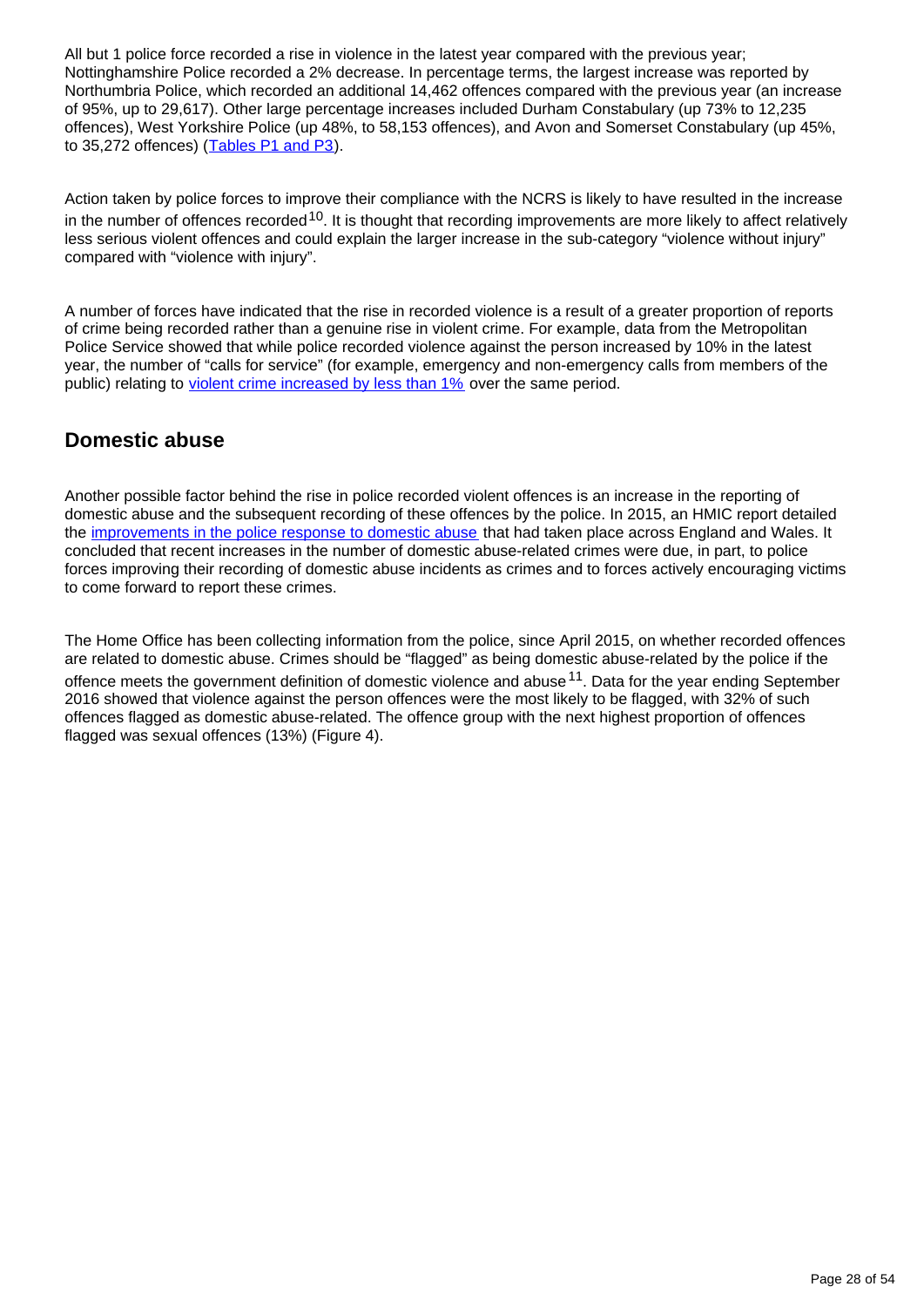All but 1 police force recorded a rise in violence in the latest year compared with the previous year; Nottinghamshire Police recorded a 2% decrease. In percentage terms, the largest increase was reported by Northumbria Police, which recorded an additional 14,462 offences compared with the previous year (an increase of 95%, up to 29,617). Other large percentage increases included Durham Constabulary (up 73% to 12,235 offences), West Yorkshire Police (up 48%, to 58,153 offences), and Avon and Somerset Constabulary (up 45%, to 35,272 offences) (Tables P1 and P3).

Action taken by police forces to improve their compliance with the NCRS is likely to have resulted in the increase in the number of offences recorded[10]. It is thought that recording improvements are more likely to affect relatively less serious violent offences and could explain the larger increase in the sub-category "violence without injury" compared with "violence with injury".

A number of forces have indicated that the rise in recorded violence is a result of a greater proportion of reports of crime being recorded rather than a genuine rise in violent crime. For example, data from the Metropolitan Police Service showed that while police recorded violence against the person increased by 10% in the latest year, the number of "calls for service" (for example, emergency and non-emergency calls from members of the public) relating to violent crime increased by less than 1% over the same period.

## Domestic abuse

Another possible factor behind the rise in police recorded violent offences is an increase in the reporting of domestic abuse and the subsequent recording of these offences by the police. In 2015, an HMIC report detailed the improvements in the police response to domestic abuse that had taken place across England and Wales. It concluded that recent increases in the number of domestic abuse-related crimes were due, in part, to police forces improving their recording of domestic abuse incidents as crimes and to forces actively encouraging victims to come forward to report these crimes.

The Home Office has been collecting information from the police, since April 2015, on whether recorded offences are related to domestic abuse. Crimes should be "flagged" as being domestic abuse-related by the police if the offence meets the government definition of domestic violence and abuse[11]. Data for the year ending September 2016 showed that violence against the person offences were the most likely to be flagged, with 32% of such offences flagged as domestic abuse-related. The offence group with the next highest proportion of offences flagged was sexual offences (13%) (Figure 4).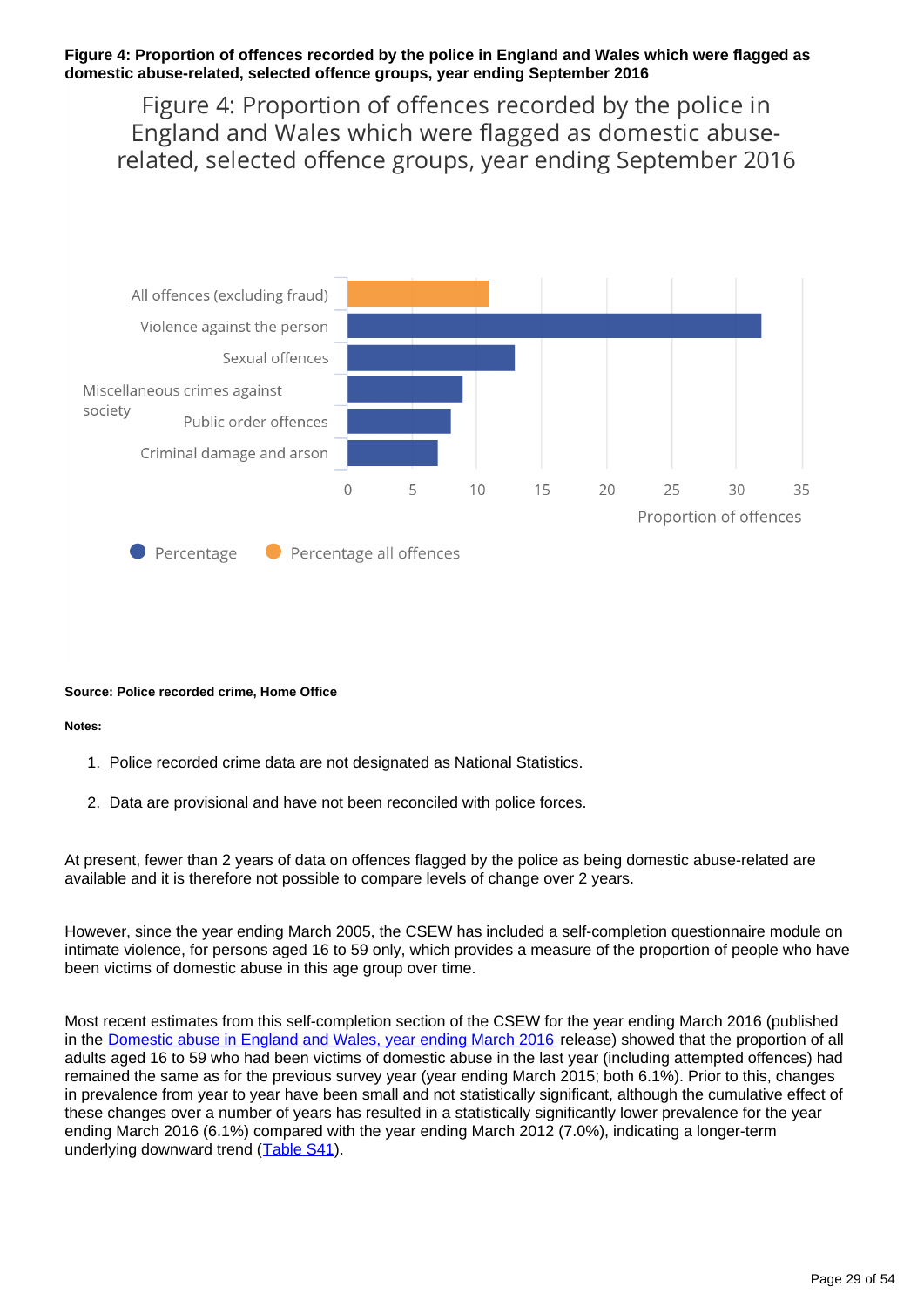**Figure 4: Proportion of offences recorded by the police in England and Wales which were flagged as domestic abuse-related, selected offence groups, year ending September 2016**

Figure 4: Proportion of offences recorded by the police in England and Wales which were flagged as domestic abuse-related, selected offence groups, year ending September 2016

All offences (excluding fraud)
Violence against the person
Sexual offences
Miscellaneous crimes against society
Public order offences
Criminal damage and arson

0 5 10 15 20 25 30 35

Proportion of offences

Percentage   Percentage all offences

**Source: Police recorded crime, Home Office**

**Notes:**

1. Police recorded crime data are not designated as National Statistics.

2. Data are provisional and have not been reconciled with police forces.

At present, fewer than 2 years of data on offences flagged by the police as being domestic abuse-related are available and it is therefore not possible to compare levels of change over 2 years.

However, since the year ending March 2005, the CSEW has included a self-completion questionnaire module on intimate violence, for persons aged 16 to 59 only, which provides a measure of the proportion of people who have been victims of domestic abuse in this age group over time.

Most recent estimates from this self-completion section of the CSEW for the year ending March 2016 (published in the Domestic abuse in England and Wales, year ending March 2016 release) showed that the proportion of all adults aged 16 to 59 who had been victims of domestic abuse in the last year (including attempted offences) had remained the same as for the previous survey year (year ending March 2015; both 6.1%). Prior to this, changes in prevalence from year to year have been small and not statistically significant, although the cumulative effect of these changes over a number of years has resulted in a statistically significantly lower prevalence for the year ending March 2016 (6.1%) compared with the year ending March 2012 (7.0%), indicating a longer-term underlying downward trend (Table S41).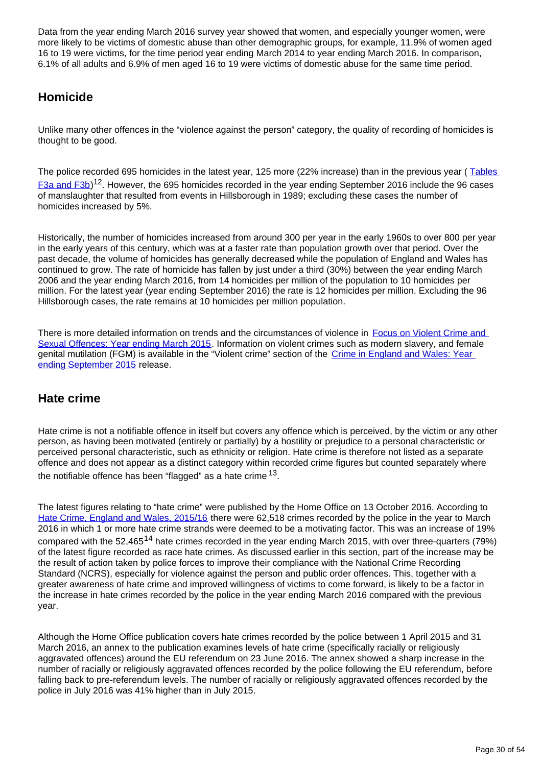Data from the year ending March 2016 survey year showed that women, and especially younger women, were more likely to be victims of domestic abuse than other demographic groups, for example, 11.9% of women aged 16 to 19 were victims, for the time period year ending March 2014 to year ending March 2016. In comparison, 6.1% of all adults and 6.9% of men aged 16 to 19 were victims of domestic abuse for the same time period.

## Homicide

Unlike many other offences in the "violence against the person" category, the quality of recording of homicides is thought to be good.

The police recorded 695 homicides in the latest year, 125 more (22% increase) than in the previous year ( Tables F3a and F3b)[12]. However, the 695 homicides recorded in the year ending September 2016 include the 96 cases of manslaughter that resulted from events in Hillsborough in 1989; excluding these cases the number of homicides increased by 5%.

Historically, the number of homicides increased from around 300 per year in the early 1960s to over 800 per year in the early years of this century, which was at a faster rate than population growth over that period. Over the past decade, the volume of homicides has generally decreased while the population of England and Wales has continued to grow. The rate of homicide has fallen by just under a third (30%) between the year ending March 2006 and the year ending March 2016, from 14 homicides per million of the population to 10 homicides per million. For the latest year (year ending September 2016) the rate is 12 homicides per million. Excluding the 96 Hillsborough cases, the rate remains at 10 homicides per million population.

There is more detailed information on trends and the circumstances of violence in Focus on Violent Crime and Sexual Offences: Year ending March 2015. Information on violent crimes such as modern slavery, and female genital mutilation (FGM) is available in the "Violent crime" section of the Crime in England and Wales: Year ending September 2015 release.

## Hate crime

Hate crime is not a notifiable offence in itself but covers any offence which is perceived, by the victim or any other person, as having been motivated (entirely or partially) by a hostility or prejudice to a personal characteristic or perceived personal characteristic, such as ethnicity or religion. Hate crime is therefore not listed as a separate offence and does not appear as a distinct category within recorded crime figures but counted separately where the notifiable offence has been "flagged" as a hate crime[13].

The latest figures relating to "hate crime" were published by the Home Office on 13 October 2016. According to Hate Crime, England and Wales, 2015/16 there were 62,518 crimes recorded by the police in the year to March 2016 in which 1 or more hate crime strands were deemed to be a motivating factor. This was an increase of 19% compared with the 52,465[14] hate crimes recorded in the year ending March 2015, with over three-quarters (79%) of the latest figure recorded as race hate crimes. As discussed earlier in this section, part of the increase may be the result of action taken by police forces to improve their compliance with the National Crime Recording Standard (NCRS), especially for violence against the person and public order offences. This, together with a greater awareness of hate crime and improved willingness of victims to come forward, is likely to be a factor in the increase in hate crimes recorded by the police in the year ending March 2016 compared with the previous year.

Although the Home Office publication covers hate crimes recorded by the police between 1 April 2015 and 31 March 2016, an annex to the publication examines levels of hate crime (specifically racially or religiously aggravated offences) around the EU referendum on 23 June 2016. The annex showed a sharp increase in the number of racially or religiously aggravated offences recorded by the police following the EU referendum, before falling back to pre-referendum levels. The number of racially or religiously aggravated offences recorded by the police in July 2016 was 41% higher than in July 2015.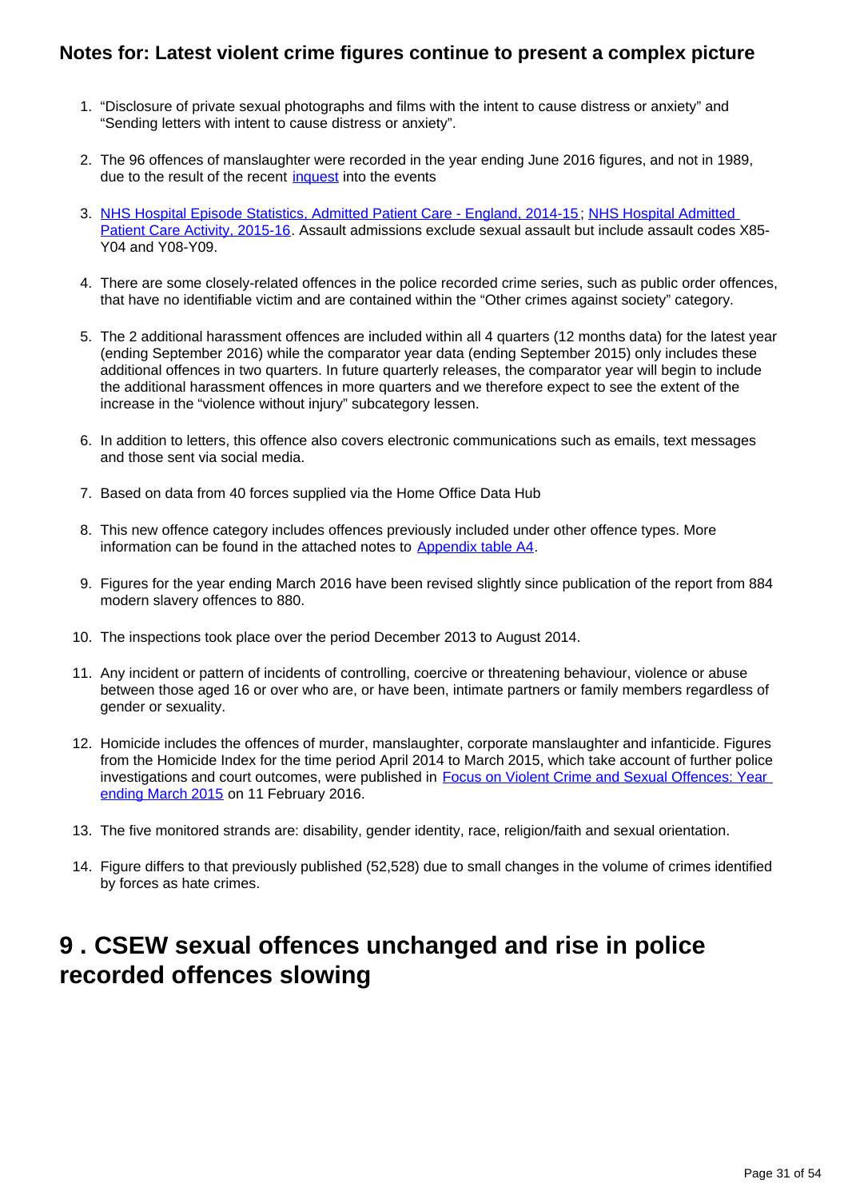### Notes for: Latest violent crime figures continue to present a complex picture

1. “Disclosure of private sexual photographs and films with the intent to cause distress or anxiety” and “Sending letters with intent to cause distress or anxiety”.
2. The 96 offences of manslaughter were recorded in the year ending June 2016 figures, and not in 1989, due to the result of the recent inquest into the events
3. NHS Hospital Episode Statistics, Admitted Patient Care - England, 2014-15; NHS Hospital Admitted Patient Care Activity, 2015-16. Assault admissions exclude sexual assault but include assault codes X85-Y04 and Y08-Y09.
4. There are some closely-related offences in the police recorded crime series, such as public order offences, that have no identifiable victim and are contained within the “Other crimes against society” category.
5. The 2 additional harassment offences are included within all 4 quarters (12 months data) for the latest year (ending September 2016) while the comparator year data (ending September 2015) only includes these additional offences in two quarters. In future quarterly releases, the comparator year will begin to include the additional harassment offences in more quarters and we therefore expect to see the extent of the increase in the “violence without injury” subcategory lessen.
6. In addition to letters, this offence also covers electronic communications such as emails, text messages and those sent via social media.
7. Based on data from 40 forces supplied via the Home Office Data Hub
8. This new offence category includes offences previously included under other offence types. More information can be found in the attached notes to Appendix table A4.
9. Figures for the year ending March 2016 have been revised slightly since publication of the report from 884 modern slavery offences to 880.
10. The inspections took place over the period December 2013 to August 2014.
11. Any incident or pattern of incidents of controlling, coercive or threatening behaviour, violence or abuse between those aged 16 or over who are, or have been, intimate partners or family members regardless of gender or sexuality.
12. Homicide includes the offences of murder, manslaughter, corporate manslaughter and infanticide. Figures from the Homicide Index for the time period April 2014 to March 2015, which take account of further police investigations and court outcomes, were published in Focus on Violent Crime and Sexual Offences: Year ending March 2015 on 11 February 2016.
13. The five monitored strands are: disability, gender identity, race, religion/faith and sexual orientation.
14. Figure differs to that previously published (52,528) due to small changes in the volume of crimes identified by forces as hate crimes.

## 9 . CSEW sexual offences unchanged and rise in police recorded offences slowing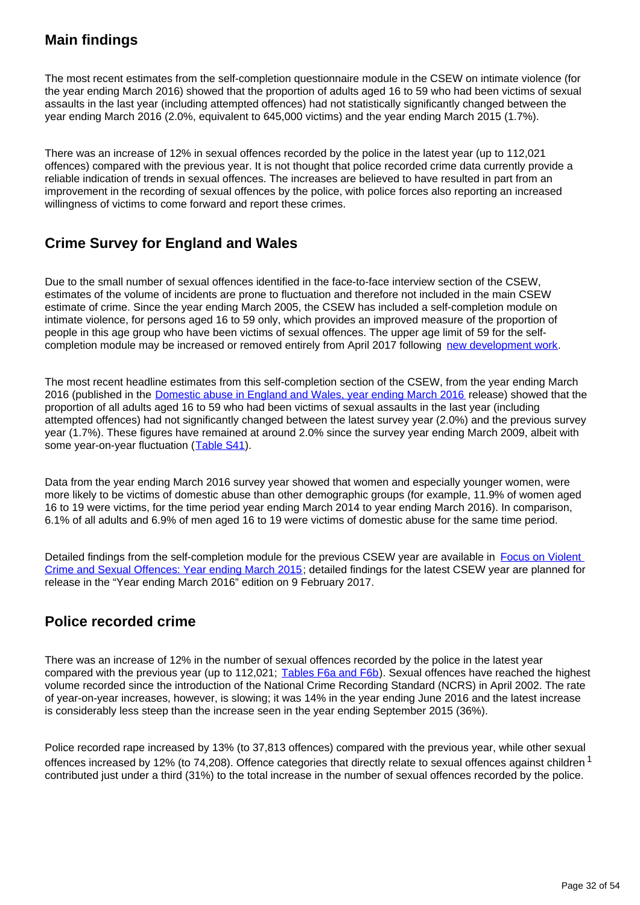## Main findings

The most recent estimates from the self-completion questionnaire module in the CSEW on intimate violence (for the year ending March 2016) showed that the proportion of adults aged 16 to 59 who had been victims of sexual assaults in the last year (including attempted offences) had not statistically significantly changed between the year ending March 2016 (2.0%, equivalent to 645,000 victims) and the year ending March 2015 (1.7%).

There was an increase of 12% in sexual offences recorded by the police in the latest year (up to 112,021 offences) compared with the previous year. It is not thought that police recorded crime data currently provide a reliable indication of trends in sexual offences. The increases are believed to have resulted in part from an improvement in the recording of sexual offences by the police, with police forces also reporting an increased willingness of victims to come forward and report these crimes.

## Crime Survey for England and Wales

Due to the small number of sexual offences identified in the face-to-face interview section of the CSEW, estimates of the volume of incidents are prone to fluctuation and therefore not included in the main CSEW estimate of crime. Since the year ending March 2005, the CSEW has included a self-completion module on intimate violence, for persons aged 16 to 59 only, which provides an improved measure of the proportion of people in this age group who have been victims of sexual offences. The upper age limit of 59 for the self-completion module may be increased or removed entirely from April 2017 following new development work.

The most recent headline estimates from this self-completion section of the CSEW, from the year ending March 2016 (published in the Domestic abuse in England and Wales, year ending March 2016 release) showed that the proportion of all adults aged 16 to 59 who had been victims of sexual assaults in the last year (including attempted offences) had not significantly changed between the latest survey year (2.0%) and the previous survey year (1.7%). These figures have remained at around 2.0% since the survey year ending March 2009, albeit with some year-on-year fluctuation (Table S41).

Data from the year ending March 2016 survey year showed that women and especially younger women, were more likely to be victims of domestic abuse than other demographic groups (for example, 11.9% of women aged 16 to 19 were victims, for the time period year ending March 2014 to year ending March 2016). In comparison, 6.1% of all adults and 6.9% of men aged 16 to 19 were victims of domestic abuse for the same time period.

Detailed findings from the self-completion module for the previous CSEW year are available in Focus on Violent Crime and Sexual Offences: Year ending March 2015; detailed findings for the latest CSEW year are planned for release in the "Year ending March 2016" edition on 9 February 2017.

## Police recorded crime

There was an increase of 12% in the number of sexual offences recorded by the police in the latest year compared with the previous year (up to 112,021; Tables F6a and F6b). Sexual offences have reached the highest volume recorded since the introduction of the National Crime Recording Standard (NCRS) in April 2002. The rate of year-on-year increases, however, is slowing; it was 14% in the year ending June 2016 and the latest increase is considerably less steep than the increase seen in the year ending September 2015 (36%).

Police recorded rape increased by 13% (to 37,813 offences) compared with the previous year, while other sexual offences increased by 12% (to 74,208). Offence categories that directly relate to sexual offences against children [1] contributed just under a third (31%) to the total increase in the number of sexual offences recorded by the police.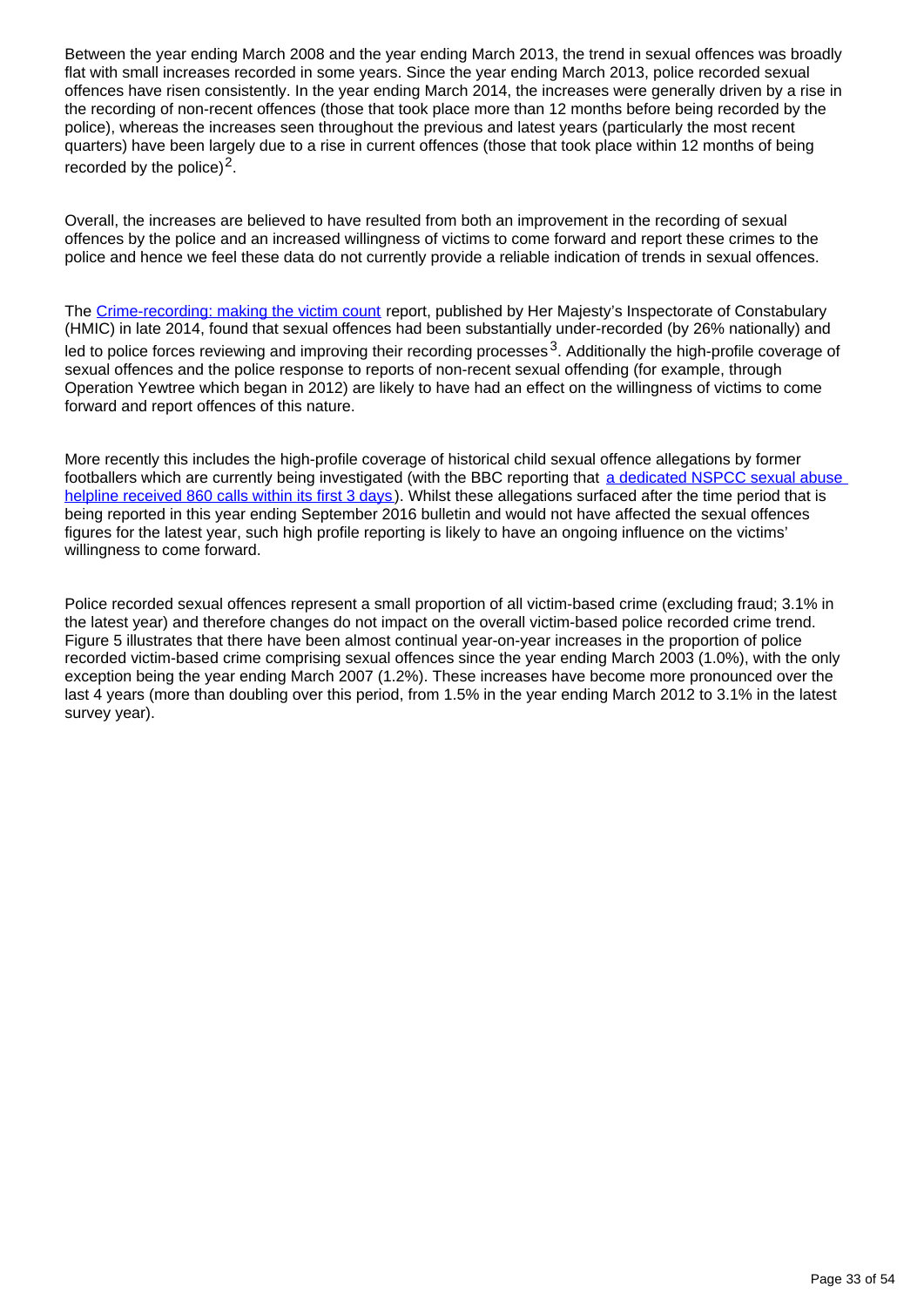Between the year ending March 2008 and the year ending March 2013, the trend in sexual offences was broadly flat with small increases recorded in some years. Since the year ending March 2013, police recorded sexual offences have risen consistently. In the year ending March 2014, the increases were generally driven by a rise in the recording of non-recent offences (those that took place more than 12 months before being recorded by the police), whereas the increases seen throughout the previous and latest years (particularly the most recent quarters) have been largely due to a rise in current offences (those that took place within 12 months of being recorded by the police)[2].

Overall, the increases are believed to have resulted from both an improvement in the recording of sexual offences by the police and an increased willingness of victims to come forward and report these crimes to the police and hence we feel these data do not currently provide a reliable indication of trends in sexual offences.

The Crime-recording: making the victim count report, published by Her Majesty's Inspectorate of Constabulary (HMIC) in late 2014, found that sexual offences had been substantially under-recorded (by 26% nationally) and led to police forces reviewing and improving their recording processes[3]. Additionally the high-profile coverage of sexual offences and the police response to reports of non-recent sexual offending (for example, through Operation Yewtree which began in 2012) are likely to have had an effect on the willingness of victims to come forward and report offences of this nature.

More recently this includes the high-profile coverage of historical child sexual offence allegations by former footballers which are currently being investigated (with the BBC reporting that a dedicated NSPCC sexual abuse helpline received 860 calls within its first 3 days). Whilst these allegations surfaced after the time period that is being reported in this year ending September 2016 bulletin and would not have affected the sexual offences figures for the latest year, such high profile reporting is likely to have an ongoing influence on the victims' willingness to come forward.

Police recorded sexual offences represent a small proportion of all victim-based crime (excluding fraud; 3.1% in the latest year) and therefore changes do not impact on the overall victim-based police recorded crime trend. Figure 5 illustrates that there have been almost continual year-on-year increases in the proportion of police recorded victim-based crime comprising sexual offences since the year ending March 2003 (1.0%), with the only exception being the year ending March 2007 (1.2%). These increases have become more pronounced over the last 4 years (more than doubling over this period, from 1.5% in the year ending March 2012 to 3.1% in the latest survey year).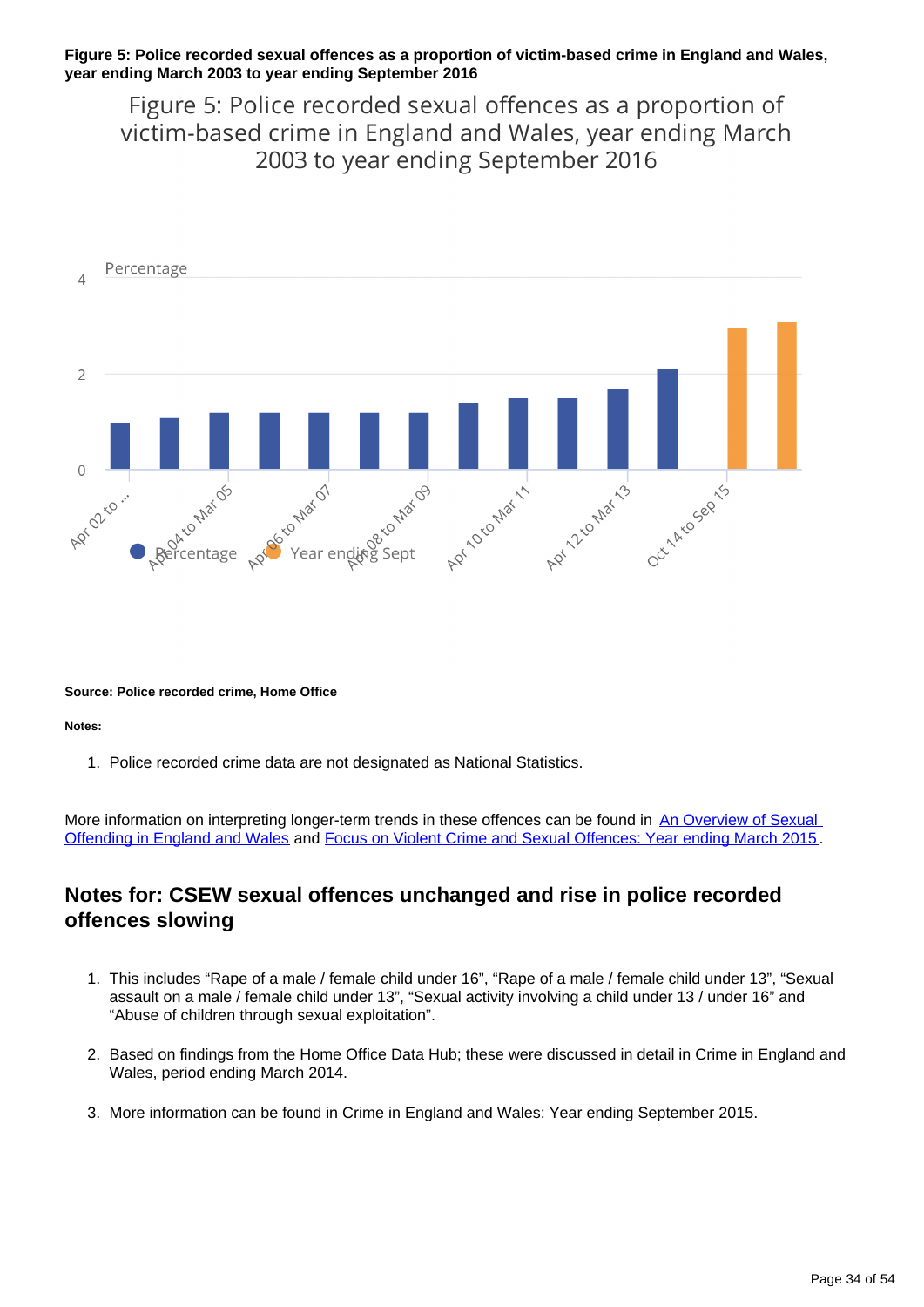**Figure 5: Police recorded sexual offences as a proportion of victim-based crime in England and Wales, year ending March 2003 to year ending September 2016**

Figure 5: Police recorded sexual offences as a proportion of victim-based crime in England and Wales, year ending March 2003 to year ending September 2016

Percentage

4

2

0

Apr 02 to ...

Apr 04 to Mar 05

Apr 06 to Mar 07

Apr 08 to Mar 09

Apr 10 to Mar 11

Apr 12 to Mar 13

Oct 14 to Sep 15

Percentage

Year ending Sept

**Source: Police recorded crime, Home Office**

**Notes:**

1. Police recorded crime data are not designated as National Statistics.

More information on interpreting longer-term trends in these offences can be found in [An Overview of Sexual Offending in England and Wales]() and [Focus on Violent Crime and Sexual Offences: Year ending March 2015]().

## Notes for: CSEW sexual offences unchanged and rise in police recorded offences slowing

1. This includes "Rape of a male / female child under 16", "Rape of a male / female child under 13", "Sexual assault on a male / female child under 13", "Sexual activity involving a child under 13 / under 16" and "Abuse of children through sexual exploitation".
2. Based on findings from the Home Office Data Hub; these were discussed in detail in Crime in England and Wales, period ending March 2014.
3. More information can be found in Crime in England and Wales: Year ending September 2015.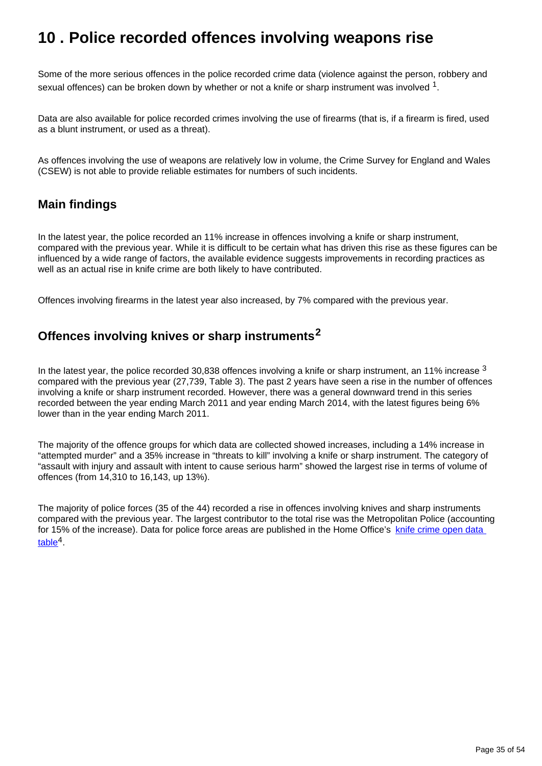# 10 . Police recorded offences involving weapons rise

Some of the more serious offences in the police recorded crime data (violence against the person, robbery and sexual offences) can be broken down by whether or not a knife or sharp instrument was involved [1].

Data are also available for police recorded crimes involving the use of firearms (that is, if a firearm is fired, used as a blunt instrument, or used as a threat).

As offences involving the use of weapons are relatively low in volume, the Crime Survey for England and Wales (CSEW) is not able to provide reliable estimates for numbers of such incidents.

## Main findings

In the latest year, the police recorded an 11% increase in offences involving a knife or sharp instrument, compared with the previous year. While it is difficult to be certain what has driven this rise as these figures can be influenced by a wide range of factors, the available evidence suggests improvements in recording practices as well as an actual rise in knife crime are both likely to have contributed.

Offences involving firearms in the latest year also increased, by 7% compared with the previous year.

## Offences involving knives or sharp instruments[2]

In the latest year, the police recorded 30,838 offences involving a knife or sharp instrument, an 11% increase [3] compared with the previous year (27,739, Table 3). The past 2 years have seen a rise in the number of offences involving a knife or sharp instrument recorded. However, there was a general downward trend in this series recorded between the year ending March 2011 and year ending March 2014, with the latest figures being 6% lower than in the year ending March 2011.

The majority of the offence groups for which data are collected showed increases, including a 14% increase in "attempted murder" and a 35% increase in "threats to kill" involving a knife or sharp instrument. The category of "assault with injury and assault with intent to cause serious harm" showed the largest rise in terms of volume of offences (from 14,310 to 16,143, up 13%).

The majority of police forces (35 of the 44) recorded a rise in offences involving knives and sharp instruments compared with the previous year. The largest contributor to the total rise was the Metropolitan Police (accounting for 15% of the increase). Data for police force areas are published in the Home Office's knife crime open data table[4].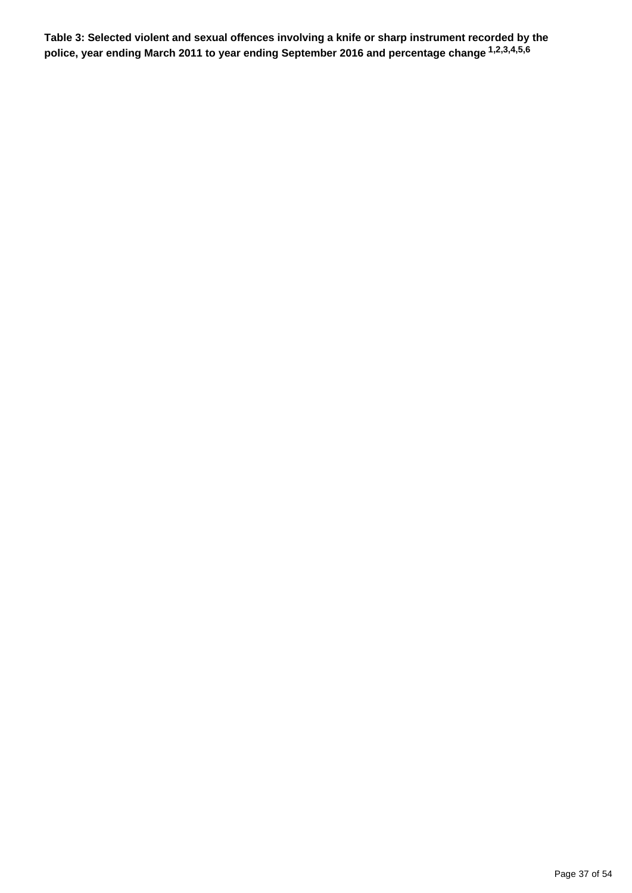**Table 3: Selected violent and sexual offences involving a knife or sharp instrument recorded by the police, year ending March 2011 to year ending September 2016 and percentage change [1,2,3,4,5,6]**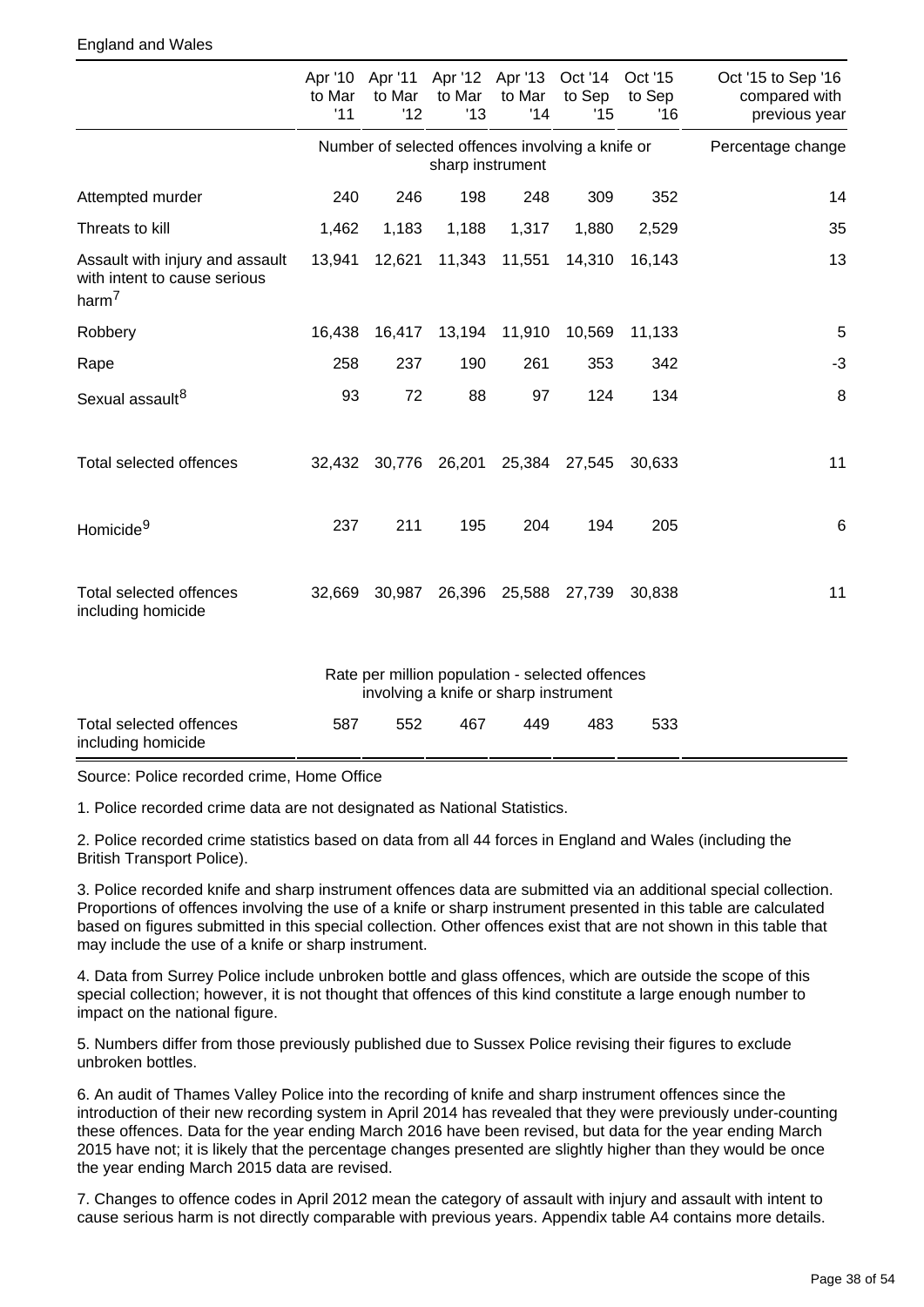England and Wales

| | Apr '10 to Mar '11 | Apr '11 to Mar '12 | Apr '12 to Mar '13 | Apr '13 to Mar '14 | Oct '14 to Sep '15 | Oct '15 to Sep '16 | Oct '15 to Sep '16 compared with previous year |
|---|---|---|---|---|---|---|---|
| | Number of selected offences involving a knife or sharp instrument | | | | | | Percentage change |
| Attempted murder | 240 | 246 | 198 | 248 | 309 | 352 | 14 |
| Threats to kill | 1,462 | 1,183 | 1,188 | 1,317 | 1,880 | 2,529 | 35 |
| Assault with injury and assault with intent to cause serious harm[7] | 13,941 | 12,621 | 11,343 | 11,551 | 14,310 | 16,143 | 13 |
| Robbery | 16,438 | 16,417 | 13,194 | 11,910 | 10,569 | 11,133 | 5 |
| Rape | 258 | 237 | 190 | 261 | 353 | 342 | -3 |
| Sexual assault[8] | 93 | 72 | 88 | 97 | 124 | 134 | 8 |
| Total selected offences | 32,432 | 30,776 | 26,201 | 25,384 | 27,545 | 30,633 | 11 |
| Homicide[9] | 237 | 211 | 195 | 204 | 194 | 205 | 6 |
| Total selected offences including homicide | 32,669 | 30,987 | 26,396 | 25,588 | 27,739 | 30,838 | 11 |
| | Rate per million population - selected offences involving a knife or sharp instrument | | | | | | |
| Total selected offences including homicide | 587 | 552 | 467 | 449 | 483 | 533 | |

Source: Police recorded crime, Home Office

1. Police recorded crime data are not designated as National Statistics.

2. Police recorded crime statistics based on data from all 44 forces in England and Wales (including the British Transport Police).

3. Police recorded knife and sharp instrument offences data are submitted via an additional special collection. Proportions of offences involving the use of a knife or sharp instrument presented in this table are calculated based on figures submitted in this special collection. Other offences exist that are not shown in this table that may include the use of a knife or sharp instrument.

4. Data from Surrey Police include unbroken bottle and glass offences, which are outside the scope of this special collection; however, it is not thought that offences of this kind constitute a large enough number to impact on the national figure.

5. Numbers differ from those previously published due to Sussex Police revising their figures to exclude unbroken bottles.

6. An audit of Thames Valley Police into the recording of knife and sharp instrument offences since the introduction of their new recording system in April 2014 has revealed that they were previously under-counting these offences. Data for the year ending March 2016 have been revised, but data for the year ending March 2015 have not; it is likely that the percentage changes presented are slightly higher than they would be once the year ending March 2015 data are revised.

7. Changes to offence codes in April 2012 mean the category of assault with injury and assault with intent to cause serious harm is not directly comparable with previous years. Appendix table A4 contains more details.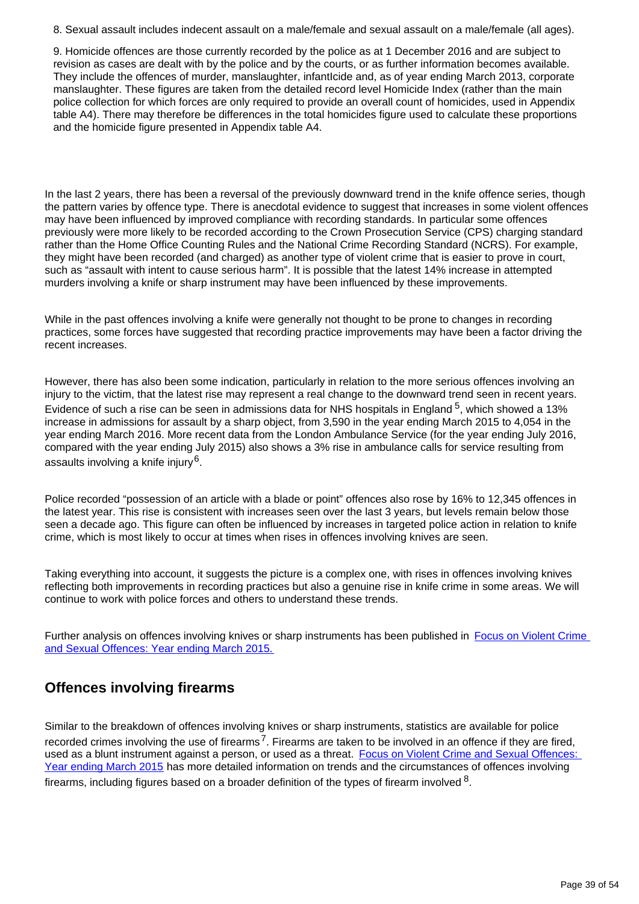8. Sexual assault includes indecent assault on a male/female and sexual assault on a male/female (all ages).

9. Homicide offences are those currently recorded by the police as at 1 December 2016 and are subject to revision as cases are dealt with by the police and by the courts, or as further information becomes available. They include the offences of murder, manslaughter, infantIcide and, as of year ending March 2013, corporate manslaughter. These figures are taken from the detailed record level Homicide Index (rather than the main police collection for which forces are only required to provide an overall count of homicides, used in Appendix table A4). There may therefore be differences in the total homicides figure used to calculate these proportions and the homicide figure presented in Appendix table A4.

In the last 2 years, there has been a reversal of the previously downward trend in the knife offence series, though the pattern varies by offence type. There is anecdotal evidence to suggest that increases in some violent offences may have been influenced by improved compliance with recording standards. In particular some offences previously were more likely to be recorded according to the Crown Prosecution Service (CPS) charging standard rather than the Home Office Counting Rules and the National Crime Recording Standard (NCRS). For example, they might have been recorded (and charged) as another type of violent crime that is easier to prove in court, such as "assault with intent to cause serious harm". It is possible that the latest 14% increase in attempted murders involving a knife or sharp instrument may have been influenced by these improvements.

While in the past offences involving a knife were generally not thought to be prone to changes in recording practices, some forces have suggested that recording practice improvements may have been a factor driving the recent increases.

However, there has also been some indication, particularly in relation to the more serious offences involving an injury to the victim, that the latest rise may represent a real change to the downward trend seen in recent years. Evidence of such a rise can be seen in admissions data for NHS hospitals in England [5], which showed a 13% increase in admissions for assault by a sharp object, from 3,590 in the year ending March 2015 to 4,054 in the year ending March 2016. More recent data from the London Ambulance Service (for the year ending July 2016, compared with the year ending July 2015) also shows a 3% rise in ambulance calls for service resulting from assaults involving a knife injury [6].

Police recorded "possession of an article with a blade or point" offences also rose by 16% to 12,345 offences in the latest year. This rise is consistent with increases seen over the last 3 years, but levels remain below those seen a decade ago. This figure can often be influenced by increases in targeted police action in relation to knife crime, which is most likely to occur at times when rises in offences involving knives are seen.

Taking everything into account, it suggests the picture is a complex one, with rises in offences involving knives reflecting both improvements in recording practices but also a genuine rise in knife crime in some areas. We will continue to work with police forces and others to understand these trends.

Further analysis on offences involving knives or sharp instruments has been published in [Focus on Violent Crime and Sexual Offences: Year ending March 2015.]

## Offences involving firearms

Similar to the breakdown of offences involving knives or sharp instruments, statistics are available for police recorded crimes involving the use of firearms [7]. Firearms are taken to be involved in an offence if they are fired, used as a blunt instrument against a person, or used as a threat. [Focus on Violent Crime and Sexual Offences: Year ending March 2015] has more detailed information on trends and the circumstances of offences involving firearms, including figures based on a broader definition of the types of firearm involved [8].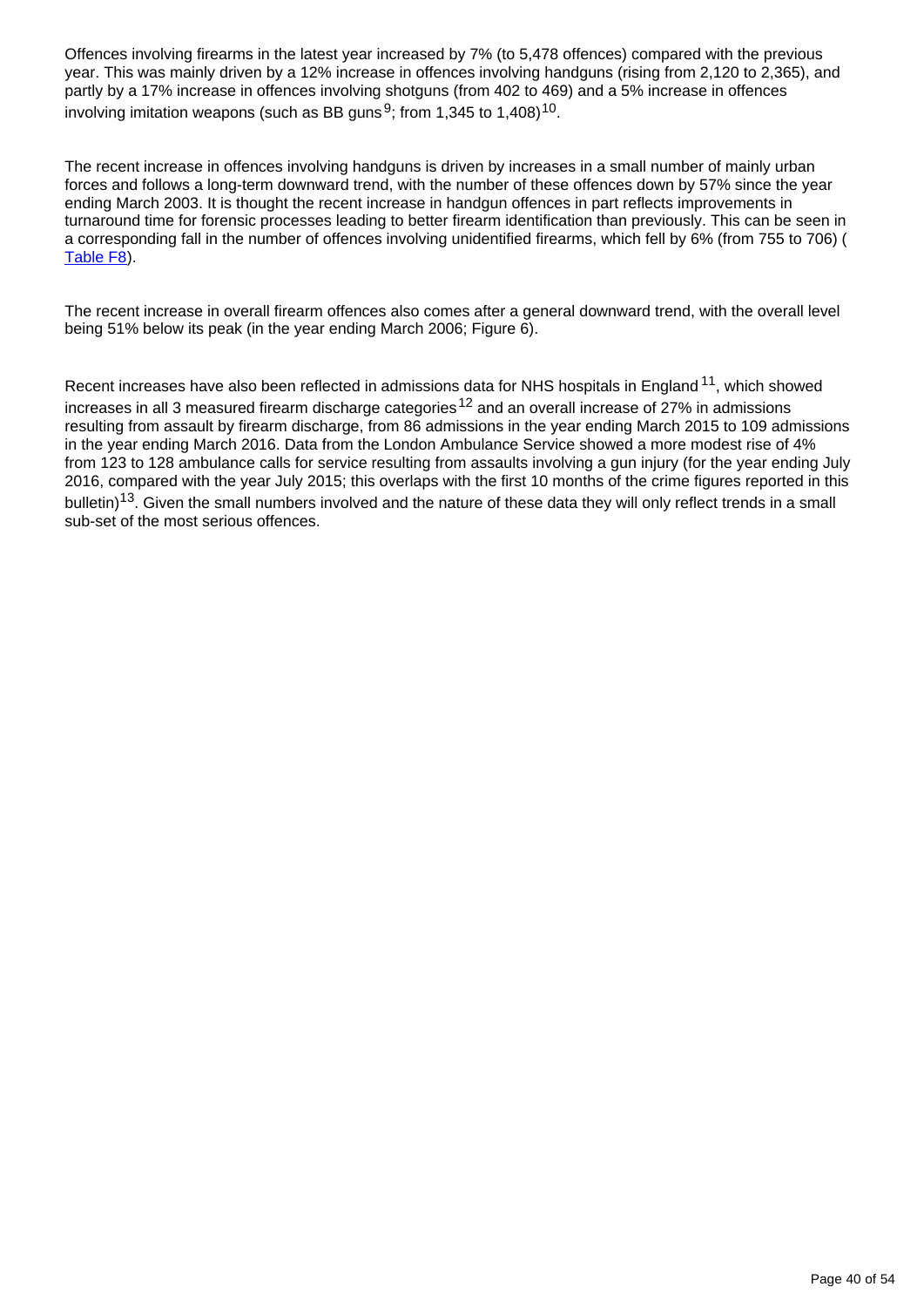Offences involving firearms in the latest year increased by 7% (to 5,478 offences) compared with the previous year. This was mainly driven by a 12% increase in offences involving handguns (rising from 2,120 to 2,365), and partly by a 17% increase in offences involving shotguns (from 402 to 469) and a 5% increase in offences involving imitation weapons (such as BB guns[9]; from 1,345 to 1,408)[10].

The recent increase in offences involving handguns is driven by increases in a small number of mainly urban forces and follows a long-term downward trend, with the number of these offences down by 57% since the year ending March 2003. It is thought the recent increase in handgun offences in part reflects improvements in turnaround time for forensic processes leading to better firearm identification than previously. This can be seen in a corresponding fall in the number of offences involving unidentified firearms, which fell by 6% (from 755 to 706) (Table F8).

The recent increase in overall firearm offences also comes after a general downward trend, with the overall level being 51% below its peak (in the year ending March 2006; Figure 6).

Recent increases have also been reflected in admissions data for NHS hospitals in England[11], which showed increases in all 3 measured firearm discharge categories[12] and an overall increase of 27% in admissions resulting from assault by firearm discharge, from 86 admissions in the year ending March 2015 to 109 admissions in the year ending March 2016. Data from the London Ambulance Service showed a more modest rise of 4% from 123 to 128 ambulance calls for service resulting from assaults involving a gun injury (for the year ending July 2016, compared with the year July 2015; this overlaps with the first 10 months of the crime figures reported in this bulletin)[13]. Given the small numbers involved and the nature of these data they will only reflect trends in a small sub-set of the most serious offences.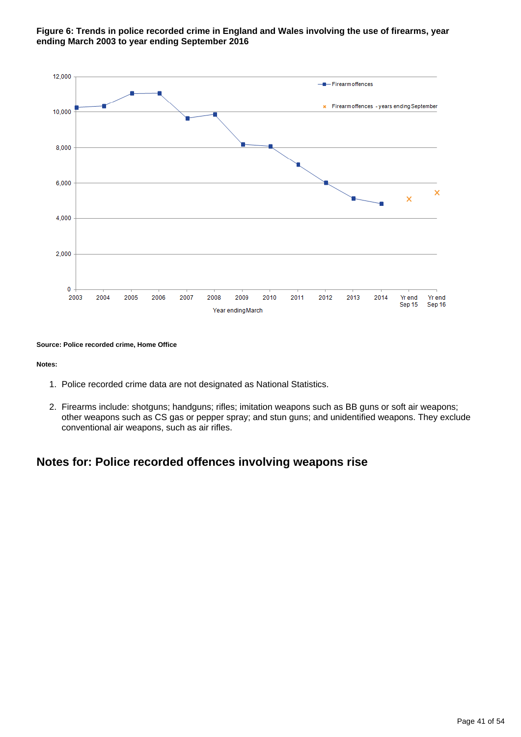**Figure 6: Trends in police recorded crime in England and Wales involving the use of firearms, year ending March 2003 to year ending September 2016**

12,000
10,000
8,000
6,000
4,000
2,000
0

2003 2004 2005 2006 2007 2008 2009 2010 2011 2012 2013 2014 Yr end Sep 15 Yr end Sep 16

Year ending March

Firearm offences

Firearm offences - years ending September

**Source: Police recorded crime, Home Office**

**Notes:**

1. Police recorded crime data are not designated as National Statistics.

2. Firearms include: shotguns; handguns; rifles; imitation weapons such as BB guns or soft air weapons; other weapons such as CS gas or pepper spray; and stun guns; and unidentified weapons. They exclude conventional air weapons, such as air rifles.

## Notes for: Police recorded offences involving weapons rise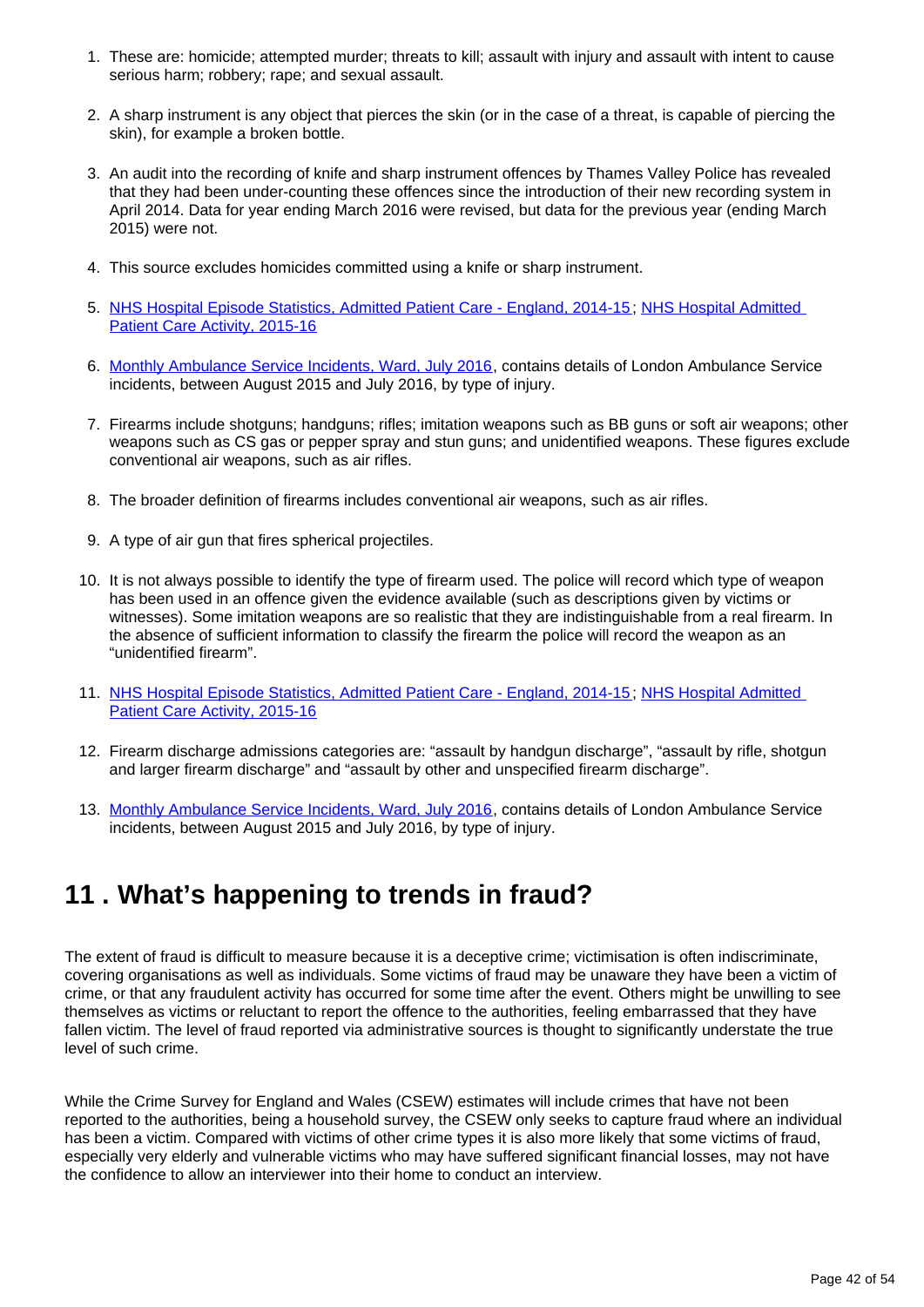1. These are: homicide; attempted murder; threats to kill; assault with injury and assault with intent to cause serious harm; robbery; rape; and sexual assault.

2. A sharp instrument is any object that pierces the skin (or in the case of a threat, is capable of piercing the skin), for example a broken bottle.

3. An audit into the recording of knife and sharp instrument offences by Thames Valley Police has revealed that they had been under-counting these offences since the introduction of their new recording system in April 2014. Data for year ending March 2016 were revised, but data for the previous year (ending March 2015) were not.

4. This source excludes homicides committed using a knife or sharp instrument.

5. NHS Hospital Episode Statistics, Admitted Patient Care - England, 2014-15; NHS Hospital Admitted Patient Care Activity, 2015-16

6. Monthly Ambulance Service Incidents, Ward, July 2016, contains details of London Ambulance Service incidents, between August 2015 and July 2016, by type of injury.

7. Firearms include shotguns; handguns; rifles; imitation weapons such as BB guns or soft air weapons; other weapons such as CS gas or pepper spray and stun guns; and unidentified weapons. These figures exclude conventional air weapons, such as air rifles.

8. The broader definition of firearms includes conventional air weapons, such as air rifles.

9. A type of air gun that fires spherical projectiles.

10. It is not always possible to identify the type of firearm used. The police will record which type of weapon has been used in an offence given the evidence available (such as descriptions given by victims or witnesses). Some imitation weapons are so realistic that they are indistinguishable from a real firearm. In the absence of sufficient information to classify the firearm the police will record the weapon as an "unidentified firearm".

11. NHS Hospital Episode Statistics, Admitted Patient Care - England, 2014-15; NHS Hospital Admitted Patient Care Activity, 2015-16

12. Firearm discharge admissions categories are: "assault by handgun discharge", "assault by rifle, shotgun and larger firearm discharge" and "assault by other and unspecified firearm discharge".

13. Monthly Ambulance Service Incidents, Ward, July 2016, contains details of London Ambulance Service incidents, between August 2015 and July 2016, by type of injury.

# 11 . What's happening to trends in fraud?

The extent of fraud is difficult to measure because it is a deceptive crime; victimisation is often indiscriminate, covering organisations as well as individuals. Some victims of fraud may be unaware they have been a victim of crime, or that any fraudulent activity has occurred for some time after the event. Others might be unwilling to see themselves as victims or reluctant to report the offence to the authorities, feeling embarrassed that they have fallen victim. The level of fraud reported via administrative sources is thought to significantly understate the true level of such crime.

While the Crime Survey for England and Wales (CSEW) estimates will include crimes that have not been reported to the authorities, being a household survey, the CSEW only seeks to capture fraud where an individual has been a victim. Compared with victims of other crime types it is also more likely that some victims of fraud, especially very elderly and vulnerable victims who may have suffered significant financial losses, may not have the confidence to allow an interviewer into their home to conduct an interview.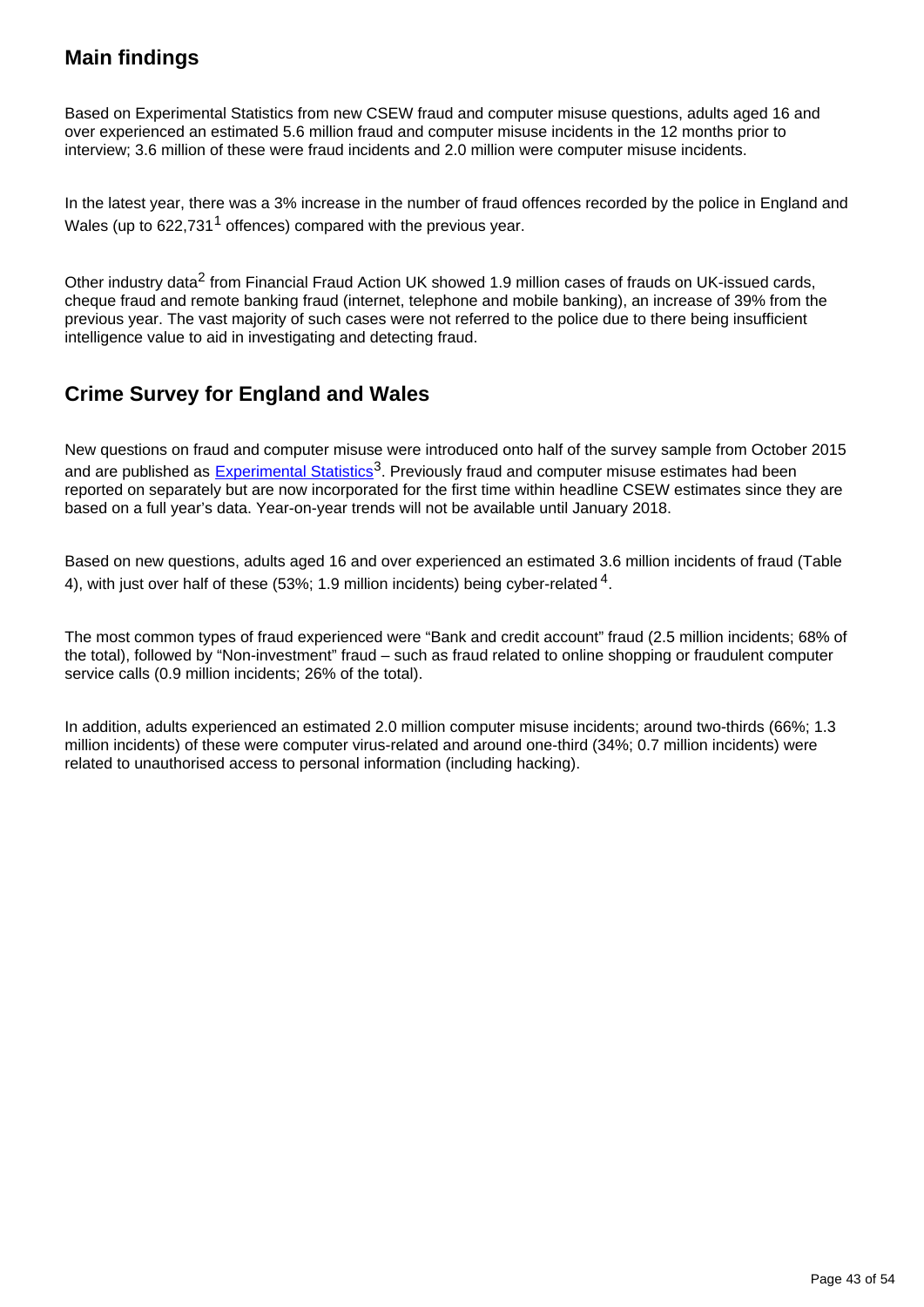## Main findings

Based on Experimental Statistics from new CSEW fraud and computer misuse questions, adults aged 16 and over experienced an estimated 5.6 million fraud and computer misuse incidents in the 12 months prior to interview; 3.6 million of these were fraud incidents and 2.0 million were computer misuse incidents.

In the latest year, there was a 3% increase in the number of fraud offences recorded by the police in England and Wales (up to 622,731[1] offences) compared with the previous year.

Other industry data[2] from Financial Fraud Action UK showed 1.9 million cases of frauds on UK-issued cards, cheque fraud and remote banking fraud (internet, telephone and mobile banking), an increase of 39% from the previous year. The vast majority of such cases were not referred to the police due to there being insufficient intelligence value to aid in investigating and detecting fraud.

## Crime Survey for England and Wales

New questions on fraud and computer misuse were introduced onto half of the survey sample from October 2015 and are published as Experimental Statistics[3]. Previously fraud and computer misuse estimates had been reported on separately but are now incorporated for the first time within headline CSEW estimates since they are based on a full year's data. Year-on-year trends will not be available until January 2018.

Based on new questions, adults aged 16 and over experienced an estimated 3.6 million incidents of fraud (Table 4), with just over half of these (53%; 1.9 million incidents) being cyber-related[4].

The most common types of fraud experienced were "Bank and credit account" fraud (2.5 million incidents; 68% of the total), followed by "Non-investment" fraud – such as fraud related to online shopping or fraudulent computer service calls (0.9 million incidents; 26% of the total).

In addition, adults experienced an estimated 2.0 million computer misuse incidents; around two-thirds (66%; 1.3 million incidents) of these were computer virus-related and around one-third (34%; 0.7 million incidents) were related to unauthorised access to personal information (including hacking).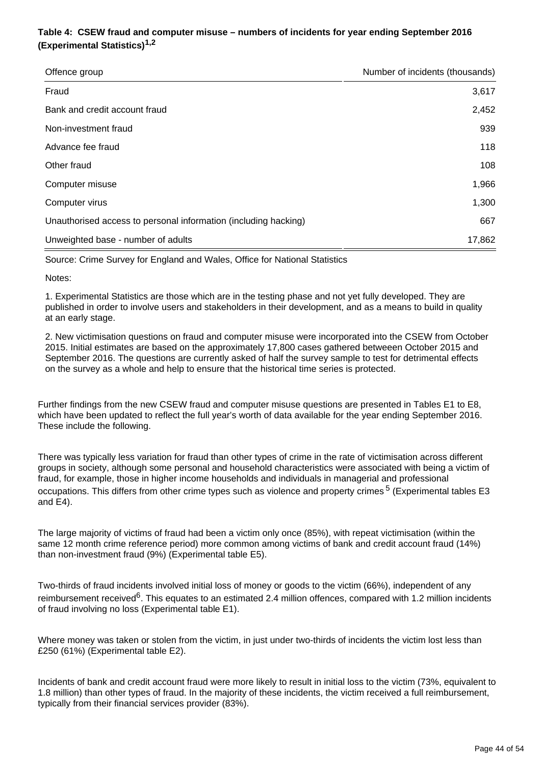**Table 4: CSEW fraud and computer misuse – numbers of incidents for year ending September 2016 (Experimental Statistics)[1,2]**

| Offence group | Number of incidents (thousands) |
|---|---|
| Fraud | 3,617 |
| Bank and credit account fraud | 2,452 |
| Non-investment fraud | 939 |
| Advance fee fraud | 118 |
| Other fraud | 108 |
| Computer misuse | 1,966 |
| Computer virus | 1,300 |
| Unauthorised access to personal information (including hacking) | 667 |
| Unweighted base - number of adults | 17,862 |

Source: Crime Survey for England and Wales, Office for National Statistics

Notes:

1. Experimental Statistics are those which are in the testing phase and not yet fully developed. They are published in order to involve users and stakeholders in their development, and as a means to build in quality at an early stage.

2. New victimisation questions on fraud and computer misuse were incorporated into the CSEW from October 2015. Initial estimates are based on the approximately 17,800 cases gathered betweeen October 2015 and September 2016. The questions are currently asked of half the survey sample to test for detrimental effects on the survey as a whole and help to ensure that the historical time series is protected.

Further findings from the new CSEW fraud and computer misuse questions are presented in Tables E1 to E8, which have been updated to reflect the full year's worth of data available for the year ending September 2016. These include the following.

There was typically less variation for fraud than other types of crime in the rate of victimisation across different groups in society, although some personal and household characteristics were associated with being a victim of fraud, for example, those in higher income households and individuals in managerial and professional occupations. This differs from other crime types such as violence and property crimes [5] (Experimental tables E3 and E4).

The large majority of victims of fraud had been a victim only once (85%), with repeat victimisation (within the same 12 month crime reference period) more common among victims of bank and credit account fraud (14%) than non-investment fraud (9%) (Experimental table E5).

Two-thirds of fraud incidents involved initial loss of money or goods to the victim (66%), independent of any reimbursement received[6]. This equates to an estimated 2.4 million offences, compared with 1.2 million incidents of fraud involving no loss (Experimental table E1).

Where money was taken or stolen from the victim, in just under two-thirds of incidents the victim lost less than £250 (61%) (Experimental table E2).

Incidents of bank and credit account fraud were more likely to result in initial loss to the victim (73%, equivalent to 1.8 million) than other types of fraud. In the majority of these incidents, the victim received a full reimbursement, typically from their financial services provider (83%).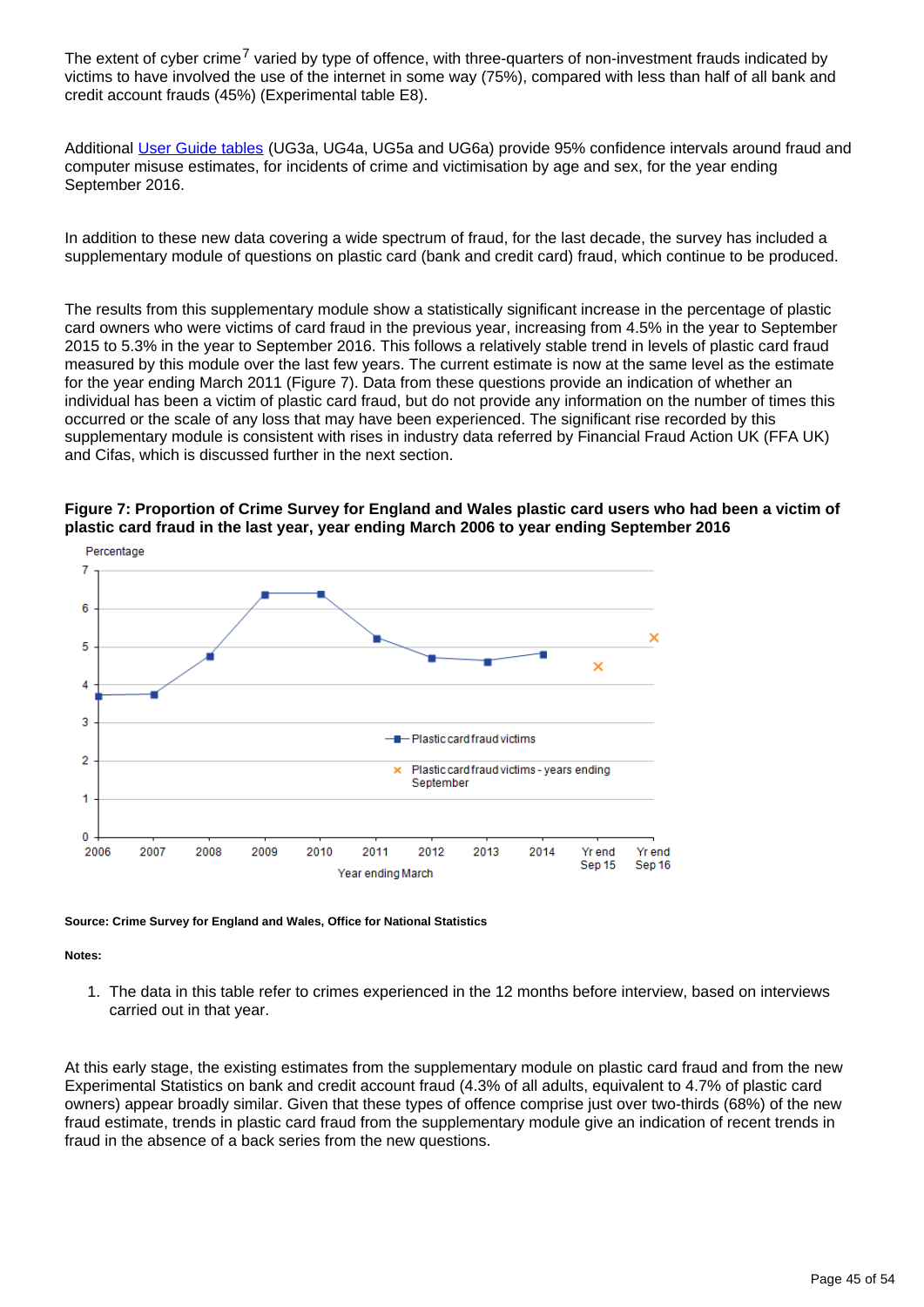The extent of cyber crime[7] varied by type of offence, with three-quarters of non-investment frauds indicated by victims to have involved the use of the internet in some way (75%), compared with less than half of all bank and credit account frauds (45%) (Experimental table E8).

Additional User Guide tables (UG3a, UG4a, UG5a and UG6a) provide 95% confidence intervals around fraud and computer misuse estimates, for incidents of crime and victimisation by age and sex, for the year ending September 2016.

In addition to these new data covering a wide spectrum of fraud, for the last decade, the survey has included a supplementary module of questions on plastic card (bank and credit card) fraud, which continue to be produced.

The results from this supplementary module show a statistically significant increase in the percentage of plastic card owners who were victims of card fraud in the previous year, increasing from 4.5% in the year to September 2015 to 5.3% in the year to September 2016. This follows a relatively stable trend in levels of plastic card fraud measured by this module over the last few years. The current estimate is now at the same level as the estimate for the year ending March 2011 (Figure 7). Data from these questions provide an indication of whether an individual has been a victim of plastic card fraud, but do not provide any information on the number of times this occurred or the scale of any loss that may have been experienced. The significant rise recorded by this supplementary module is consistent with rises in industry data referred by Financial Fraud Action UK (FFA UK) and Cifas, which is discussed further in the next section.

**Figure 7: Proportion of Crime Survey for England and Wales plastic card users who had been a victim of plastic card fraud in the last year, year ending March 2006 to year ending September 2016**

Percentage

7
6
5
4
3
2
1
0

2006 2007 2008 2009 2010 2011 2012 2013 2014 Yr end Sep 15 Yr end Sep 16

Year ending March

Plastic card fraud victims

Plastic card fraud victims - years ending September

**Source: Crime Survey for England and Wales, Office for National Statistics**

**Notes:**

1. The data in this table refer to crimes experienced in the 12 months before interview, based on interviews carried out in that year.

At this early stage, the existing estimates from the supplementary module on plastic card fraud and from the new Experimental Statistics on bank and credit account fraud (4.3% of all adults, equivalent to 4.7% of plastic card owners) appear broadly similar. Given that these types of offence comprise just over two-thirds (68%) of the new fraud estimate, trends in plastic card fraud from the supplementary module give an indication of recent trends in fraud in the absence of a back series from the new questions.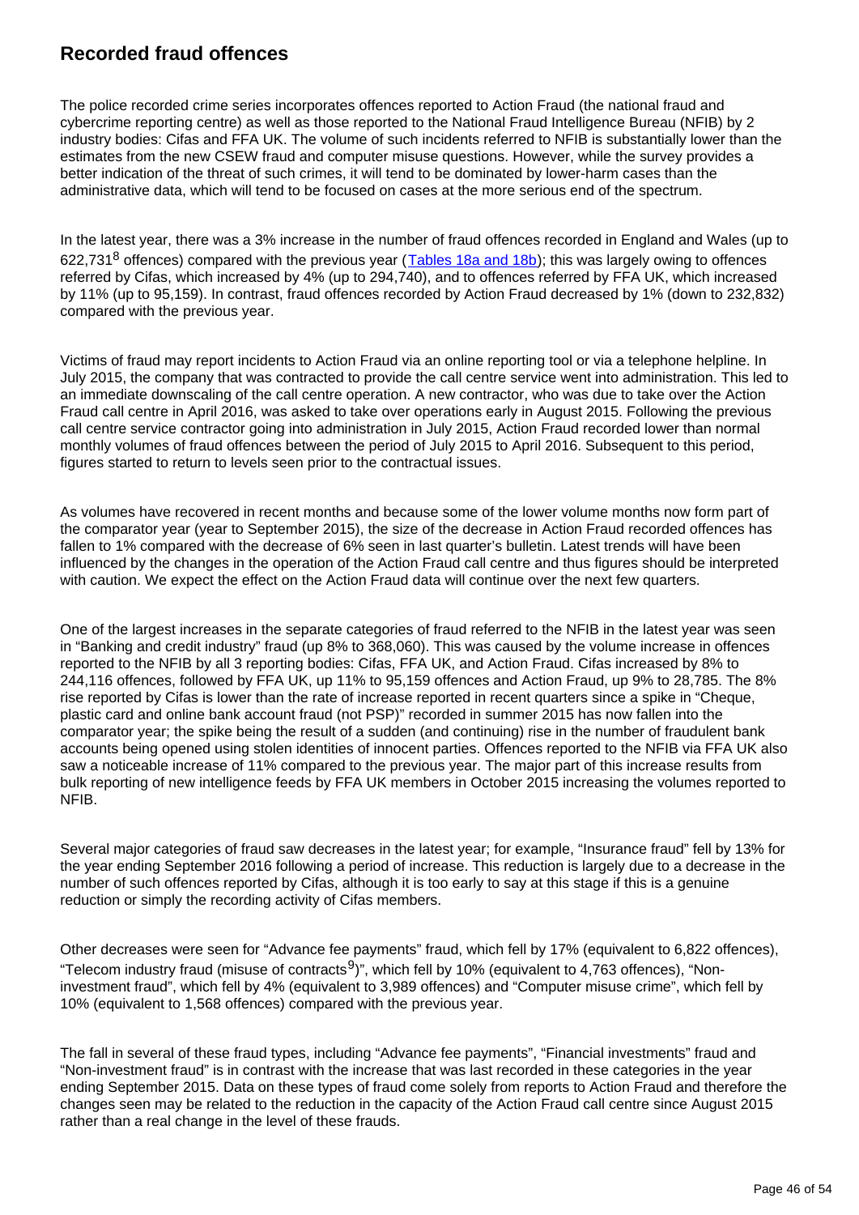## Recorded fraud offences

The police recorded crime series incorporates offences reported to Action Fraud (the national fraud and cybercrime reporting centre) as well as those reported to the National Fraud Intelligence Bureau (NFIB) by 2 industry bodies: Cifas and FFA UK. The volume of such incidents referred to NFIB is substantially lower than the estimates from the new CSEW fraud and computer misuse questions. However, while the survey provides a better indication of the threat of such crimes, it will tend to be dominated by lower-harm cases than the administrative data, which will tend to be focused on cases at the more serious end of the spectrum.

In the latest year, there was a 3% increase in the number of fraud offences recorded in England and Wales (up to 622,731[8] offences) compared with the previous year (Tables 18a and 18b); this was largely owing to offences referred by Cifas, which increased by 4% (up to 294,740), and to offences referred by FFA UK, which increased by 11% (up to 95,159). In contrast, fraud offences recorded by Action Fraud decreased by 1% (down to 232,832) compared with the previous year.

Victims of fraud may report incidents to Action Fraud via an online reporting tool or via a telephone helpline. In July 2015, the company that was contracted to provide the call centre service went into administration. This led to an immediate downscaling of the call centre operation. A new contractor, who was due to take over the Action Fraud call centre in April 2016, was asked to take over operations early in August 2015. Following the previous call centre service contractor going into administration in July 2015, Action Fraud recorded lower than normal monthly volumes of fraud offences between the period of July 2015 to April 2016. Subsequent to this period, figures started to return to levels seen prior to the contractual issues.

As volumes have recovered in recent months and because some of the lower volume months now form part of the comparator year (year to September 2015), the size of the decrease in Action Fraud recorded offences has fallen to 1% compared with the decrease of 6% seen in last quarter's bulletin. Latest trends will have been influenced by the changes in the operation of the Action Fraud call centre and thus figures should be interpreted with caution. We expect the effect on the Action Fraud data will continue over the next few quarters.

One of the largest increases in the separate categories of fraud referred to the NFIB in the latest year was seen in "Banking and credit industry" fraud (up 8% to 368,060). This was caused by the volume increase in offences reported to the NFIB by all 3 reporting bodies: Cifas, FFA UK, and Action Fraud. Cifas increased by 8% to 244,116 offences, followed by FFA UK, up 11% to 95,159 offences and Action Fraud, up 9% to 28,785. The 8% rise reported by Cifas is lower than the rate of increase reported in recent quarters since a spike in "Cheque, plastic card and online bank account fraud (not PSP)" recorded in summer 2015 has now fallen into the comparator year; the spike being the result of a sudden (and continuing) rise in the number of fraudulent bank accounts being opened using stolen identities of innocent parties. Offences reported to the NFIB via FFA UK also saw a noticeable increase of 11% compared to the previous year. The major part of this increase results from bulk reporting of new intelligence feeds by FFA UK members in October 2015 increasing the volumes reported to NFIB.

Several major categories of fraud saw decreases in the latest year; for example, "Insurance fraud" fell by 13% for the year ending September 2016 following a period of increase. This reduction is largely due to a decrease in the number of such offences reported by Cifas, although it is too early to say at this stage if this is a genuine reduction or simply the recording activity of Cifas members.

Other decreases were seen for "Advance fee payments" fraud, which fell by 17% (equivalent to 6,822 offences), "Telecom industry fraud (misuse of contracts[9])", which fell by 10% (equivalent to 4,763 offences), "Non-investment fraud", which fell by 4% (equivalent to 3,989 offences) and "Computer misuse crime", which fell by 10% (equivalent to 1,568 offences) compared with the previous year.

The fall in several of these fraud types, including "Advance fee payments", "Financial investments" fraud and "Non-investment fraud" is in contrast with the increase that was last recorded in these categories in the year ending September 2015. Data on these types of fraud come solely from reports to Action Fraud and therefore the changes seen may be related to the reduction in the capacity of the Action Fraud call centre since August 2015 rather than a real change in the level of these frauds.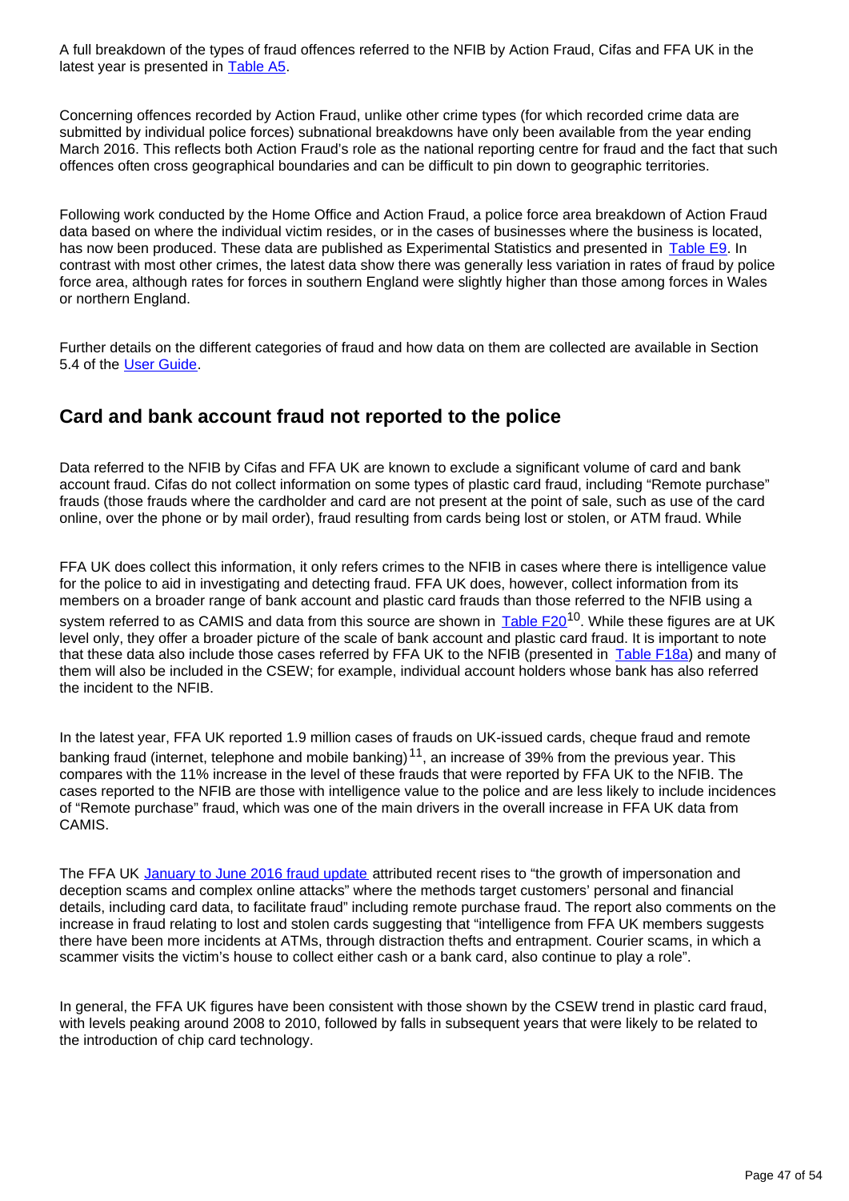A full breakdown of the types of fraud offences referred to the NFIB by Action Fraud, Cifas and FFA UK in the latest year is presented in Table A5.

Concerning offences recorded by Action Fraud, unlike other crime types (for which recorded crime data are submitted by individual police forces) subnational breakdowns have only been available from the year ending March 2016. This reflects both Action Fraud's role as the national reporting centre for fraud and the fact that such offences often cross geographical boundaries and can be difficult to pin down to geographic territories.

Following work conducted by the Home Office and Action Fraud, a police force area breakdown of Action Fraud data based on where the individual victim resides, or in the cases of businesses where the business is located, has now been produced. These data are published as Experimental Statistics and presented in Table E9. In contrast with most other crimes, the latest data show there was generally less variation in rates of fraud by police force area, although rates for forces in southern England were slightly higher than those among forces in Wales or northern England.

Further details on the different categories of fraud and how data on them are collected are available in Section 5.4 of the User Guide.

## Card and bank account fraud not reported to the police

Data referred to the NFIB by Cifas and FFA UK are known to exclude a significant volume of card and bank account fraud. Cifas do not collect information on some types of plastic card fraud, including "Remote purchase" frauds (those frauds where the cardholder and card are not present at the point of sale, such as use of the card online, over the phone or by mail order), fraud resulting from cards being lost or stolen, or ATM fraud. While FFA UK does collect this information, it only refers crimes to the NFIB in cases where there is intelligence value for the police to aid in investigating and detecting fraud. FFA UK does, however, collect information from its members on a broader range of bank account and plastic card frauds than those referred to the NFIB using a system referred to as CAMIS and data from this source are shown in Table F20[10]. While these figures are at UK level only, they offer a broader picture of the scale of bank account and plastic card fraud. It is important to note that these data also include those cases referred by FFA UK to the NFIB (presented in Table F18a) and many of them will also be included in the CSEW; for example, individual account holders whose bank has also referred the incident to the NFIB.

In the latest year, FFA UK reported 1.9 million cases of frauds on UK-issued cards, cheque fraud and remote banking fraud (internet, telephone and mobile banking)[11], an increase of 39% from the previous year. This compares with the 11% increase in the level of these frauds that were reported by FFA UK to the NFIB. The cases reported to the NFIB are those with intelligence value to the police and are less likely to include incidences of "Remote purchase" fraud, which was one of the main drivers in the overall increase in FFA UK data from CAMIS.

The FFA UK January to June 2016 fraud update attributed recent rises to "the growth of impersonation and deception scams and complex online attacks" where the methods target customers' personal and financial details, including card data, to facilitate fraud" including remote purchase fraud. The report also comments on the increase in fraud relating to lost and stolen cards suggesting that "intelligence from FFA UK members suggests there have been more incidents at ATMs, through distraction thefts and entrapment. Courier scams, in which a scammer visits the victim's house to collect either cash or a bank card, also continue to play a role".

In general, the FFA UK figures have been consistent with those shown by the CSEW trend in plastic card fraud, with levels peaking around 2008 to 2010, followed by falls in subsequent years that were likely to be related to the introduction of chip card technology.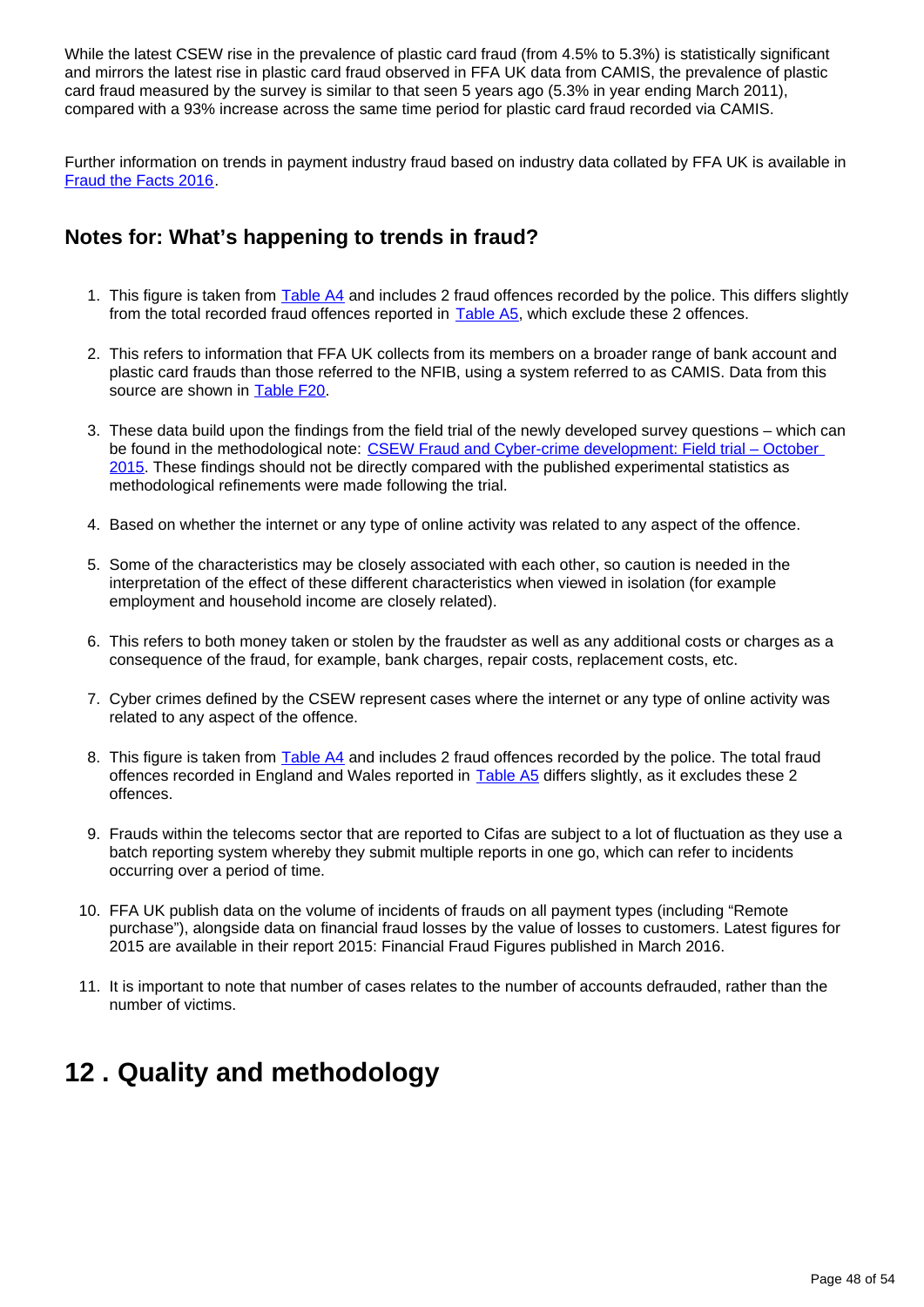While the latest CSEW rise in the prevalence of plastic card fraud (from 4.5% to 5.3%) is statistically significant and mirrors the latest rise in plastic card fraud observed in FFA UK data from CAMIS, the prevalence of plastic card fraud measured by the survey is similar to that seen 5 years ago (5.3% in year ending March 2011), compared with a 93% increase across the same time period for plastic card fraud recorded via CAMIS.

Further information on trends in payment industry fraud based on industry data collated by FFA UK is available in Fraud the Facts 2016.

### Notes for: What's happening to trends in fraud?

1. This figure is taken from Table A4 and includes 2 fraud offences recorded by the police. This differs slightly from the total recorded fraud offences reported in Table A5, which exclude these 2 offences.

2. This refers to information that FFA UK collects from its members on a broader range of bank account and plastic card frauds than those referred to the NFIB, using a system referred to as CAMIS. Data from this source are shown in Table F20.

3. These data build upon the findings from the field trial of the newly developed survey questions – which can be found in the methodological note: CSEW Fraud and Cyber-crime development: Field trial – October 2015. These findings should not be directly compared with the published experimental statistics as methodological refinements were made following the trial.

4. Based on whether the internet or any type of online activity was related to any aspect of the offence.

5. Some of the characteristics may be closely associated with each other, so caution is needed in the interpretation of the effect of these different characteristics when viewed in isolation (for example employment and household income are closely related).

6. This refers to both money taken or stolen by the fraudster as well as any additional costs or charges as a consequence of the fraud, for example, bank charges, repair costs, replacement costs, etc.

7. Cyber crimes defined by the CSEW represent cases where the internet or any type of online activity was related to any aspect of the offence.

8. This figure is taken from Table A4 and includes 2 fraud offences recorded by the police. The total fraud offences recorded in England and Wales reported in Table A5 differs slightly, as it excludes these 2 offences.

9. Frauds within the telecoms sector that are reported to Cifas are subject to a lot of fluctuation as they use a batch reporting system whereby they submit multiple reports in one go, which can refer to incidents occurring over a period of time.

10. FFA UK publish data on the volume of incidents of frauds on all payment types (including "Remote purchase"), alongside data on financial fraud losses by the value of losses to customers. Latest figures for 2015 are available in their report 2015: Financial Fraud Figures published in March 2016.

11. It is important to note that number of cases relates to the number of accounts defrauded, rather than the number of victims.

# 12 . Quality and methodology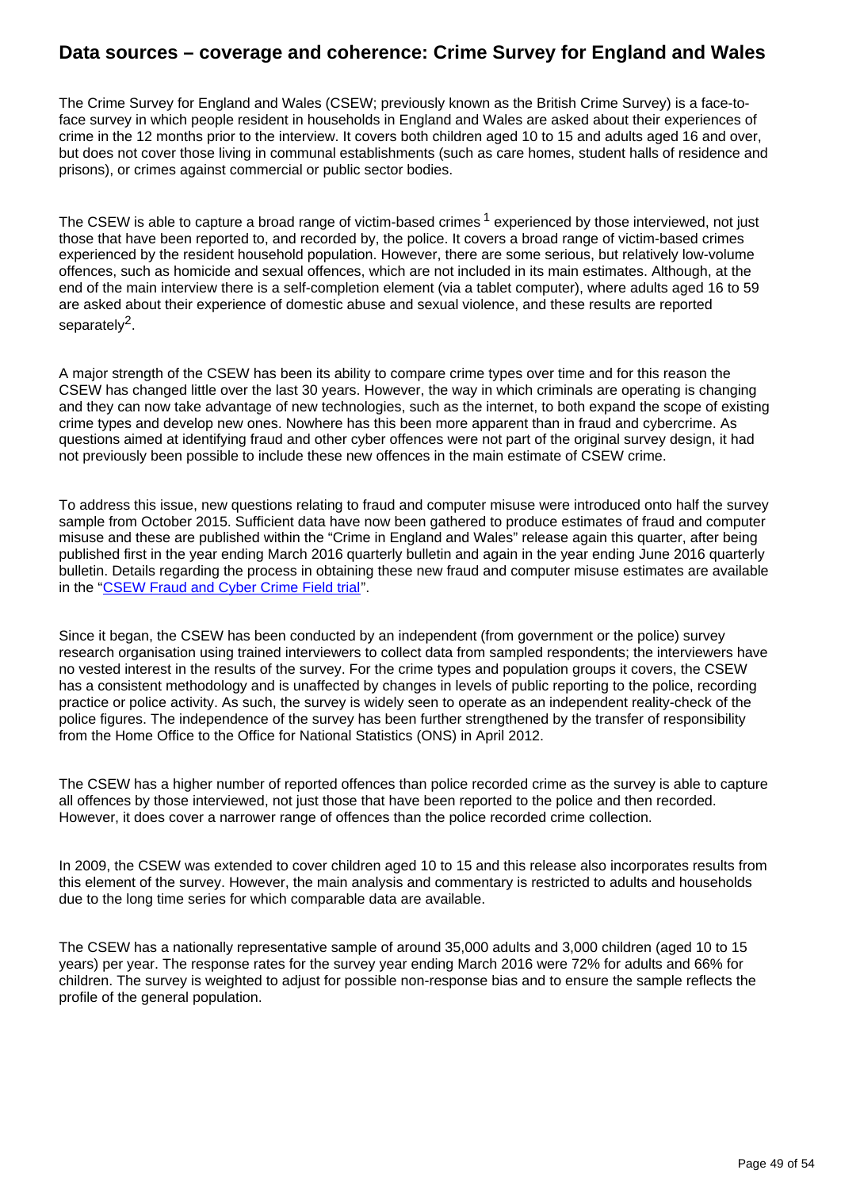## Data sources – coverage and coherence: Crime Survey for England and Wales

The Crime Survey for England and Wales (CSEW; previously known as the British Crime Survey) is a face-to-face survey in which people resident in households in England and Wales are asked about their experiences of crime in the 12 months prior to the interview. It covers both children aged 10 to 15 and adults aged 16 and over, but does not cover those living in communal establishments (such as care homes, student halls of residence and prisons), or crimes against commercial or public sector bodies.

The CSEW is able to capture a broad range of victim-based crimes [1] experienced by those interviewed, not just those that have been reported to, and recorded by, the police. It covers a broad range of victim-based crimes experienced by the resident household population. However, there are some serious, but relatively low-volume offences, such as homicide and sexual offences, which are not included in its main estimates. Although, at the end of the main interview there is a self-completion element (via a tablet computer), where adults aged 16 to 59 are asked about their experience of domestic abuse and sexual violence, and these results are reported separately[2].

A major strength of the CSEW has been its ability to compare crime types over time and for this reason the CSEW has changed little over the last 30 years. However, the way in which criminals are operating is changing and they can now take advantage of new technologies, such as the internet, to both expand the scope of existing crime types and develop new ones. Nowhere has this been more apparent than in fraud and cybercrime. As questions aimed at identifying fraud and other cyber offences were not part of the original survey design, it had not previously been possible to include these new offences in the main estimate of CSEW crime.

To address this issue, new questions relating to fraud and computer misuse were introduced onto half the survey sample from October 2015. Sufficient data have now been gathered to produce estimates of fraud and computer misuse and these are published within the "Crime in England and Wales" release again this quarter, after being published first in the year ending March 2016 quarterly bulletin and again in the year ending June 2016 quarterly bulletin. Details regarding the process in obtaining these new fraud and computer misuse estimates are available in the "[CSEW Fraud and Cyber Crime Field trial](#)".

Since it began, the CSEW has been conducted by an independent (from government or the police) survey research organisation using trained interviewers to collect data from sampled respondents; the interviewers have no vested interest in the results of the survey. For the crime types and population groups it covers, the CSEW has a consistent methodology and is unaffected by changes in levels of public reporting to the police, recording practice or police activity. As such, the survey is widely seen to operate as an independent reality-check of the police figures. The independence of the survey has been further strengthened by the transfer of responsibility from the Home Office to the Office for National Statistics (ONS) in April 2012.

The CSEW has a higher number of reported offences than police recorded crime as the survey is able to capture all offences by those interviewed, not just those that have been reported to the police and then recorded. However, it does cover a narrower range of offences than the police recorded crime collection.

In 2009, the CSEW was extended to cover children aged 10 to 15 and this release also incorporates results from this element of the survey. However, the main analysis and commentary is restricted to adults and households due to the long time series for which comparable data are available.

The CSEW has a nationally representative sample of around 35,000 adults and 3,000 children (aged 10 to 15 years) per year. The response rates for the survey year ending March 2016 were 72% for adults and 66% for children. The survey is weighted to adjust for possible non-response bias and to ensure the sample reflects the profile of the general population.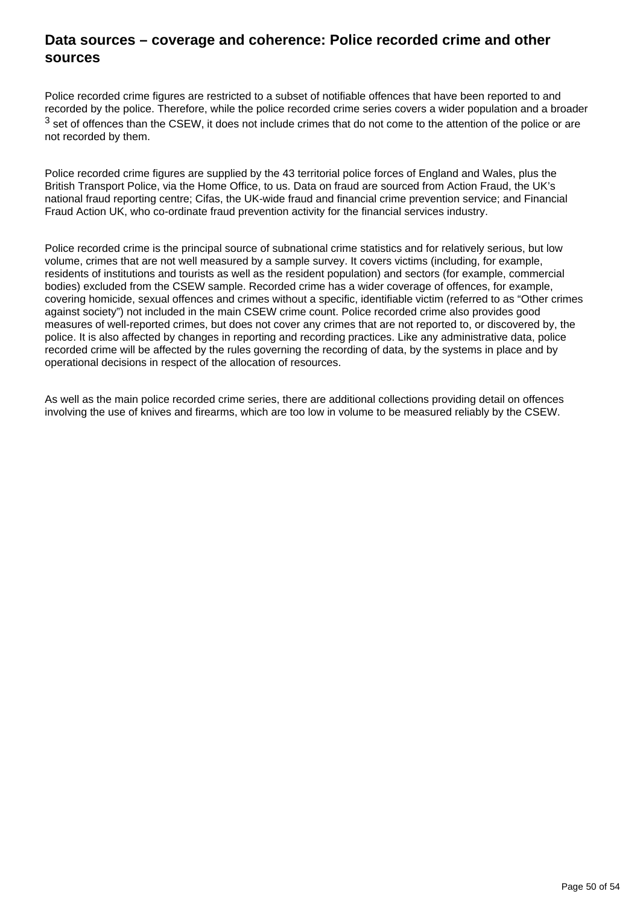## Data sources – coverage and coherence: Police recorded crime and other sources

Police recorded crime figures are restricted to a subset of notifiable offences that have been reported to and recorded by the police. Therefore, while the police recorded crime series covers a wider population and a broader [3] set of offences than the CSEW, it does not include crimes that do not come to the attention of the police or are not recorded by them.

Police recorded crime figures are supplied by the 43 territorial police forces of England and Wales, plus the British Transport Police, via the Home Office, to us. Data on fraud are sourced from Action Fraud, the UK's national fraud reporting centre; Cifas, the UK-wide fraud and financial crime prevention service; and Financial Fraud Action UK, who co-ordinate fraud prevention activity for the financial services industry.

Police recorded crime is the principal source of subnational crime statistics and for relatively serious, but low volume, crimes that are not well measured by a sample survey. It covers victims (including, for example, residents of institutions and tourists as well as the resident population) and sectors (for example, commercial bodies) excluded from the CSEW sample. Recorded crime has a wider coverage of offences, for example, covering homicide, sexual offences and crimes without a specific, identifiable victim (referred to as "Other crimes against society") not included in the main CSEW crime count. Police recorded crime also provides good measures of well-reported crimes, but does not cover any crimes that are not reported to, or discovered by, the police. It is also affected by changes in reporting and recording practices. Like any administrative data, police recorded crime will be affected by the rules governing the recording of data, by the systems in place and by operational decisions in respect of the allocation of resources.

As well as the main police recorded crime series, there are additional collections providing detail on offences involving the use of knives and firearms, which are too low in volume to be measured reliably by the CSEW.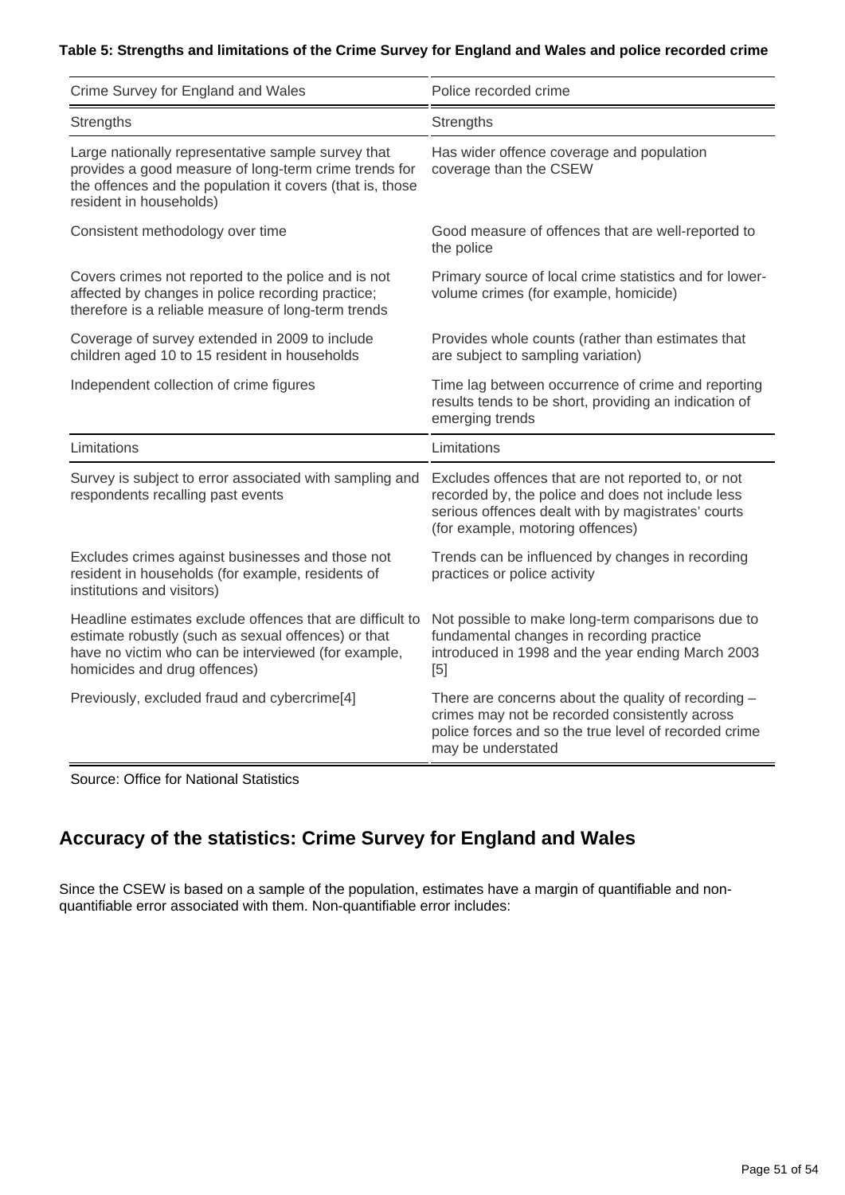**Table 5: Strengths and limitations of the Crime Survey for England and Wales and police recorded crime**

| Crime Survey for England and Wales | Police recorded crime |
|---|---|
| Strengths | Strengths |
| Large nationally representative sample survey that provides a good measure of long-term crime trends for the offences and the population it covers (that is, those resident in households) | Has wider offence coverage and population coverage than the CSEW |
| Consistent methodology over time | Good measure of offences that are well-reported to the police |
| Covers crimes not reported to the police and is not affected by changes in police recording practice; therefore is a reliable measure of long-term trends | Primary source of local crime statistics and for lower-volume crimes (for example, homicide) |
| Coverage of survey extended in 2009 to include children aged 10 to 15 resident in households | Provides whole counts (rather than estimates that are subject to sampling variation) |
| Independent collection of crime figures | Time lag between occurrence of crime and reporting results tends to be short, providing an indication of emerging trends |
| Limitations | Limitations |
| Survey is subject to error associated with sampling and respondents recalling past events | Excludes offences that are not reported to, or not recorded by, the police and does not include less serious offences dealt with by magistrates' courts (for example, motoring offences) |
| Excludes crimes against businesses and those not resident in households (for example, residents of institutions and visitors) | Trends can be influenced by changes in recording practices or police activity |
| Headline estimates exclude offences that are difficult to estimate robustly (such as sexual offences) or that have no victim who can be interviewed (for example, homicides and drug offences) | Not possible to make long-term comparisons due to fundamental changes in recording practice introduced in 1998 and the year ending March 2003 [5] |
| Previously, excluded fraud and cybercrime[4] | There are concerns about the quality of recording – crimes may not be recorded consistently across police forces and so the true level of recorded crime may be understated |

Source: Office for National Statistics

## Accuracy of the statistics: Crime Survey for England and Wales

Since the CSEW is based on a sample of the population, estimates have a margin of quantifiable and non-quantifiable error associated with them. Non-quantifiable error includes: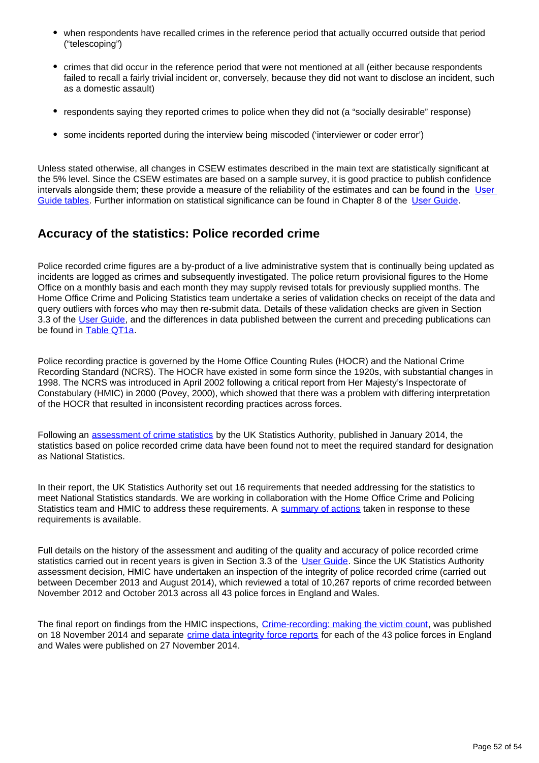- when respondents have recalled crimes in the reference period that actually occurred outside that period ("telescoping")
- crimes that did occur in the reference period that were not mentioned at all (either because respondents failed to recall a fairly trivial incident or, conversely, because they did not want to disclose an incident, such as a domestic assault)
- respondents saying they reported crimes to police when they did not (a "socially desirable" response)
- some incidents reported during the interview being miscoded ('interviewer or coder error')

Unless stated otherwise, all changes in CSEW estimates described in the main text are statistically significant at the 5% level. Since the CSEW estimates are based on a sample survey, it is good practice to publish confidence intervals alongside them; these provide a measure of the reliability of the estimates and can be found in the User Guide tables. Further information on statistical significance can be found in Chapter 8 of the User Guide.

## Accuracy of the statistics: Police recorded crime

Police recorded crime figures are a by-product of a live administrative system that is continually being updated as incidents are logged as crimes and subsequently investigated. The police return provisional figures to the Home Office on a monthly basis and each month they may supply revised totals for previously supplied months. The Home Office Crime and Policing Statistics team undertake a series of validation checks on receipt of the data and query outliers with forces who may then re-submit data. Details of these validation checks are given in Section 3.3 of the User Guide, and the differences in data published between the current and preceding publications can be found in Table QT1a.

Police recording practice is governed by the Home Office Counting Rules (HOCR) and the National Crime Recording Standard (NCRS). The HOCR have existed in some form since the 1920s, with substantial changes in 1998. The NCRS was introduced in April 2002 following a critical report from Her Majesty's Inspectorate of Constabulary (HMIC) in 2000 (Povey, 2000), which showed that there was a problem with differing interpretation of the HOCR that resulted in inconsistent recording practices across forces.

Following an assessment of crime statistics by the UK Statistics Authority, published in January 2014, the statistics based on police recorded crime data have been found not to meet the required standard for designation as National Statistics.

In their report, the UK Statistics Authority set out 16 requirements that needed addressing for the statistics to meet National Statistics standards. We are working in collaboration with the Home Office Crime and Policing Statistics team and HMIC to address these requirements. A summary of actions taken in response to these requirements is available.

Full details on the history of the assessment and auditing of the quality and accuracy of police recorded crime statistics carried out in recent years is given in Section 3.3 of the User Guide. Since the UK Statistics Authority assessment decision, HMIC have undertaken an inspection of the integrity of police recorded crime (carried out between December 2013 and August 2014), which reviewed a total of 10,267 reports of crime recorded between November 2012 and October 2013 across all 43 police forces in England and Wales.

The final report on findings from the HMIC inspections, Crime-recording: making the victim count, was published on 18 November 2014 and separate crime data integrity force reports for each of the 43 police forces in England and Wales were published on 27 November 2014.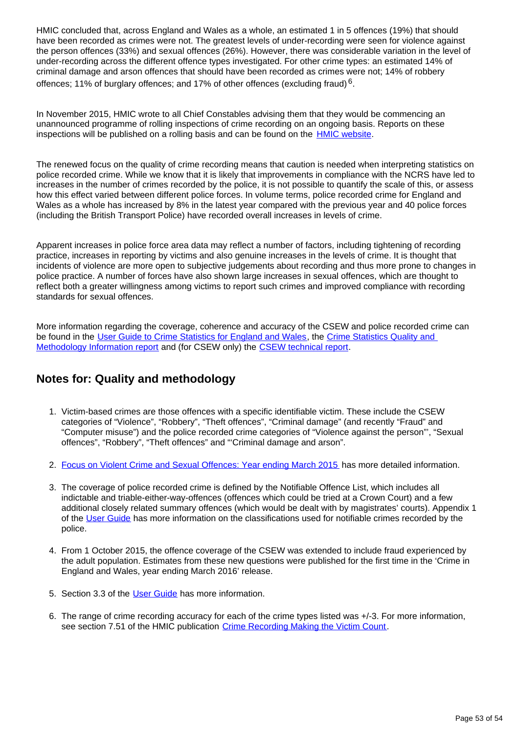HMIC concluded that, across England and Wales as a whole, an estimated 1 in 5 offences (19%) that should have been recorded as crimes were not. The greatest levels of under-recording were seen for violence against the person offences (33%) and sexual offences (26%). However, there was considerable variation in the level of under-recording across the different offence types investigated. For other crime types: an estimated 14% of criminal damage and arson offences that should have been recorded as crimes were not; 14% of robbery offences; 11% of burglary offences; and 17% of other offences (excluding fraud)[6].

In November 2015, HMIC wrote to all Chief Constables advising them that they would be commencing an unannounced programme of rolling inspections of crime recording on an ongoing basis. Reports on these inspections will be published on a rolling basis and can be found on the HMIC website.

The renewed focus on the quality of crime recording means that caution is needed when interpreting statistics on police recorded crime. While we know that it is likely that improvements in compliance with the NCRS have led to increases in the number of crimes recorded by the police, it is not possible to quantify the scale of this, or assess how this effect varied between different police forces. In volume terms, police recorded crime for England and Wales as a whole has increased by 8% in the latest year compared with the previous year and 40 police forces (including the British Transport Police) have recorded overall increases in levels of crime.

Apparent increases in police force area data may reflect a number of factors, including tightening of recording practice, increases in reporting by victims and also genuine increases in the levels of crime. It is thought that incidents of violence are more open to subjective judgements about recording and thus more prone to changes in police practice. A number of forces have also shown large increases in sexual offences, which are thought to reflect both a greater willingness among victims to report such crimes and improved compliance with recording standards for sexual offences.

More information regarding the coverage, coherence and accuracy of the CSEW and police recorded crime can be found in the User Guide to Crime Statistics for England and Wales, the Crime Statistics Quality and Methodology Information report and (for CSEW only) the CSEW technical report.

## Notes for: Quality and methodology

1. Victim-based crimes are those offences with a specific identifiable victim. These include the CSEW categories of "Violence", "Robbery", "Theft offences", "Criminal damage" (and recently "Fraud" and "Computer misuse") and the police recorded crime categories of "Violence against the person"', "Sexual offences", "Robbery", "Theft offences" and "'Criminal damage and arson".
2. Focus on Violent Crime and Sexual Offences: Year ending March 2015 has more detailed information.
3. The coverage of police recorded crime is defined by the Notifiable Offence List, which includes all indictable and triable-either-way-offences (offences which could be tried at a Crown Court) and a few additional closely related summary offences (which would be dealt with by magistrates' courts). Appendix 1 of the User Guide has more information on the classifications used for notifiable crimes recorded by the police.
4. From 1 October 2015, the offence coverage of the CSEW was extended to include fraud experienced by the adult population. Estimates from these new questions were published for the first time in the 'Crime in England and Wales, year ending March 2016' release.
5. Section 3.3 of the User Guide has more information.
6. The range of crime recording accuracy for each of the crime types listed was +/-3. For more information, see section 7.51 of the HMIC publication Crime Recording Making the Victim Count.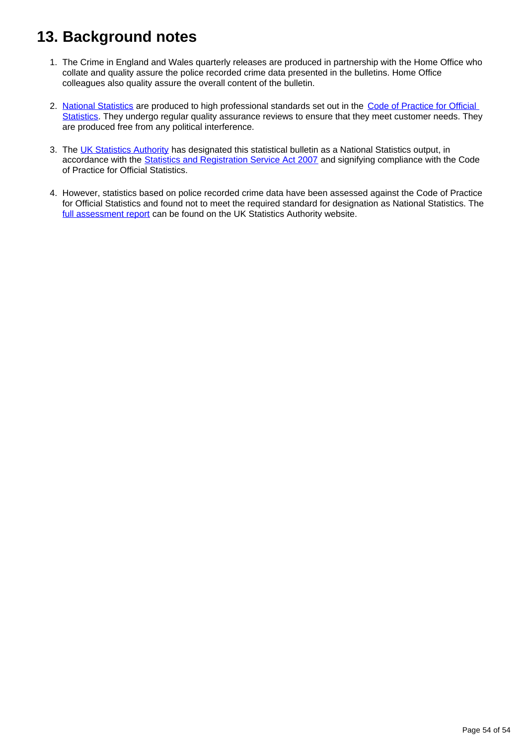## 13. Background notes

1. The Crime in England and Wales quarterly releases are produced in partnership with the Home Office who collate and quality assure the police recorded crime data presented in the bulletins. Home Office colleagues also quality assure the overall content of the bulletin.

2. National Statistics are produced to high professional standards set out in the Code of Practice for Official Statistics. They undergo regular quality assurance reviews to ensure that they meet customer needs. They are produced free from any political interference.

3. The UK Statistics Authority has designated this statistical bulletin as a National Statistics output, in accordance with the Statistics and Registration Service Act 2007 and signifying compliance with the Code of Practice for Official Statistics.

4. However, statistics based on police recorded crime data have been assessed against the Code of Practice for Official Statistics and found not to meet the required standard for designation as National Statistics. The full assessment report can be found on the UK Statistics Authority website.